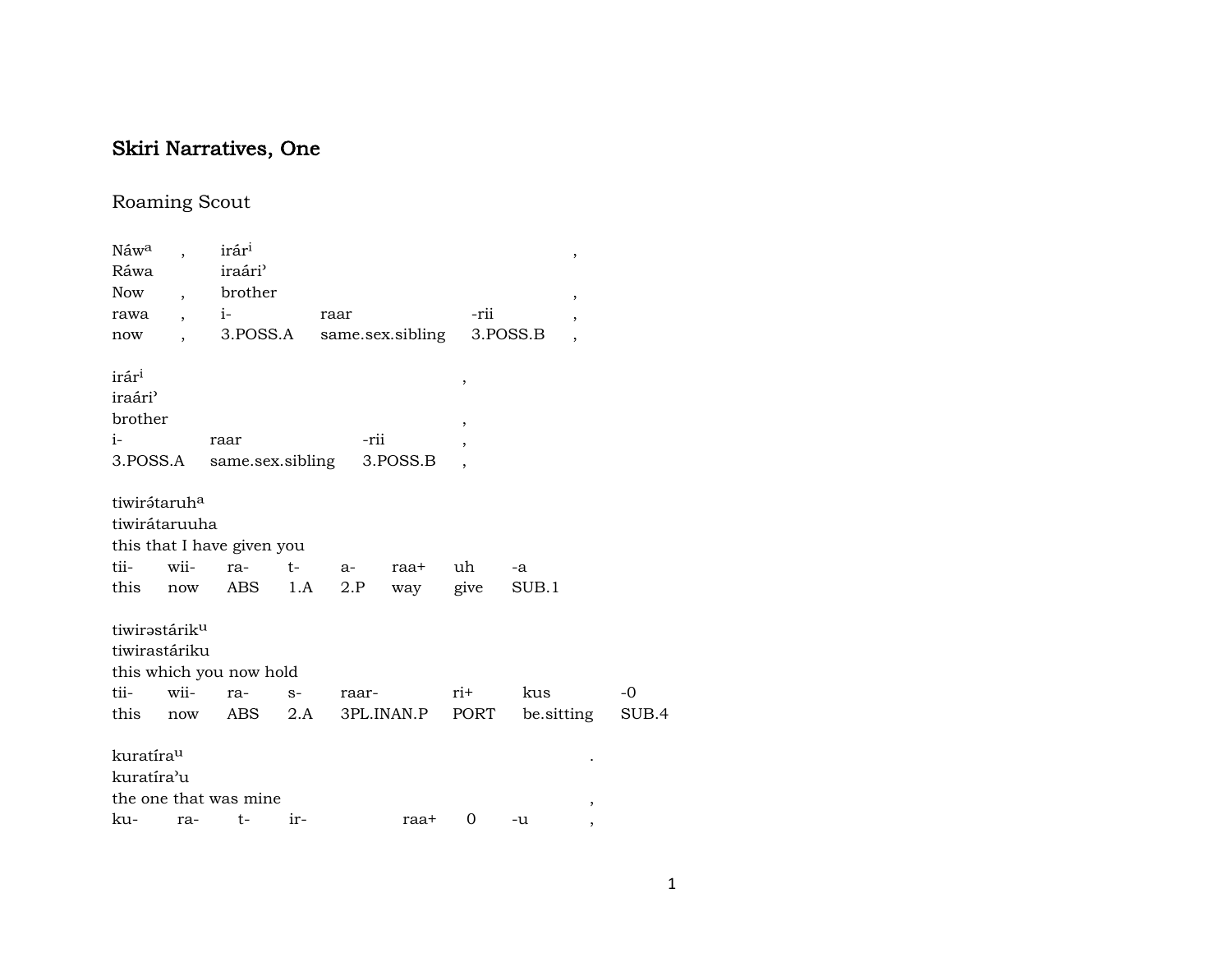# Skiri Narratives, One

## Roaming Scout

| Náwᵃ | , | irárⁱ | | | , |
|---|---|---|---|---|---|
| Ráwa | | iraáriʾ | | | |
| Now | , | brother | | | , |
| rawa | , | i- | raar | -rii | , |
| now | , | 3.POSS.A | same.sex.sibling | 3.POSS.B | , |

| irárⁱ | | | , |
|---|---|---|---|
| iraáriʾ | | | |
| brother | | | , |
| i- | raar | -rii | , |
| 3.POSS.A | same.sex.sibling | 3.POSS.B | , |

| tiwirə́taruhᵃ | | | | | | | |
|---|---|---|---|---|---|---|---|
| tiwirátaruuha | | | | | | | |
| this that I have given you | | | | | | | |
| tii- | wii- | ra- | t- | a- | raa+ | uh | -a |
| this | now | ABS | 1.A | 2.P | way | give | SUB.1 |

| tiwirəstárikᵘ | | | | | | | |
|---|---|---|---|---|---|---|---|
| tiwirastáriku | | | | | | | |
| this which you now hold | | | | | | | |
| tii- | wii- | ra- | s- | raar- | ri+ | kus | -0 |
| this | now | ABS | 2.A | 3PL.INAN.P | PORT | be.sitting | SUB.4 |

| kuratíraᵘ | | | | | | | . |
|---|---|---|---|---|---|---|---|
| kuratíraʾu | | | | | | | |
| the one that was mine | | | | | | | , |
| ku- | ra- | t- | ir- | raa+ | 0 | -u | , |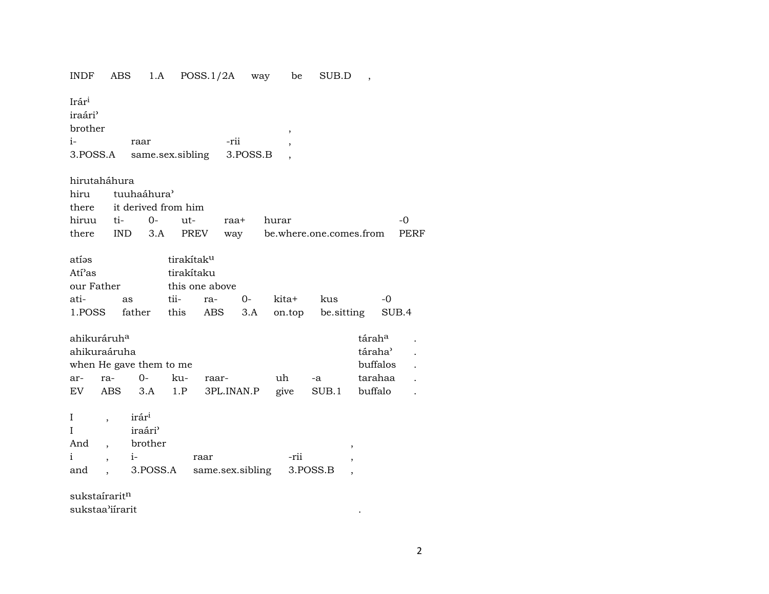| INDF | ABS | 1.A | POSS.1/2A | way | be | SUB.D | , |
|---|---|---|---|---|---|---|---|

| Irár[i] | | | |
|---|---|---|---|
| iraári' | | | |
| brother | | | , |
| i- | raar | -rii | , |
| 3.POSS.A | same.sex.sibling | 3.POSS.B | , |

| hirutaháhura | | | | | | | |
|---|---|---|---|---|---|---|---|
| hiru | tuuhaáhura' | | | | | | |
| there | it derived from him | | | | | | |
| hiruu | ti- | 0- | ut- | raa+ | hurar | | -0 |
| there | IND | 3.A | PREV | way | be.where.one.comes.from | | PERF |

| atíəs | | tirakítak[u] | | | | | |
|---|---|---|---|---|---|---|---|
| Atí'as | | tirakítaku | | | | | |
| our Father | | this one above | | | | | |
| ati- | as | tii- | ra- | 0- | kita+ | kus | -0 |
| 1.POSS | father | this | ABS | 3.A | on.top | be.sitting | SUB.4 |

| ahikuráruh[a] | | | | | | | tárah[a] | . |
|---|---|---|---|---|---|---|---|---|
| ahikuraáruha | | | | | | | táraha' | . |
| when He gave them to me | | | | | | | buffalos | . |
| ar- | ra- | 0- | ku- | raar- | uh | -a | tarahaa | . |
| EV | ABS | 3.A | 1.P | 3PL.INAN.P | give | SUB.1 | buffalo | . |

| I | , | irár[i] | | | |
|---|---|---|---|---|---|
| I | | iraári' | | | |
| And | , | brother | | | , |
| i | , | i- | raar | -rii | , |
| and | , | 3.POSS.A | same.sex.sibling | 3.POSS.B | , |

sukstaírarit[n]
sukstaa'iírarit .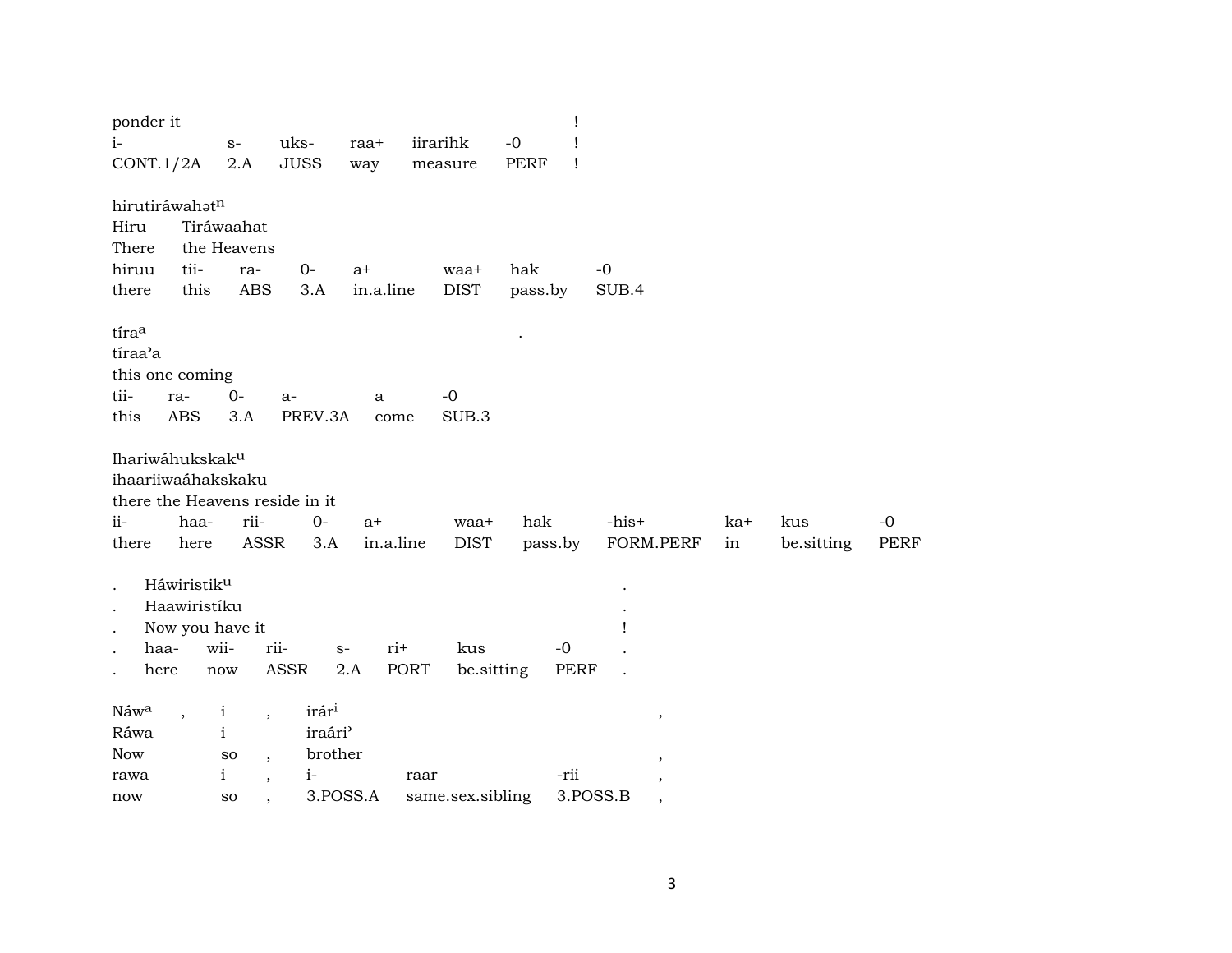| ponder it | | | | | | ! |
|---|---|---|---|---|---|---|
| i- | s- | uks- | raa+ | iirarihk | -0 | ! |
| CONT.1/2A | 2.A | JUSS | way | measure | PERF | ! |

hirutiráwahət[n]

| Hiru | Tiráwaahat | | | | | | |
|---|---|---|---|---|---|---|---|
| There | the Heavens | | | | | | |
| hiruu | tii- | ra- | 0- | a+ | waa+ | hak | -0 |
| there | this | ABS | 3.A | in.a.line | DIST | pass.by | SUB.4 |

tíra[a] .

| tíraa'a | | | | | |
|---|---|---|---|---|---|
| this one coming | | | | | |
| tii- | ra- | 0- | a- | a | -0 |
| this | ABS | 3.A | PREV.3A | come | SUB.3 |

Ihariwáhukskak[u]

| ihaariiwaáhakskaku | | | | | | | | | | |
|---|---|---|---|---|---|---|---|---|---|---|
| there the Heavens reside in it | | | | | | | | | | |
| ii- | haa- | rii- | 0- | a+ | waa+ | hak | -his+ | ka+ | kus | -0 |
| there | here | ASSR | 3.A | in.a.line | DIST | pass.by | FORM.PERF | in | be.sitting | PERF |

| . | Háwiristik[u] | | | | | | . |
|---|---|---|---|---|---|---|---|
| . | Haawiristíku | | | | | | . |
| . | Now you have it | | | | | | ! |
| . | haa- | wii- | rii- | s- | ri+ | kus | -0 . |
| . | here | now | ASSR | 2.A | PORT | be.sitting | PERF . |

| Náw[a] , | i , | irár[i] | | | , |
|---|---|---|---|---|---|
| Ráwa | i | iraári' | | | |
| Now | so , | brother | | | , |
| rawa | i , | i- | raar | -rii | , |
| now | so , | 3.POSS.A | same.sex.sibling | 3.POSS.B | , |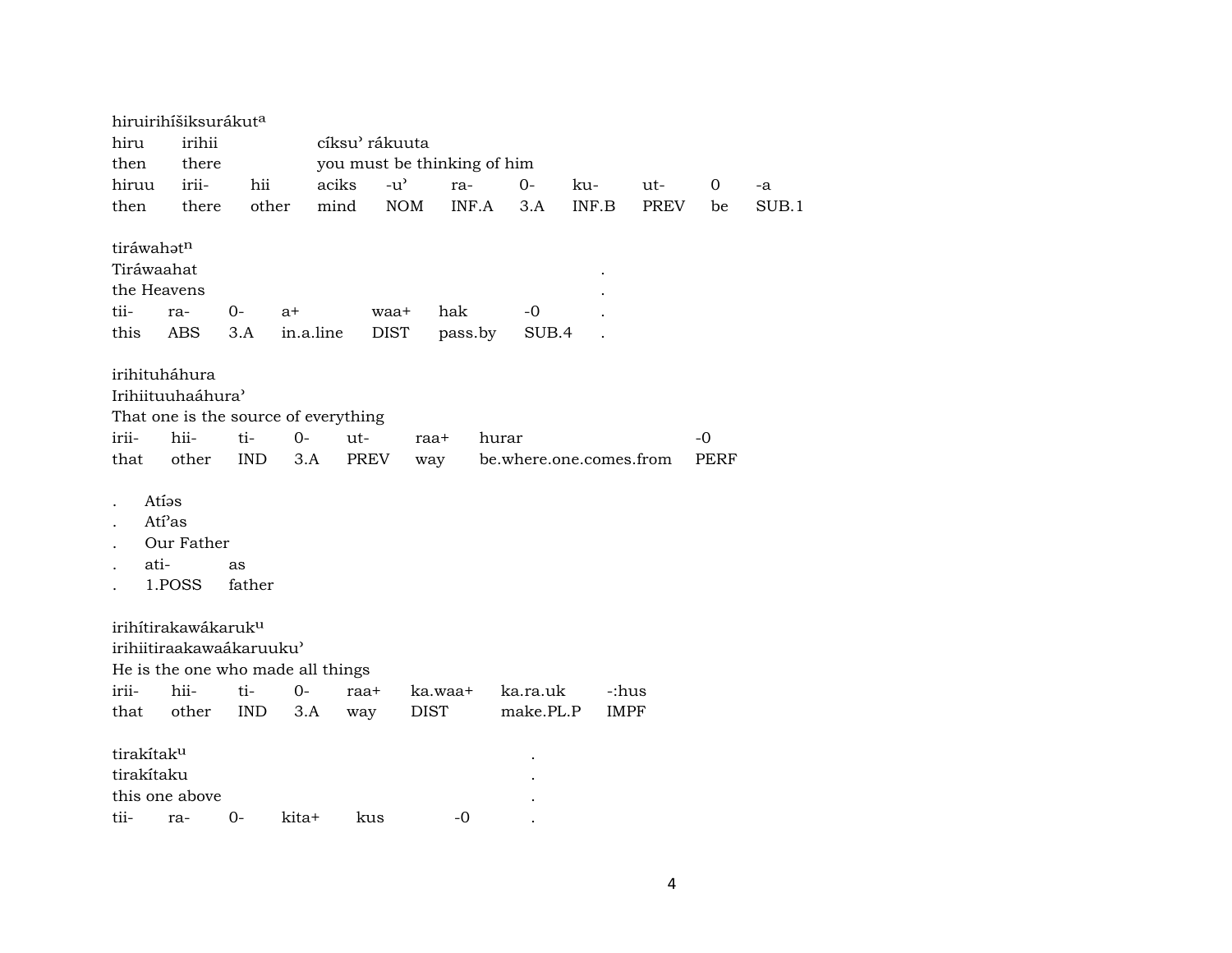hiruirihíšiksurákut[a]

| hiru | irihii | | cíksuʾ rákuuta | | | | | | | |
|---|---|---|---|---|---|---|---|---|---|---|
| then | there | | you must be thinking of him | | | | | | | |
| hiruu | irii- | hii | aciks | -uʾ | ra- | 0- | ku- | ut- | 0 | -a |
| then | there | other | mind | NOM | INF.A | 3.A | INF.B | PREV | be | SUB.1 |

tiráwahət[n]

| Tiráwaahat | | | | | | . |
|---|---|---|---|---|---|---|
| the Heavens | | | | | | . |
| tii- | ra- | 0- | a+ | waa+ | hak | -0 . |
| this | ABS | 3.A | in.a.line | DIST | pass.by | SUB.4 . |

irihituháhura

| Irihiituuhaáhuraʾ | | | | | | | |
|---|---|---|---|---|---|---|---|
| That one is the source of everything | | | | | | | |
| irii- | hii- | ti- | 0- | ut- | raa+ | hurar | -0 |
| that | other | IND | 3.A | PREV | way | be.where.one.comes.from | PERF |

| . | Atíəs | |
|---|---|---|
| . | Atíʾas | |
| . | Our Father | |
| . | ati- | as |
| . | 1.POSS | father |

irihítirakawákaruk[u]

| irihiitiraakawaákaruukuʾ | | | | | | | |
|---|---|---|---|---|---|---|---|
| He is the one who made all things | | | | | | | |
| irii- | hii- | ti- | 0- | raa+ | ka.waa+ | ka.ra.uk | -:hus |
| that | other | IND | 3.A | way | DIST | make.PL.P | IMPF |

tirakítak[u]

| tirakítaku | | | | | . |
|---|---|---|---|---|---|
| this one above | | | | | . |
| tii- | ra- | 0- | kita+ | kus | -0 . |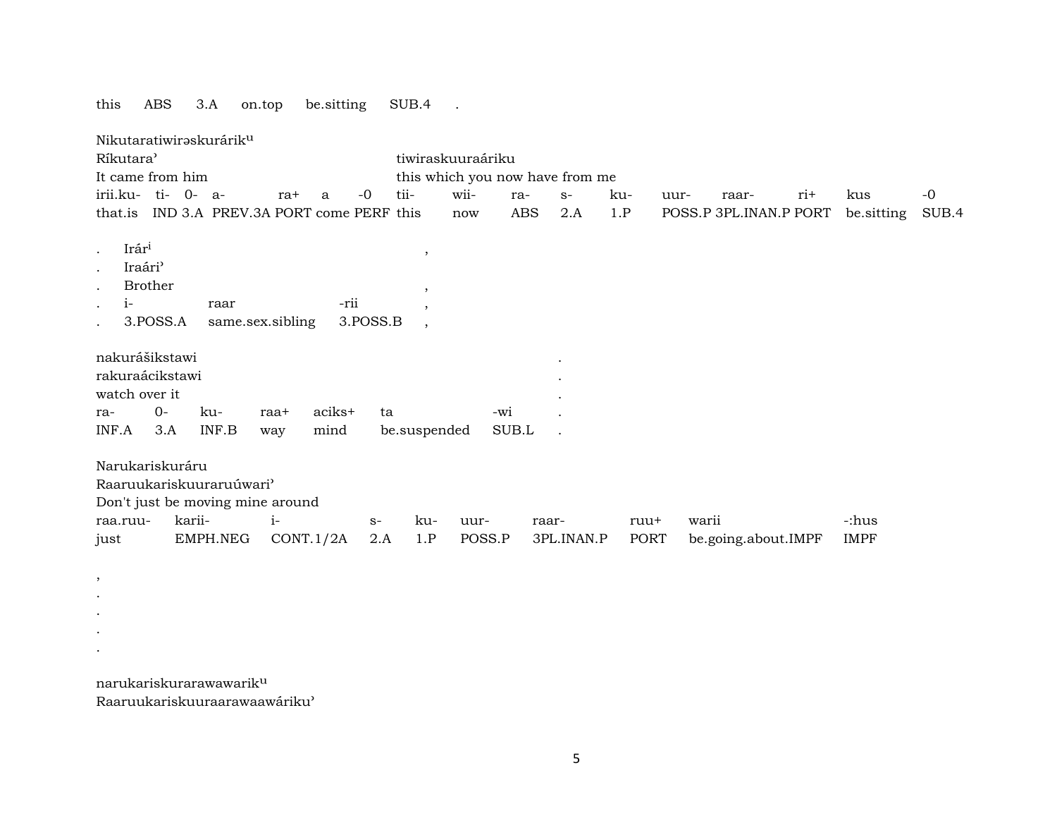this ABS 3.A on.top be.sitting SUB.4 .

Nikutaratiwirəskurárik^u
Ríkutara'	tiwiraskuuraáriku
It came from him	this which you now have from me

| irii.ku- | ti- | 0- | a- | ra+ | a | -0 | tii- | wii- | ra- | s- | ku- | uur- | raar- | ri+ | kus | -0 |
|---|---|---|---|---|---|---|---|---|---|---|---|---|---|---|---|---|
| that.is | IND | 3.A | PREV.3A | PORT | come | PERF | this | now | ABS | 2.A | 1.P | POSS.P | 3PL.INAN.P | PORT | be.sitting | SUB.4 |

. Irár^i ,
. Iraári'
. Brother ,

| . | i- | raar | -rii | , |
|---|---|---|---|---|
| . | 3.POSS.A | same.sex.sibling | 3.POSS.B | , |

nakurášikstawi .
rakuraácikstawi .
watch over it .

| ra- | 0- | ku- | raa+ | aciks+ | ta | -wi | . |
|---|---|---|---|---|---|---|---|
| INF.A | 3.A | INF.B | way | mind | be.suspended | SUB.L | . |

Narukariskuráru
Raaruukariskuuraruúwari'
Don't just be moving mine around

| raa.ruu- | karii- | i- | s- | ku- | uur- | raar- | ruu+ | warii | -:hus |
|---|---|---|---|---|---|---|---|---|---|
| just | EMPH.NEG | CONT.1/2A | 2.A | 1.P | POSS.P | 3PL.INAN.P | PORT | be.going.about.IMPF | IMPF |

,
.
.
.
.

narukariskurarawawarik^u
Raaruukariskuuraarawaawáriku'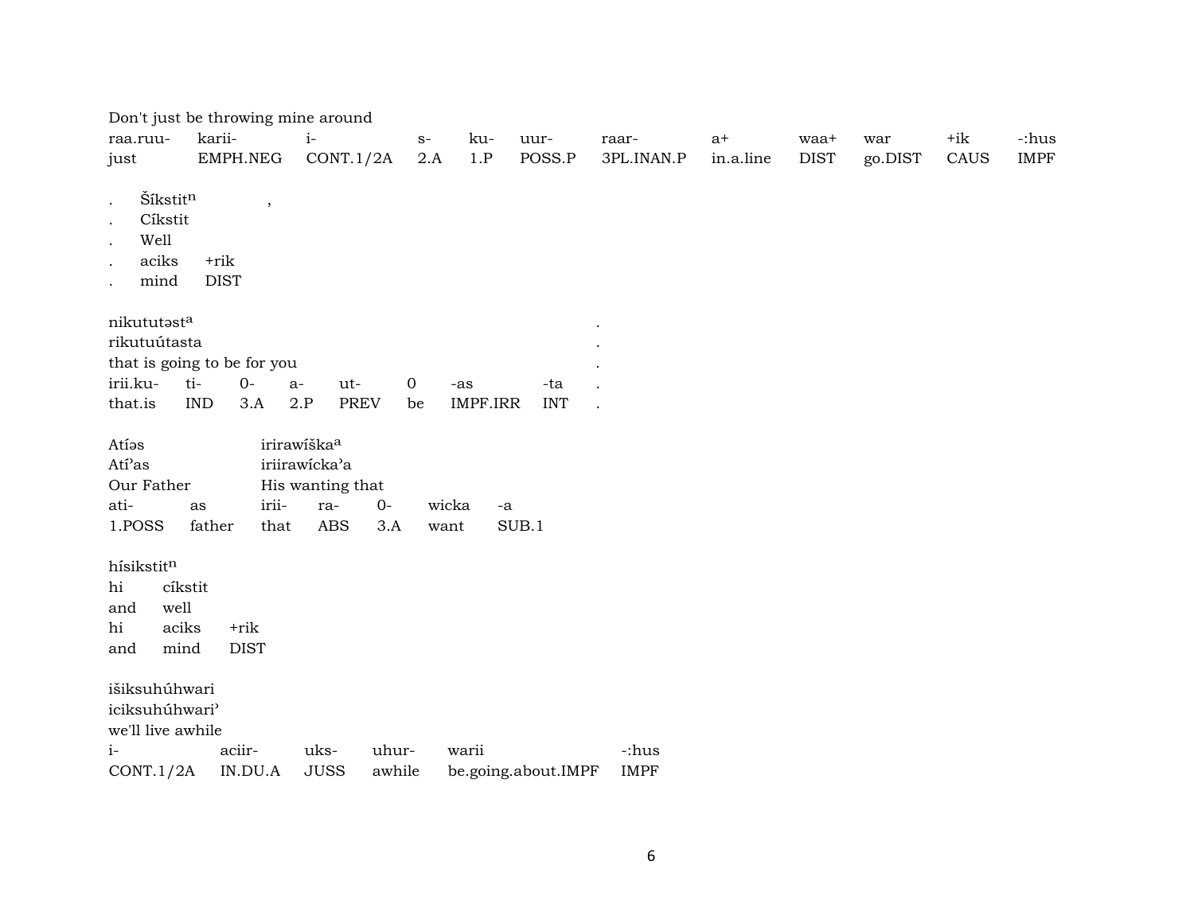Don't just be throwing mine around

| raa.ruu- | karii- | i- | s- | ku- | uur- | raar- | a+ | waa+ | war | +ik | -:hus |
|---|---|---|---|---|---|---|---|---|---|---|---|
| just | EMPH.NEG | CONT.1/2A | 2.A | 1.P | POSS.P | 3PL.INAN.P | in.a.line | DIST | go.DIST | CAUS | IMPF |

. Šíkstit$^{n}$ ,
. Cíkstit
. Well

| . | aciks | +rik |
|---|---|---|
| . | mind | DIST |

nikututəst$^{a}$ .
rikutuútasta .
that is going to be for you .

| irii.ku- | ti- | 0- | a- | ut- | 0 | -as | -ta | . |
|---|---|---|---|---|---|---|---|---|
| that.is | IND | 3.A | 2.P | PREV | be | IMPF.IRR | INT | . |

Atíəs irirawíška$^{a}$
Atí'as iriirawícka'a
Our Father His wanting that

| ati- | as | irii- | ra- | 0- | wicka | -a |
|---|---|---|---|---|---|---|
| 1.POSS | father | that | ABS | 3.A | want | SUB.1 |

hísikstit$^{n}$

| hi | cíkstit | |
|---|---|---|
| and | well | |
| hi | aciks | +rik |
| and | mind | DIST |

išiksuhúhwari
iciksuhúhwari'
we'll live awhile

| i- | aciir- | uks- | uhur- | warii | -:hus |
|---|---|---|---|---|---|
| CONT.1/2A | IN.DU.A | JUSS | awhile | be.going.about.IMPF | IMPF |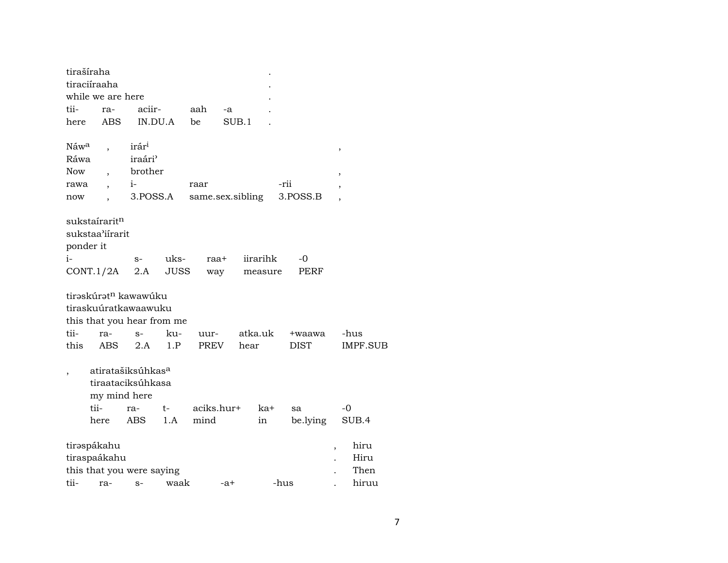tirašíraha .
tiraciíraaha .
while we are here .

| tii- | ra- | aciir- | aah | -a | . |
|---|---|---|---|---|---|
| here | ABS | IN.DU.A | be | SUB.1 | . |

Náwa , irári ,
Ráwa iraári'
Now , brother ,

| rawa | , | i- | raar | -rii | , |
|---|---|---|---|---|---|
| now | , | 3.POSS.A | same.sex.sibling | 3.POSS.B | , |

sukstaírarit[n]
sukstaa'iírarit
ponder it

| i- | s- | uks- | raa+ | iirarihk | -0 |
|---|---|---|---|---|---|
| CONT.1/2A | 2.A | JUSS | way | measure | PERF |

tirəskúrət[n] kawawúku
tiraskuúratkawaawuku
this that you hear from me

| tii- | ra- | s- | ku- | uur- | atka.uk | +waawa | -hus |
|---|---|---|---|---|---|---|---|
| this | ABS | 2.A | 1.P | PREV | hear | DIST | IMPF.SUB |

, atiratašiksúhkas[a]
tiraataciksúhkasa
my mind here

| tii- | ra- | t- | aciks.hur+ | ka+ | sa | -0 |
|---|---|---|---|---|---|---|
| here | ABS | 1.A | mind | in | be.lying | SUB.4 |

tirəspákahu , hiru
tiraspaákahu . Hiru
this that you were saying . Then

| tii- | ra- | s- | waak | -a+ | -hus | . | hiruu |
|---|---|---|---|---|---|---|---|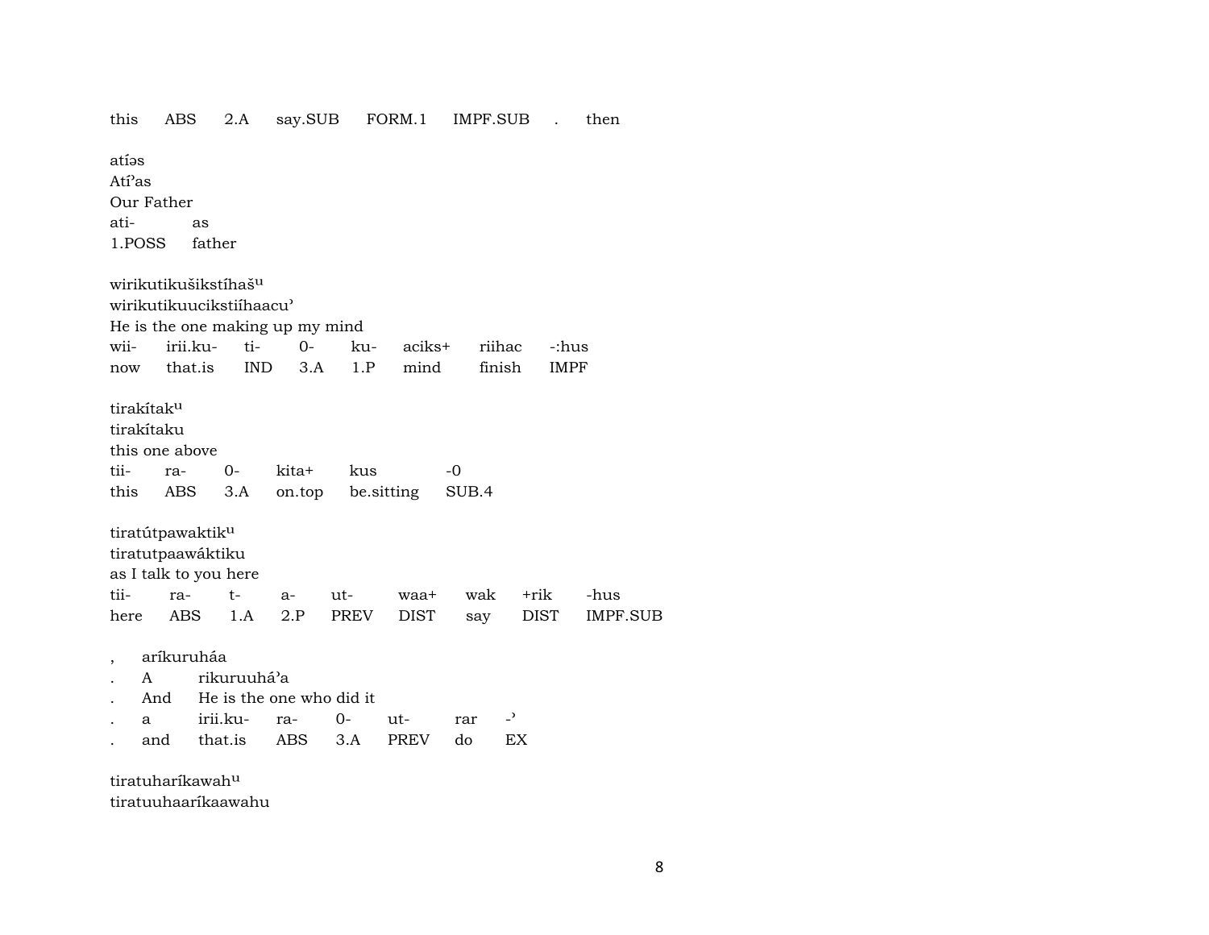this ABS 2.A say.SUB FORM.1 IMPF.SUB . then

atíəs
Atíˀas
Our Father

| ati- | as |
|---|---|
| 1.POSS | father |

wirikutikušikstíhaš^u
wirikutikuucikstiíhaacuˀ
He is the one making up my mind

| wii- | irii.ku- | ti- | 0- | ku- | aciks+ | riihac | -:hus |
|---|---|---|---|---|---|---|---|
| now | that.is | IND | 3.A | 1.P | mind | finish | IMPF |

tirakítak^u
tirakítaku
this one above

| tii- | ra- | 0- | kita+ | kus | -0 |
|---|---|---|---|---|---|
| this | ABS | 3.A | on.top | be.sitting | SUB.4 |

tiratútpawaktik^u
tiratutpaawáktiku
as I talk to you here

| tii- | ra- | t- | a- | ut- | waa+ | wak | +rik | -hus |
|---|---|---|---|---|---|---|---|---|
| here | ABS | 1.A | 2.P | PREV | DIST | say | DIST | IMPF.SUB |

| , | aríkuruháa | | | | | | |
|---|---|---|---|---|---|---|---|
| . | A | rikuruuháˀa | | | | | |
| . | And | He is the one who did it | | | | | |
| . | a | irii.ku- | ra- | 0- | ut- | rar | -ˀ |
| . | and | that.is | ABS | 3.A | PREV | do | EX |

tiratuharíkawah^u
tiratuuhaaríkaawahu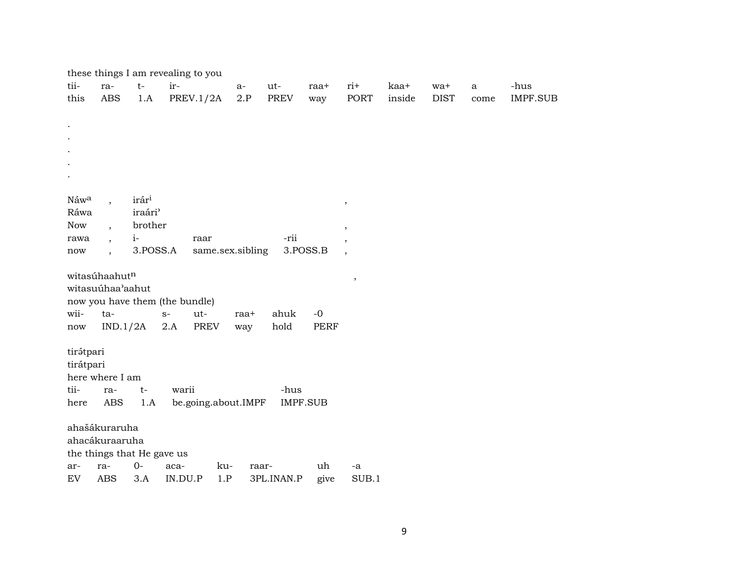these things I am revealing to you

| tii- | ra- | t- | ir- | a- | ut- | raa+ | ri+ | kaa+ | wa+ | a | -hus |
|---|---|---|---|---|---|---|---|---|---|---|---|
| this | ABS | 1.A | PREV.1/2A | 2.P | PREV | way | PORT | inside | DIST | come | IMPF.SUB |

.
.
.
.
.

| Náw$^{a}$ | , | irár$^{i}$ | | | , |
|---|---|---|---|---|---|
| Ráwa | | iraári’ | | | |
| Now | , | brother | | | , |
| rawa | , | i- | raar | -rii | , |
| now | , | 3.POSS.A | same.sex.sibling | 3.POSS.B | , |

witasúhaahut$^{n}$ ,
witasuúhaa’aahut
now you have them (the bundle)

| wii- | ta- | s- | ut- | raa+ | ahuk | -0 |
|---|---|---|---|---|---|---|
| now | IND.1/2A | 2.A | PREV | way | hold | PERF |

tirətpari
tirátpari
here where I am

| tii- | ra- | t- | warii | -hus |
|---|---|---|---|---|
| here | ABS | 1.A | be.going.about.IMPF | IMPF.SUB |

ahašákuraruha
ahacákuraaruha
the things that He gave us

| ar- | ra- | 0- | aca- | ku- | raar- | uh | -a |
|---|---|---|---|---|---|---|---|
| EV | ABS | 3.A | IN.DU.P | 1.P | 3PL.INAN.P | give | SUB.1 |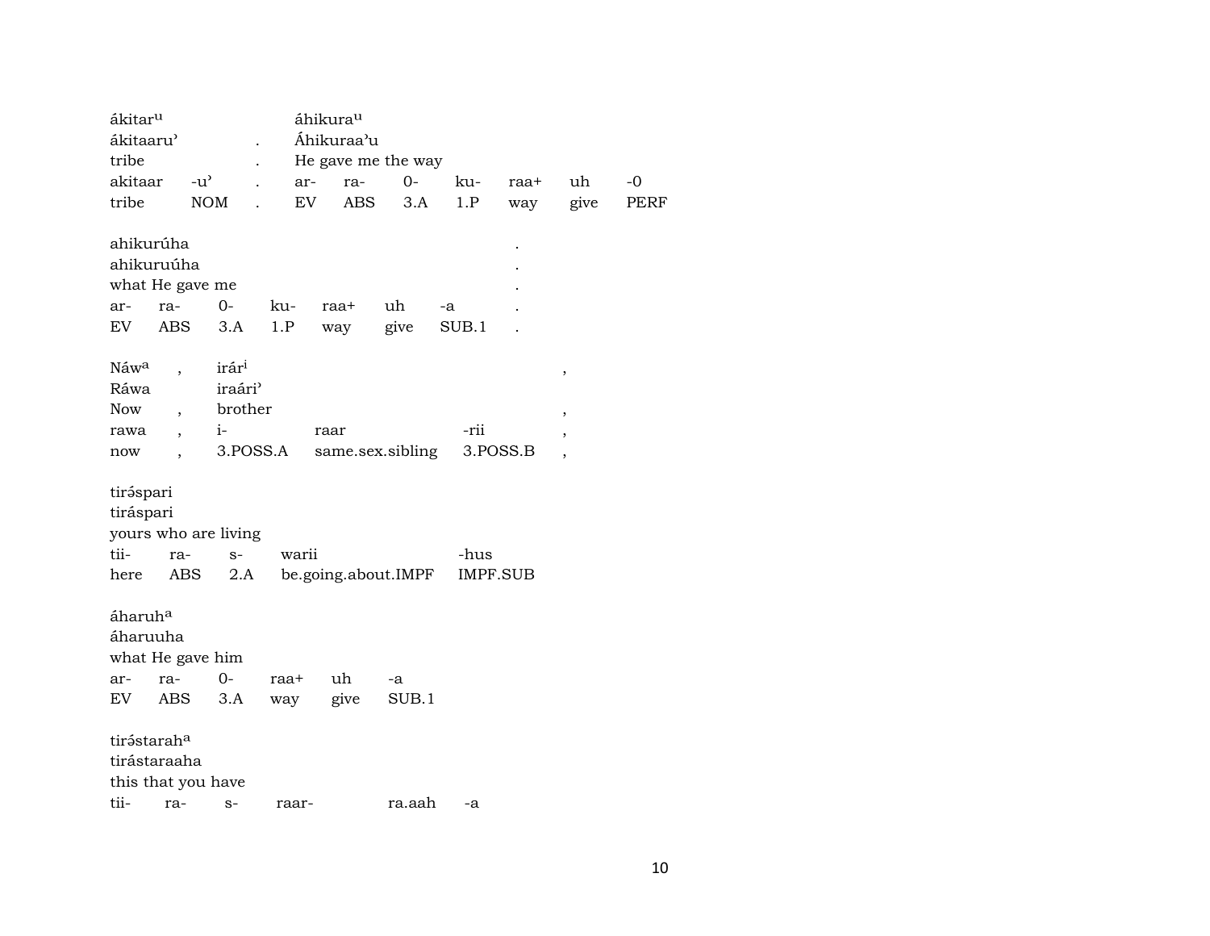| ákitar^u | | | áhikura^u | | | | | | |
|---|---|---|---|---|---|---|---|---|---|
| ákitaaruʾ | | . | Áhikuraaʾu | | | | | | |
| tribe | | . | He gave me the way | | | | | | |
| akitaar | -uʾ | . | ar- | ra- | 0- | ku- | raa+ | uh | -0 |
| tribe | NOM | . | EV | ABS | 3.A | 1.P | way | give | PERF |

| ahikurúha | | | | | | | . |
|---|---|---|---|---|---|---|---|
| ahikuruúha | | | | | | | . |
| what He gave me | | | | | | | . |
| ar- | ra- | 0- | ku- | raa+ | uh | -a | . |
| EV | ABS | 3.A | 1.P | way | give | SUB.1 | . |

| Náw^a | , | irár^i | | | , |
|---|---|---|---|---|---|
| Ráwa | | iraáriʾ | | | |
| Now | , | brother | | | , |
| rawa | , | i- | raar | -rii | , |
| now | , | 3.POSS.A | same.sex.sibling | 3.POSS.B | , |

| tirə́spari | | | | |
|---|---|---|---|---|
| tiráspari | | | | |
| yours who are living | | | | |
| tii- | ra- | s- | warii | -hus |
| here | ABS | 2.A | be.going.about.IMPF | IMPF.SUB |

| áharuh^a | | | | | |
|---|---|---|---|---|---|
| áharuuha | | | | | |
| what He gave him | | | | | |
| ar- | ra- | 0- | raa+ | uh | -a |
| EV | ABS | 3.A | way | give | SUB.1 |

| tirə́starah^a | | | | | |
|---|---|---|---|---|---|
| tirástaraaha | | | | | |
| this that you have | | | | | |
| tii- | ra- | s- | raar- | ra.aah | -a |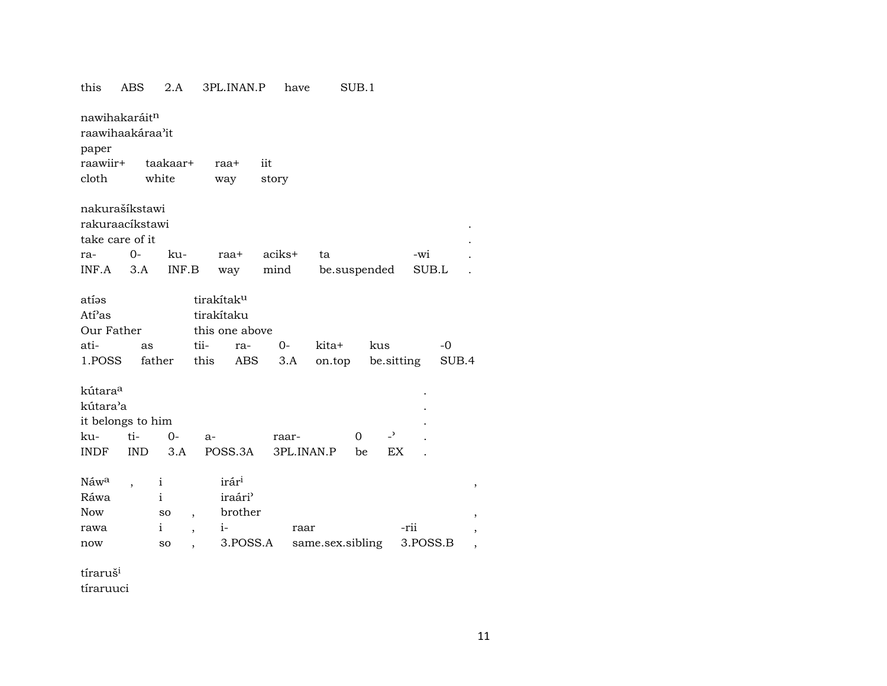this ABS 2.A 3PL.INAN.P have SUB.1

nawihakaráit$^{n}$
raawihaakáraa'it
paper
raawiir+ taakaar+ raa+ iit
cloth white way story

nakurašíkstawi
rakuraacíkstawi .
take care of it .

| ra- | 0- | ku- | raa+ | aciks+ | ta | -wi | . |
|---|---|---|---|---|---|---|---|
| INF.A | 3.A | INF.B | way | mind | be.suspended | SUB.L | . |

atíəs tirakítak$^{u}$
Atí'as tirakítaku
Our Father this one above

| ati- | as | tii- | ra- | 0- | kita+ | kus | -0 |
|---|---|---|---|---|---|---|---|
| 1.POSS | father | this | ABS | 3.A | on.top | be.sitting | SUB.4 |

kútara$^{a}$ .
kútara'a .
it belongs to him .

| ku- | ti- | 0- | a- | raar- | 0 | -' | . |
|---|---|---|---|---|---|---|---|
| INDF | IND | 3.A | POSS.3A | 3PL.INAN.P | be | EX | . |

Náw$^{a}$ , i irár$^{i}$ ,
Ráwa i iraári'
Now so , brother ,

| rawa | i | , | i- | raar | -rii | , |
|---|---|---|---|---|---|---|
| now | so | , | 3.POSS.A | same.sex.sibling | 3.POSS.B | , |

tíraruš$^{i}$
tíraruuci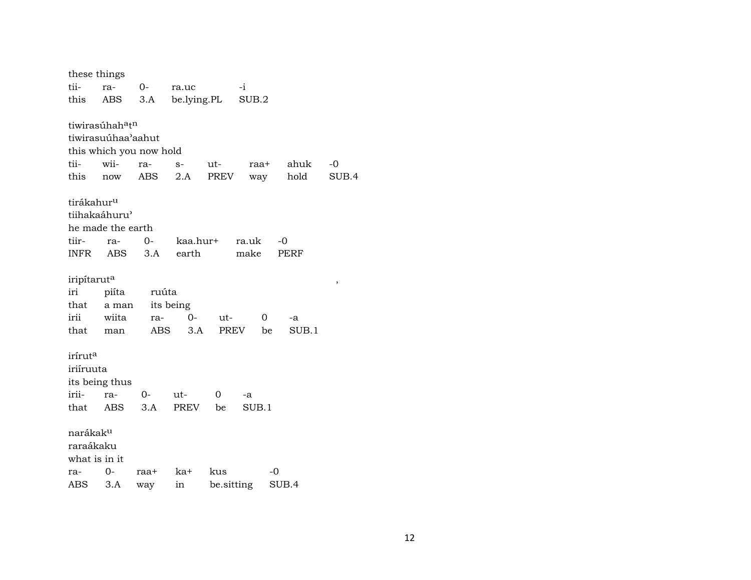these things
tii- ra- 0- ra.uc -i
this ABS 3.A be.lying.PL SUB.2

tiwirasúhah$^{a}$t$^{n}$
tiwirasuúhaa'aahut
this which you now hold
tii- wii- ra- s- ut- raa+ ahuk -0
this now ABS 2.A PREV way hold SUB.4

tirákahur$^{u}$
tiihakaáhuru'
he made the earth
tiir- ra- 0- kaa.hur+ ra.uk -0
INFR ABS 3.A earth make PERF

iripítarut$^{a}$ ,
iri piíta ruúta
that a man its being
irii wiita ra- 0- ut- 0 -a
that man ABS 3.A PREV be SUB.1

irírut$^{a}$
iriíruuta
its being thus
irii- ra- 0- ut- 0 -a
that ABS 3.A PREV be SUB.1

narákak$^{u}$
raraákaku
what is in it
ra- 0- raa+ ka+ kus -0
ABS 3.A way in be.sitting SUB.4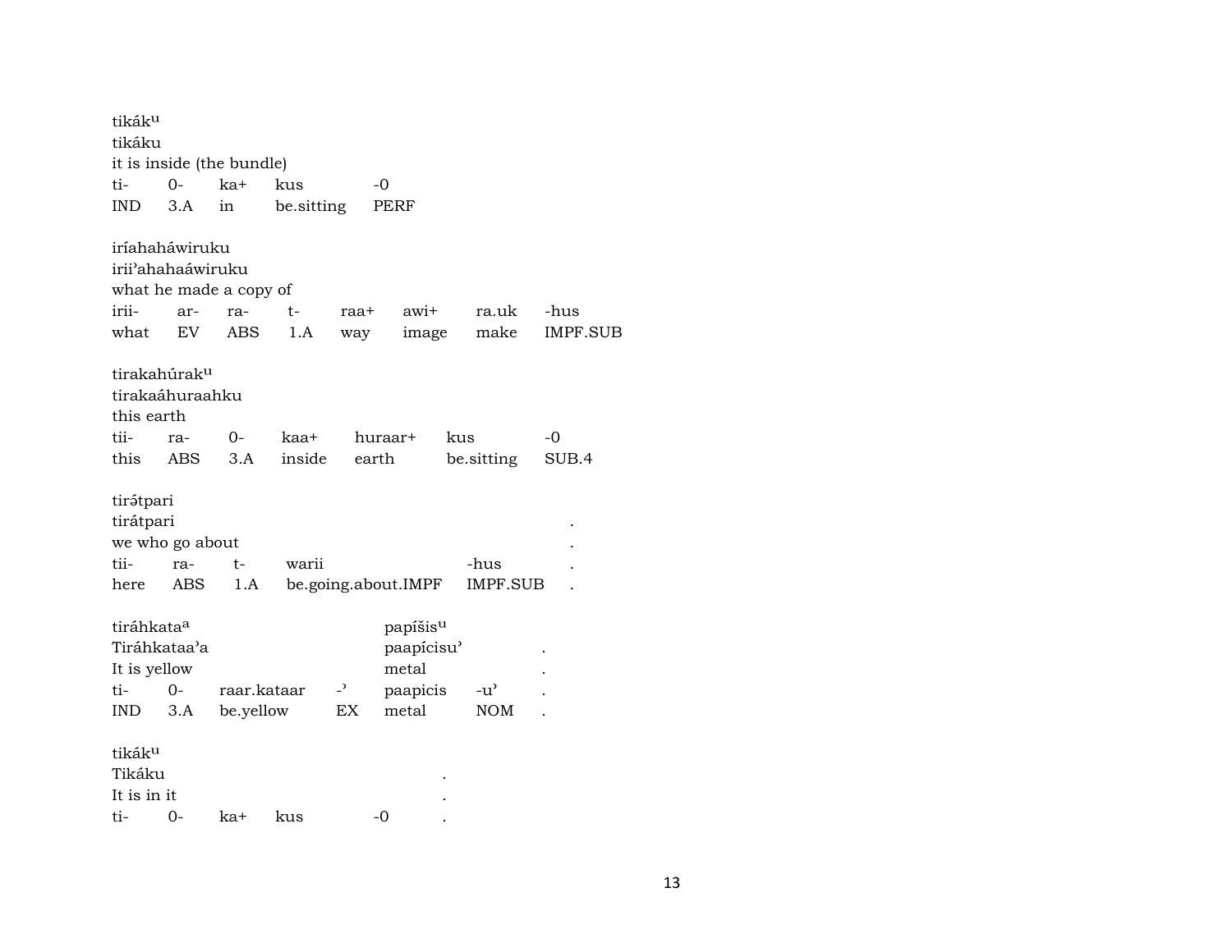tikák^u^
tikáku
it is inside (the bundle)

| ti- | 0- | ka+ | kus | -0 |
|---|---|---|---|---|
| IND | 3.A | in | be.sitting | PERF |

iríahaháwiruku
irii'ahahaáwiruku
what he made a copy of

| irii- | ar- | ra- | t- | raa+ | awi+ | ra.uk | -hus |
|---|---|---|---|---|---|---|---|
| what | EV | ABS | 1.A | way | image | make | IMPF.SUB |

tirakahúrak^u^
tirakaáhuraahku
this earth

| tii- | ra- | 0- | kaa+ | huraar+ | kus | -0 |
|---|---|---|---|---|---|---|
| this | ABS | 3.A | inside | earth | be.sitting | SUB.4 |

tirə́tpari
tirátpari .
we who go about .

| tii- | ra- | t- | warii | -hus | . |
|---|---|---|---|---|---|
| here | ABS | 1.A | be.going.about.IMPF | IMPF.SUB | . |

tiráhkata^a^ papíši s^u^
Tiráhkataa'a paapícisu' .
It is yellow metal .

| ti- | 0- | raar.kataar | -' | paapicis | -u' | . |
|---|---|---|---|---|---|---|
| IND | 3.A | be.yellow | EX | metal | NOM | . |

tikák^u^
Tikáku .
It is in it .

| ti- | 0- | ka+ | kus | -0 | . |
|---|---|---|---|---|---|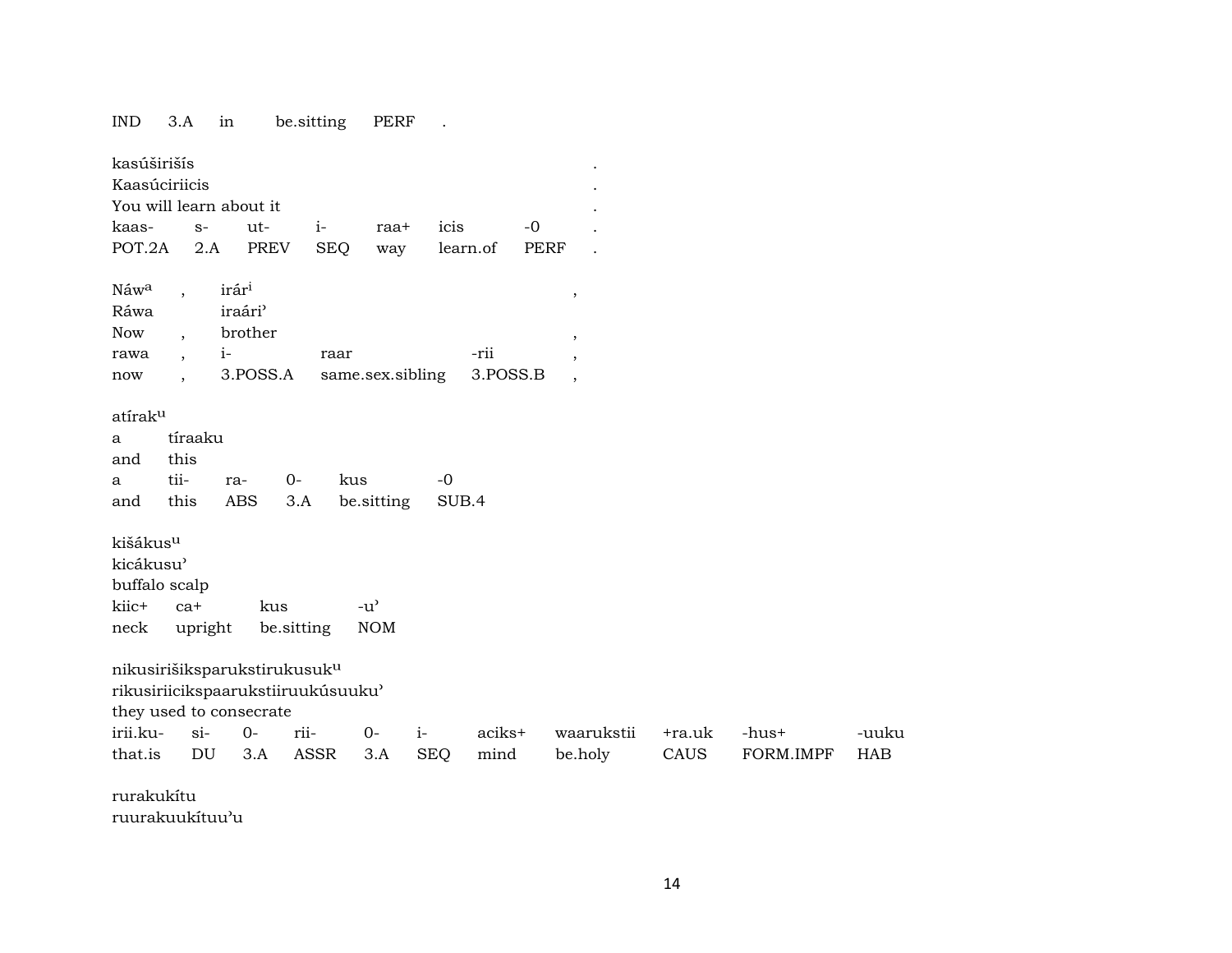| IND | 3.A | in | be.sitting | PERF | . |
|---|---|---|---|---|---|

kasúširišís .
Kaasúciriicis .
You will learn about it .

| kaas- | s- | ut- | i- | raa+ | icis | -0 | . |
|---|---|---|---|---|---|---|---|
| POT.2A | 2.A | PREV | SEQ | way | learn.of | PERF | . |

| Náw[a] | , | irár[i] | | | , |
|---|---|---|---|---|---|
| Ráwa | | iraári’ | | | |
| Now | , | brother | | | , |
| rawa | , | i- | raar | -rii | , |
| now | , | 3.POSS.A | same.sex.sibling | 3.POSS.B | , |

atírak[u]

| a | tíraaku | | | | |
|---|---|---|---|---|---|
| and | this | | | | |
| a | tii- | ra- | 0- | kus | -0 |
| and | this | ABS | 3.A | be.sitting | SUB.4 |

kišákus[u]
kicákusu’
buffalo scalp

| kiic+ | ca+ | kus | -u’ |
|---|---|---|---|
| neck | upright | be.sitting | NOM |

nikusirišiksparukstirukusuk[u]
rikusiriicikspaarukstiiruukúsuuku’
they used to consecrate

| irii.ku- | si- | 0- | rii- | 0- | i- | aciks+ | waarukstii | +ra.uk | -hus+ | -uuku |
|---|---|---|---|---|---|---|---|---|---|---|
| that.is | DU | 3.A | ASSR | 3.A | SEQ | mind | be.holy | CAUS | FORM.IMPF | HAB |

rurakukítu
ruurakuukítuu’u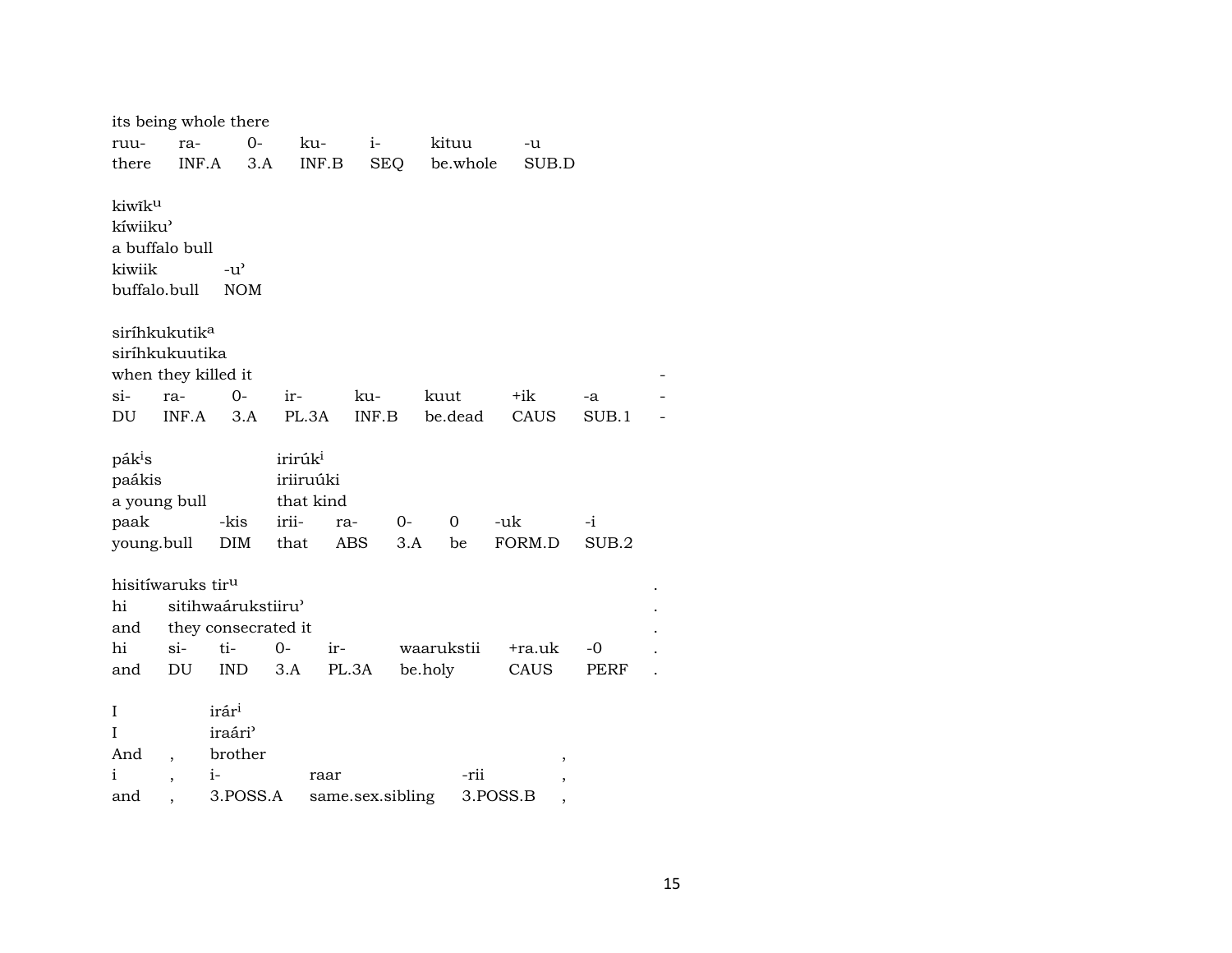its being whole there

| ruu- | ra- | 0- | ku- | i- | kituu | -u |
|---|---|---|---|---|---|---|
| there | INF.A | 3.A | INF.B | SEQ | be.whole | SUB.D |

kiwīk$^{u}$
kíwiiku’
a buffalo bull

| kiwiik | -u’ |
|---|---|
| buffalo.bull | NOM |

siríhkukutik$^{a}$
siríhkukuutika
when they killed it -

| si- | ra- | 0- | ir- | ku- | kuut | +ik | -a | - |
|---|---|---|---|---|---|---|---|---|
| DU | INF.A | 3.A | PL.3A | INF.B | be.dead | CAUS | SUB.1 | - |

pák$^{i}$s irirúk$^{i}$
paákis iriiruúki
a young bull that kind

| paak | -kis | irii- | ra- | 0- | 0 | -uk | -i |
|---|---|---|---|---|---|---|---|
| young.bull | DIM | that | ABS | 3.A | be | FORM.D | SUB.2 |

hisitíwaruks tir$^{u}$ .
hi sitihwaárukstiiru’ .
and they consecrated it .

| hi | si- | ti- | 0- | ir- | waarukstii | +ra.uk | -0 | . |
|---|---|---|---|---|---|---|---|---|
| and | DU | IND | 3.A | PL.3A | be.holy | CAUS | PERF | . |

I irár$^{i}$
I iraári’
And , brother ,

| i | , | i- | raar | -rii | , |
|---|---|---|---|---|---|
| and | , | 3.POSS.A | same.sex.sibling | 3.POSS.B | , |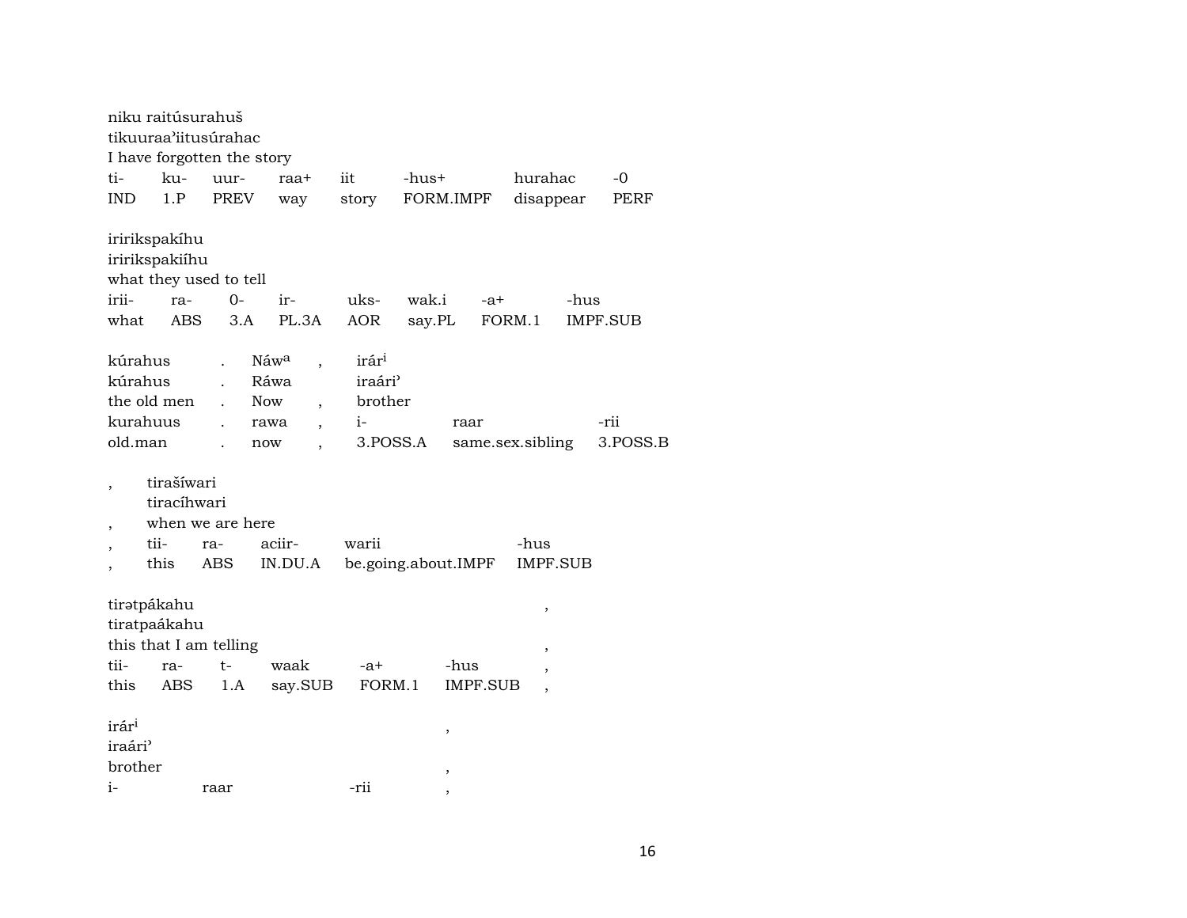niku raitúsurahuš
tikuuraa'iitusúrahac
I have forgotten the story

| ti- | ku- | uur- | raa+ | iit | -hus+ | hurahac | -0 |
|---|---|---|---|---|---|---|---|
| IND | 1.P | PREV | way | story | FORM.IMPF | disappear | PERF |

iririkspakíhu
iririkspakiíhu
what they used to tell

| irii- | ra- | 0- | ir- | uks- | wak.i | -a+ | -hus |
|---|---|---|---|---|---|---|---|
| what | ABS | 3.A | PL.3A | AOR | say.PL | FORM.1 | IMPF.SUB |

| kúrahus | . | Náw$^{a}$ | , | irár$^{i}$ | | |
|---|---|---|---|---|---|---|
| kúrahus | . | Ráwa | | iraári' | | |
| the old men | . | Now | , | brother | | |
| kurahuus | . | rawa | , | i- | raar | -rii |
| old.man | . | now | , | 3.POSS.A | same.sex.sibling | 3.POSS.B |

| , | tirašíwari | | | | |
|---|---|---|---|---|---|
| | tiracíhwari | | | | |
| , | when we are here | | | | |
| , | tii- | ra- | aciir- | warii | -hus |
| , | this | ABS | IN.DU.A | be.going.about.IMPF | IMPF.SUB |

| tirətpákahu | | | | | | , |
|---|---|---|---|---|---|---|
| tiratpaákahu | | | | | | |
| this that I am telling | | | | | | , |
| tii- | ra- | t- | waak | -a+ | -hus | , |
| this | ABS | 1.A | say.SUB | FORM.1 | IMPF.SUB | , |

| irár$^{i}$ | | | , |
|---|---|---|---|
| iraári' | | | |
| brother | | | , |
| i- | raar | -rii | , |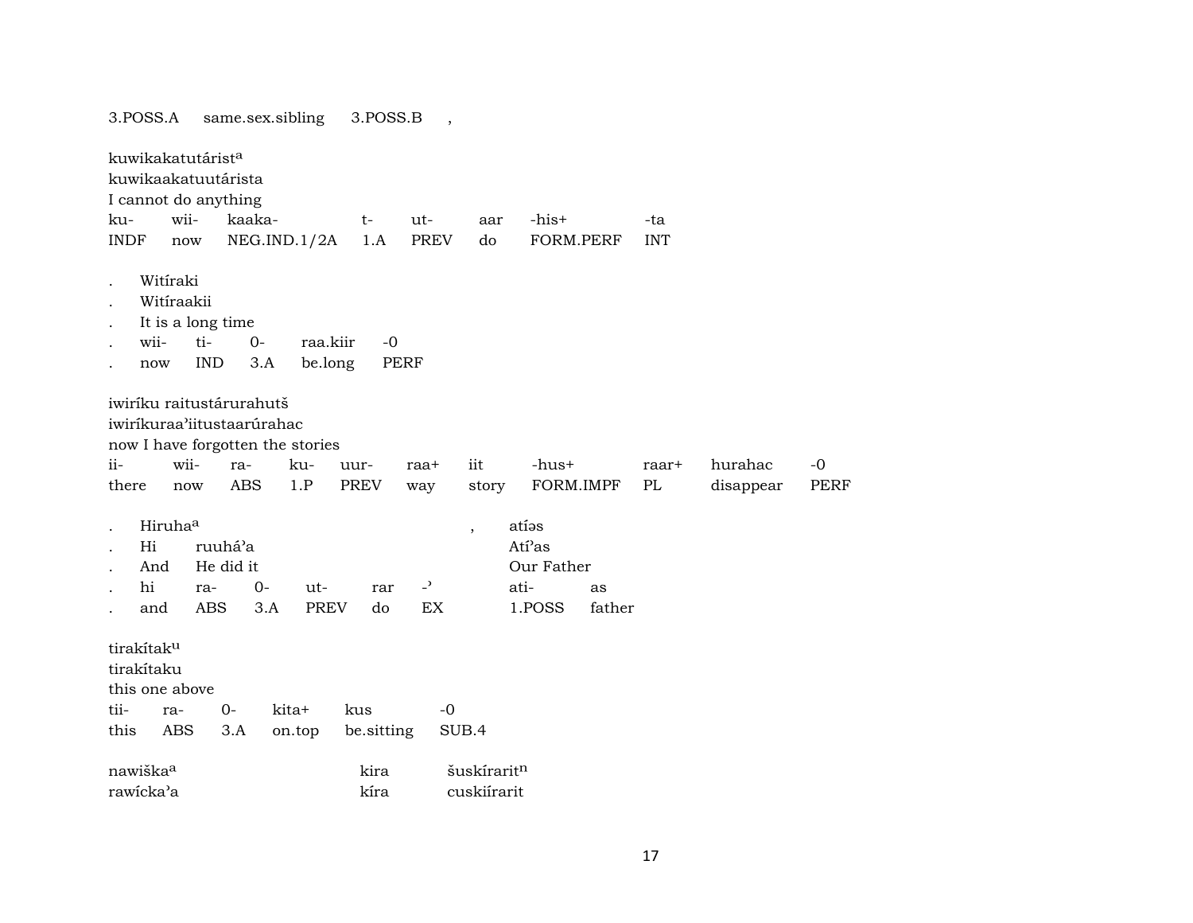3.POSS.A same.sex.sibling 3.POSS.B ,

kuwikakatutárist[a]
kuwikaakatuutárista
I cannot do anything

| ku- | wii- | kaaka- | t- | ut- | aar | -his+ | -ta |
|---|---|---|---|---|---|---|---|
| INDF | now | NEG.IND.1/2A | 1.A | PREV | do | FORM.PERF | INT |

. Witíraki
. Witíraakii
. It is a long time

| . | wii- | ti- | 0- | raa.kiir | -0 |
|---|---|---|---|---|---|
| . | now | IND | 3.A | be.long | PERF |

iwiríku raitustárurahutš
iwiríkuraaʾiitustaarúrahac
now I have forgotten the stories

| ii- | wii- | ra- | ku- | uur- | raa+ | iit | -hus+ | raar+ | hurahac | -0 |
|---|---|---|---|---|---|---|---|---|---|---|
| there | now | ABS | 1.P | PREV | way | story | FORM.IMPF | PL | disappear | PERF |

. Hiruha[a] , atíəs
. Hi ruuháʾa Atíʾas
. And He did it Our Father

| . | hi | ra- | 0- | ut- | rar | -ʾ | ati- | as |
|---|---|---|---|---|---|---|---|---|
| . | and | ABS | 3.A | PREV | do | EX | 1.POSS | father |

tirakítak[u]
tirakítaku
this one above

| tii- | ra- | 0- | kita+ | kus | -0 |
|---|---|---|---|---|---|
| this | ABS | 3.A | on.top | be.sitting | SUB.4 |

nawiška[a] kira šuskírarit[n]
rawícka'a kíra cuskiírarit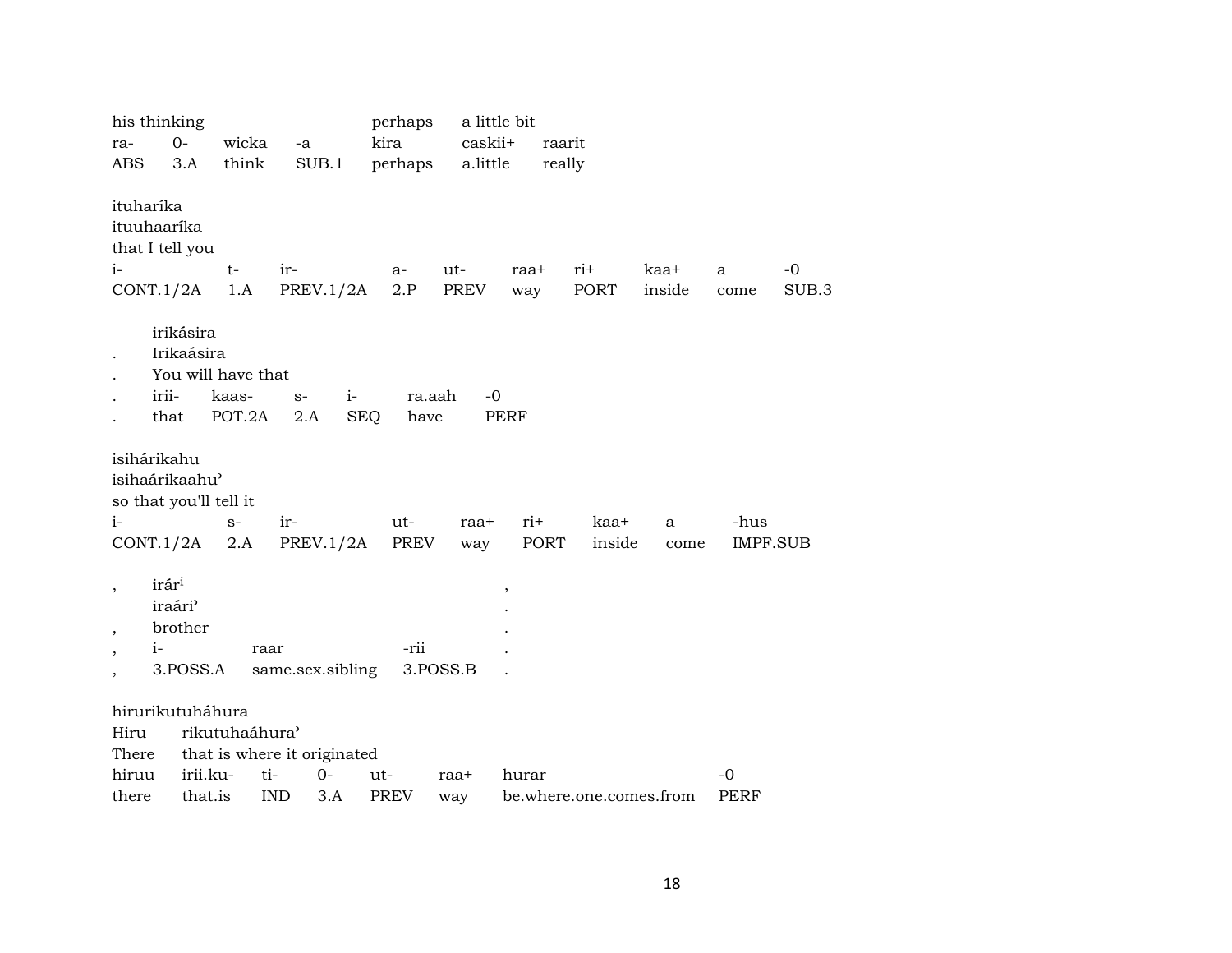| his thinking | | | | perhaps | a little bit | |
|---|---|---|---|---|---|---|
| ra- | 0- | wicka | -a | kira | caskii+ | raarit |
| ABS | 3.A | think | SUB.1 | perhaps | a.little | really |

ituharíka
ituuhaaríka
that I tell you

| i- | t- | ir- | a- | ut- | raa+ | ri+ | kaa+ | a | -0 |
|---|---|---|---|---|---|---|---|---|---|
| CONT.1/2A | 1.A | PREV.1/2A | 2.P | PREV | way | PORT | inside | come | SUB.3 |

irikásira
. Irikaásira
. You will have that

| . | irii- | kaas- | s- | i- | ra.aah | -0 |
|---|---|---|---|---|---|---|
| . | that | POT.2A | 2.A | SEQ | have | PERF |

isihárikahu
isihaárikaahu’
so that you'll tell it

| i- | s- | ir- | ut- | raa+ | ri+ | kaa+ | a | -hus |
|---|---|---|---|---|---|---|---|---|
| CONT.1/2A | 2.A | PREV.1/2A | PREV | way | PORT | inside | come | IMPF.SUB |

, irár[i] ,
iraári’ .
, brother .

| , | i- | raar | -rii | . |
|---|---|---|---|---|
| , | 3.POSS.A | same.sex.sibling | 3.POSS.B | . |

hirurikutuháhura
Hiru rikutuhaáhura’
There that is where it originated

| hiruu | irii.ku- | ti- | 0- | ut- | raa+ | hurar | -0 |
|---|---|---|---|---|---|---|---|
| there | that.is | IND | 3.A | PREV | way | be.where.one.comes.from | PERF |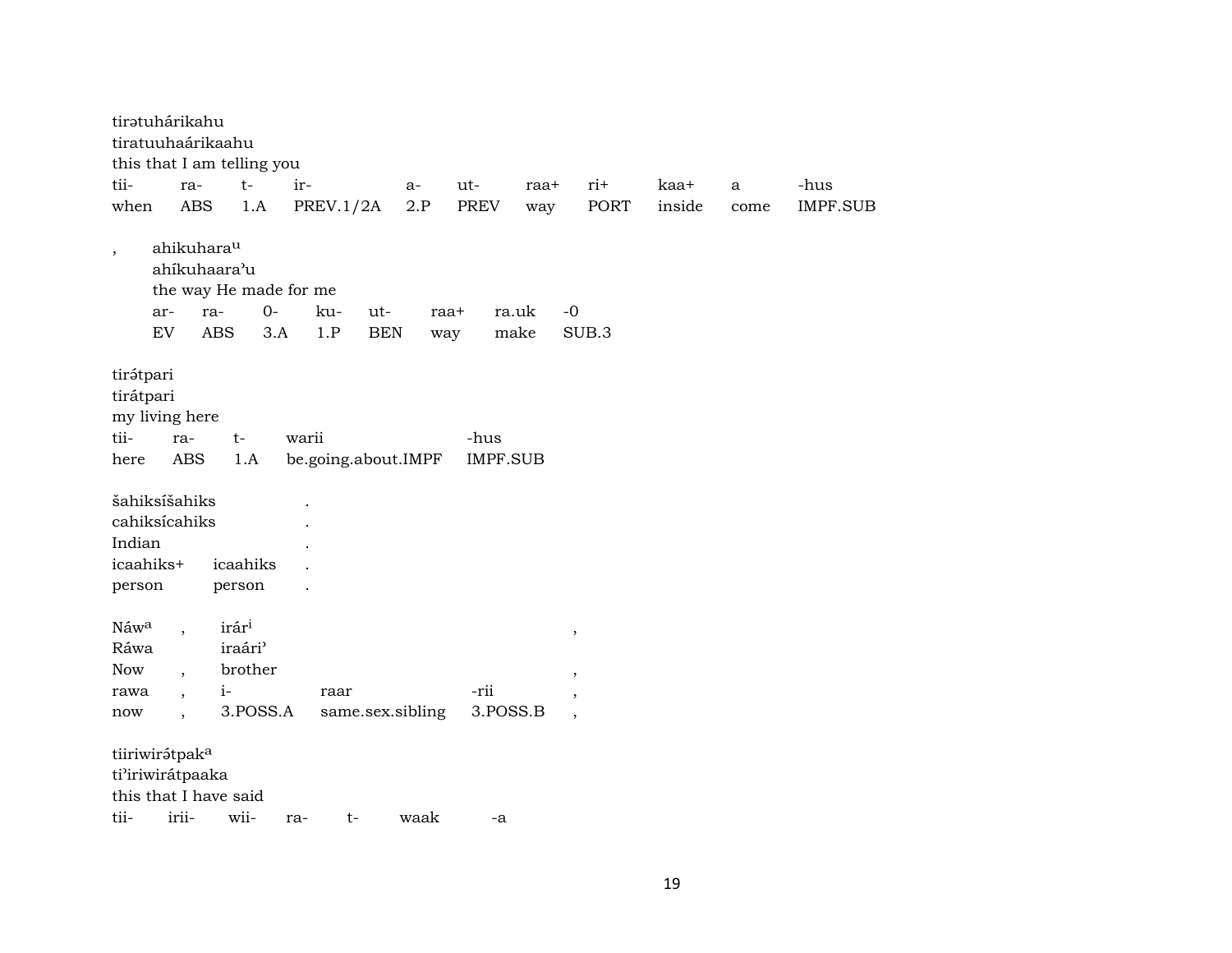tirətuhárikahu
tiratuuhaárikaahu
this that I am telling you

| tii- | ra- | t- | ir- | a- | ut- | raa+ | ri+ | kaa+ | a | -hus |
|---|---|---|---|---|---|---|---|---|---|---|
| when | ABS | 1.A | PREV.1/2A | 2.P | PREV | way | PORT | inside | come | IMPF.SUB |

, ahikuhara[u]
ahíkuhaaraʾu
the way He made for me

| ar- | ra- | 0- | ku- | ut- | raa+ | ra.uk | -0 |
|---|---|---|---|---|---|---|---|
| EV | ABS | 3.A | 1.P | BEN | way | make | SUB.3 |

tirə́tpari
tirátpari
my living here

| tii- | ra- | t- | warii | -hus |
|---|---|---|---|---|
| here | ABS | 1.A | be.going.about.IMPF | IMPF.SUB |

šahiksíšahiks .
cahiksícahiks .
Indian .

| icaahiks+ | icaahiks | . |
|---|---|---|
| person | person | . |

Náw[a] , irár[i] ,
Ráwa iraáriʾ
Now , brother ,

| rawa | , | i- | raar | -rii | , |
|---|---|---|---|---|---|
| now | , | 3.POSS.A | same.sex.sibling | 3.POSS.B | , |

tiiriwirə́tpak[a]
tiʾiriwirátpaaka
this that I have said

| tii- | irii- | wii- | ra- | t- | waak | -a |
|---|---|---|---|---|---|---|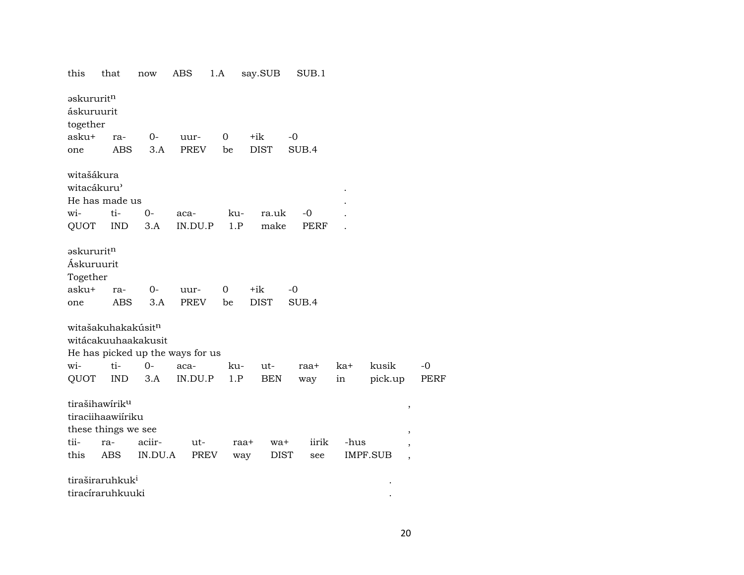this that now ABS 1.A say.SUB SUB.1

əskururit$^{n}$
áskuruurit
together

| asku+ | ra- | 0- | uur- | 0 | +ik | -0 |
|---|---|---|---|---|---|---|
| one | ABS | 3.A | PREV | be | DIST | SUB.4 |

witašákura
witacákuru’ .
He has made us .

| wi- | ti- | 0- | aca- | ku- | ra.uk | -0 | . |
|---|---|---|---|---|---|---|---|
| QUOT | IND | 3.A | IN.DU.P | 1.P | make | PERF | . |

əskururit$^{n}$
Áskuruurit
Together

| asku+ | ra- | 0- | uur- | 0 | +ik | -0 |
|---|---|---|---|---|---|---|
| one | ABS | 3.A | PREV | be | DIST | SUB.4 |

witašakuhakakúsit$^{n}$
witácakuuhaakakusit
He has picked up the ways for us

| wi- | ti- | 0- | aca- | ku- | ut- | raa+ | ka+ | kusik | -0 |
|---|---|---|---|---|---|---|---|---|---|
| QUOT | IND | 3.A | IN.DU.P | 1.P | BEN | way | in | pick.up | PERF |

tirašihawírik$^{u}$ ,
tiraciihaawiíriku
these things we see ,

| tii- | ra- | aciir- | ut- | raa+ | wa+ | iirik | -hus | , |
|---|---|---|---|---|---|---|---|---|
| this | ABS | IN.DU.A | PREV | way | DIST | see | IMPF.SUB | , |

tiraširaruhkuk$^{i}$ .
tiracíraruhkuuki .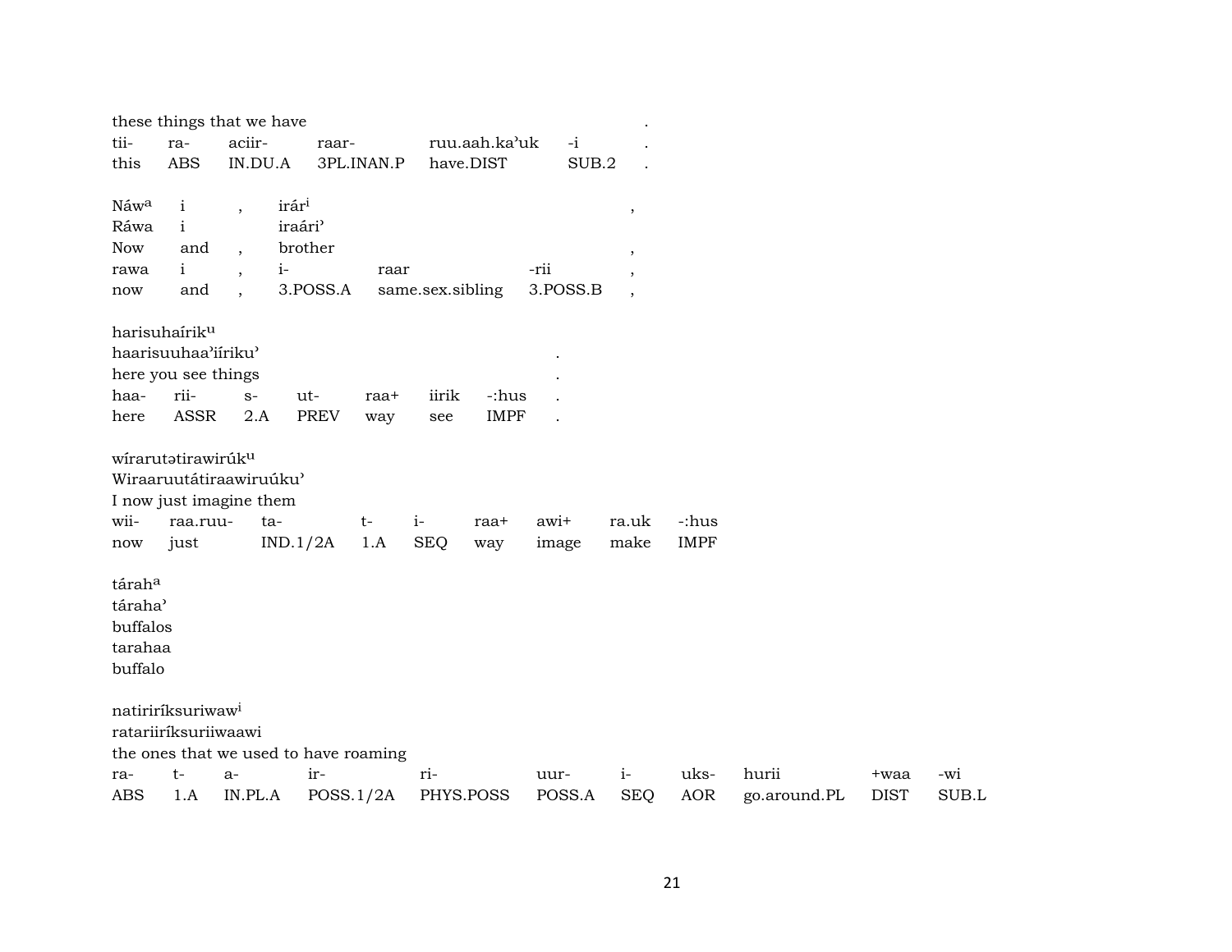these things that we have .

| tii- | ra- | aciir- | raar- | ruu.aah.ka'uk | -i | . |
|---|---|---|---|---|---|---|
| this | ABS | IN.DU.A | 3PL.INAN.P | have.DIST | SUB.2 | . |

Náw[a] i , irár[i] ,
Ráwa i iraári'
Now and , brother ,

| rawa | i | , | i- | raar | -rii | , |
|---|---|---|---|---|---|---|
| now | and | , | 3.POSS.A | same.sex.sibling | 3.POSS.B | , |

harisuhaírik[u]
haarisuuhaa'iíriku'
here you see things .

| haa- | rii- | s- | ut- | raa+ | iirik | -:hus | . |
|---|---|---|---|---|---|---|---|
| here | ASSR | 2.A | PREV | way | see | IMPF | . |

wírarutətirawirúk[u]
Wiraaruutátiraawiruúku'
I now just imagine them

| wii- | raa.ruu- | ta- | t- | i- | raa+ | awi+ | ra.uk | -:hus |
|---|---|---|---|---|---|---|---|---|
| now | just | IND.1/2A | 1.A | SEQ | way | image | make | IMPF |

tárah[a]
táraha'
buffalos
tarahaa
buffalo

natiriríksuriwaw[i]
ratariiríksuriiwaawi
the ones that we used to have roaming

| ra- | t- | a- | ir- | ri- | uur- | i- | uks- | hurii | +waa | -wi |
|---|---|---|---|---|---|---|---|---|---|---|
| ABS | 1.A | IN.PL.A | POSS.1/2A | PHYS.POSS | POSS.A | SEQ | AOR | go.around.PL | DIST | SUB.L |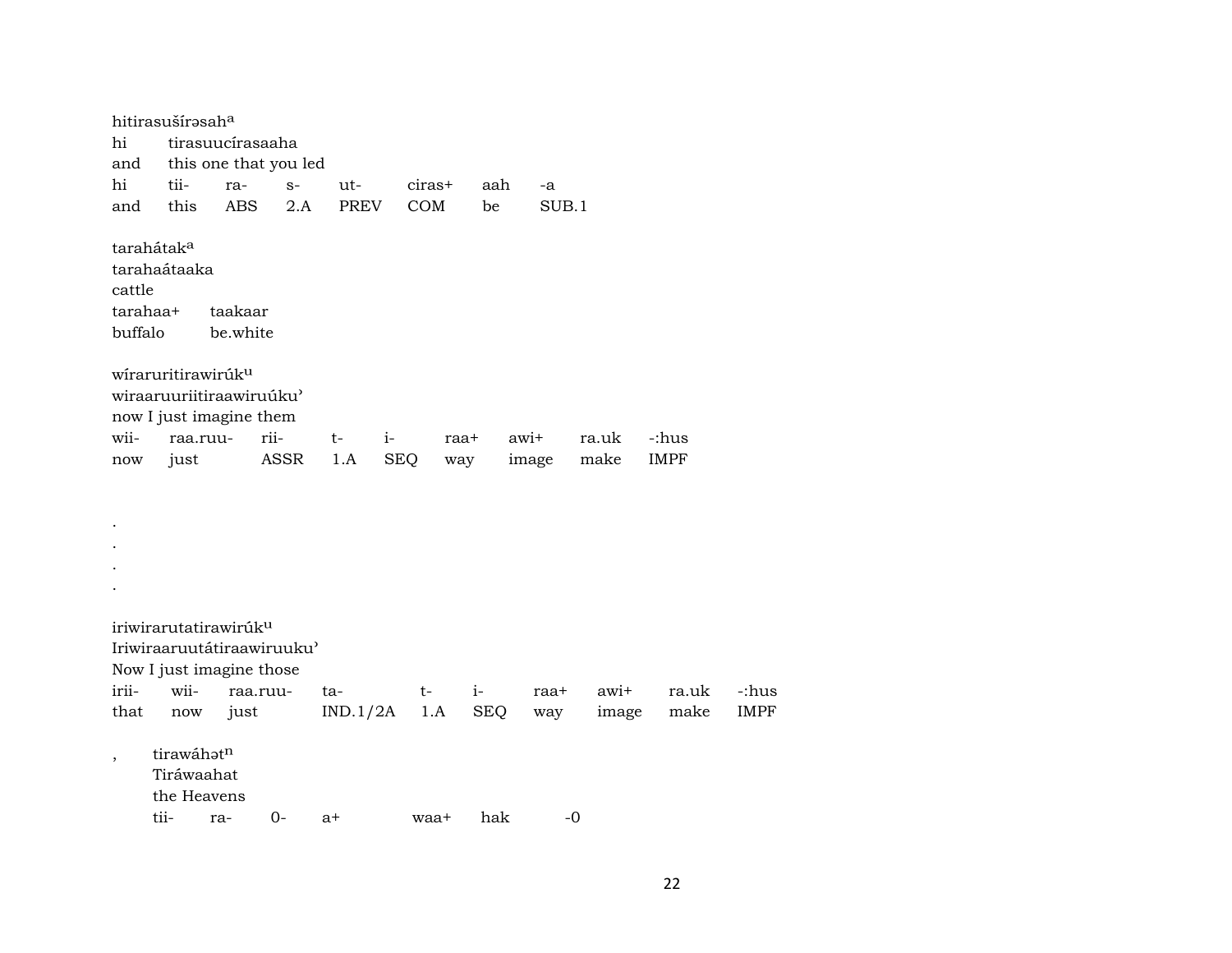hitirasuširəsah[a]
hi  tirasuucírasaaha
and  this one that you led

| hi | tii- | ra- | s- | ut- | ciras+ | aah | -a |
|---|---|---|---|---|---|---|---|
| and | this | ABS | 2.A | PREV | COM | be | SUB.1 |

tarahátak[a]
tarahaátaaka
cattle

| tarahaa+ | taakaar |
|---|---|
| buffalo | be.white |

wíraruritirawirúk[u]
wiraaruuriitiraawiruúku'
now I just imagine them

| wii- | raa.ruu- | rii- | t- | i- | raa+ | awi+ | ra.uk | -:hus |
|---|---|---|---|---|---|---|---|---|
| now | just | ASSR | 1.A | SEQ | way | image | make | IMPF |

.
.
.
.

iriwirarutatirawirúk[u]
Iriwiraaruutátiraawiruuku'
Now I just imagine those

| irii- | wii- | raa.ruu- | ta- | t- | i- | raa+ | awi+ | ra.uk | -:hus |
|---|---|---|---|---|---|---|---|---|---|
| that | now | just | IND.1/2A | 1.A | SEQ | way | image | make | IMPF |

,  tirawáhət[n]
Tiráwaahat
the Heavens

| tii- | ra- | 0- | a+ | waa+ | hak | -0 |
|---|---|---|---|---|---|---|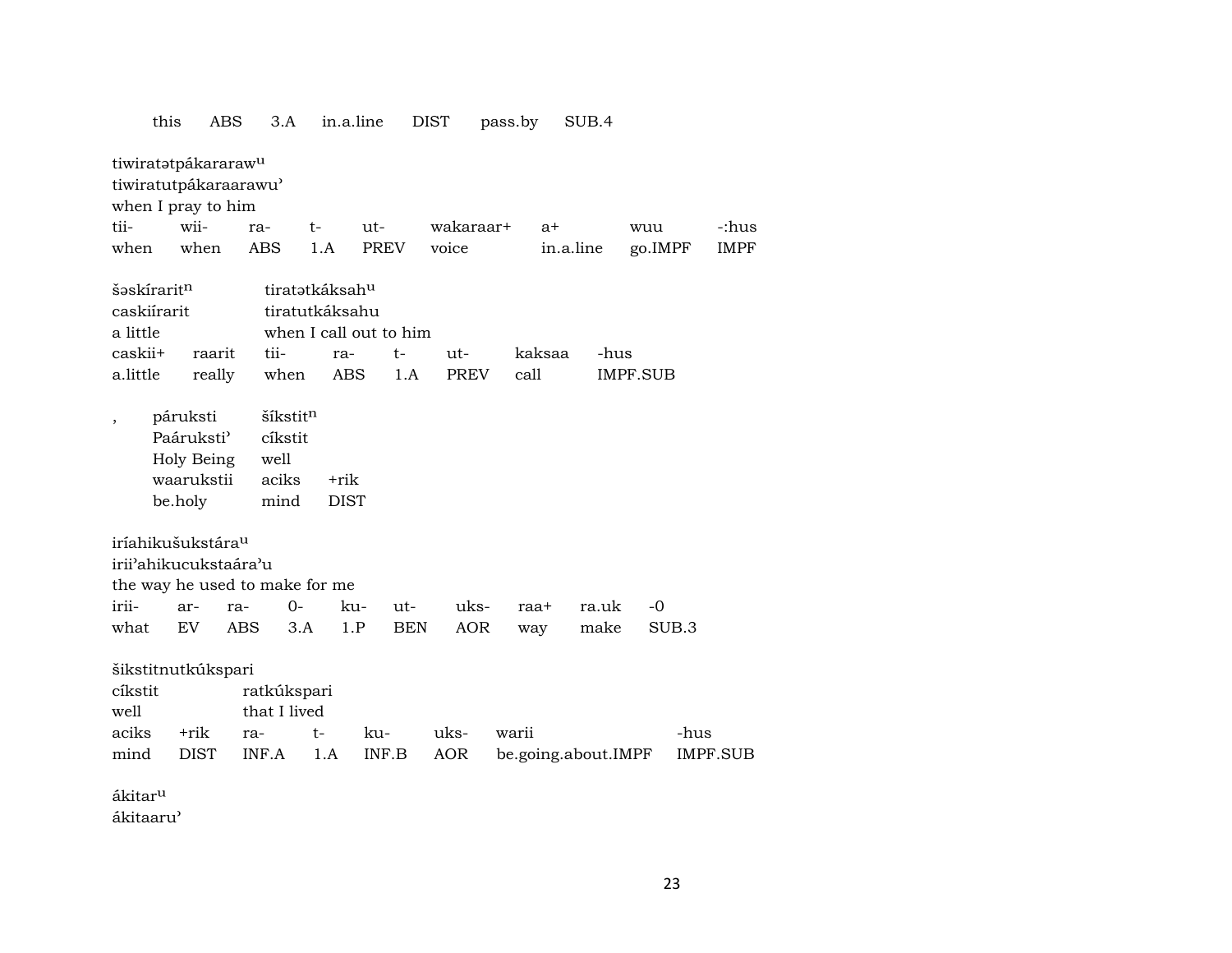| this | ABS | 3.A | in.a.line | DIST | pass.by | SUB.4 |
|---|---|---|---|---|---|---|

tiwiratətpákararaw^u
tiwiratutpákaraarawu’
when I pray to him

| tii- | wii- | ra- | t- | ut- | wakaraar+ | a+ | wuu | -:hus |
|---|---|---|---|---|---|---|---|---|
| when | when | ABS | 1.A | PREV | voice | in.a.line | go.IMPF | IMPF |

šəskírarit^n　　tiratətkáksah^u
caskiírarit　　tiratutkáksahu
a little　　when I call out to him

| caskii+ | raarit | tii- | ra- | t- | ut- | kaksaa | -hus |
|---|---|---|---|---|---|---|---|
| a.little | really | when | ABS | 1.A | PREV | call | IMPF.SUB |

,　páruksti　šíkstit^n
　Paáruksti’　cíkstit
　Holy Being　well

| waarukstii | aciks | +rik |
|---|---|---|
| be.holy | mind | DIST |

iríahikušukstára^u
irii’ahikucukstaára’u
the way he used to make for me

| irii- | ar- | ra- | 0- | ku- | ut- | uks- | raa+ | ra.uk | -0 |
|---|---|---|---|---|---|---|---|---|---|
| what | EV | ABS | 3.A | 1.P | BEN | AOR | way | make | SUB.3 |

šikstitnutkúkspari
cíkstit　　ratkúkspari
well　　that I lived

| aciks | +rik | ra- | t- | ku- | uks- | warii | -hus |
|---|---|---|---|---|---|---|---|
| mind | DIST | INF.A | 1.A | INF.B | AOR | be.going.about.IMPF | IMPF.SUB |

ákitar^u
ákitaaru’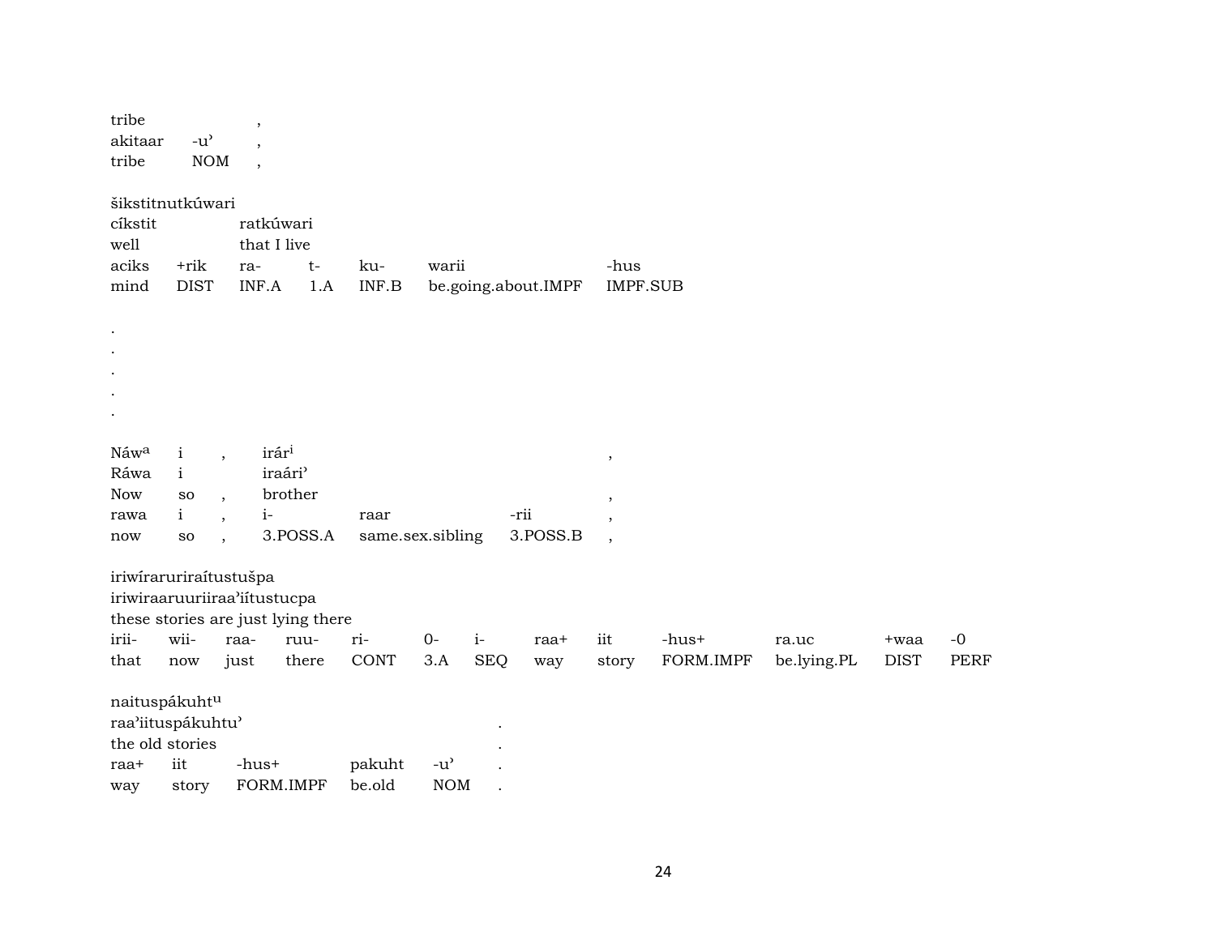| tribe | | , |
|---|---|---|
| akitaar | -u’ | , |
| tribe | NOM | , |

šikstitnutkúwari

| cíkstit | | ratkúwari | | | | |
|---|---|---|---|---|---|---|
| well | | that I live | | | | |
| aciks | +rik | ra- | t- | ku- | warii | -hus |
| mind | DIST | INF.A | 1.A | INF.B | be.going.about.IMPF | IMPF.SUB |

.
.
.
.
.

| Náw[a] | i | , | irár[i] | | | , |
|---|---|---|---|---|---|---|
| Ráwa | i | | iraári’ | | | |
| Now | so | , | brother | | | , |
| rawa | i | , | i- | raar | -rii | , |
| now | so | , | 3.POSS.A | same.sex.sibling | 3.POSS.B | , |

iriwíraruriraítustušpa

iriwiraaruuriiraa’iítustucpa

these stories are just lying there

| irii- | wii- | raa- | ruu- | ri- | 0- | i- | raa+ | iit | -hus+ | ra.uc | +waa | -0 |
|---|---|---|---|---|---|---|---|---|---|---|---|---|
| that | now | just | there | CONT | 3.A | SEQ | way | story | FORM.IMPF | be.lying.PL | DIST | PERF |

naituspákuht[u]

| raa’iituspákuhtu’ | | | | | . |
|---|---|---|---|---|---|
| the old stories | | | | | . |
| raa+ | iit | -hus+ | pakuht | -u’ | . |
| way | story | FORM.IMPF | be.old | NOM | . |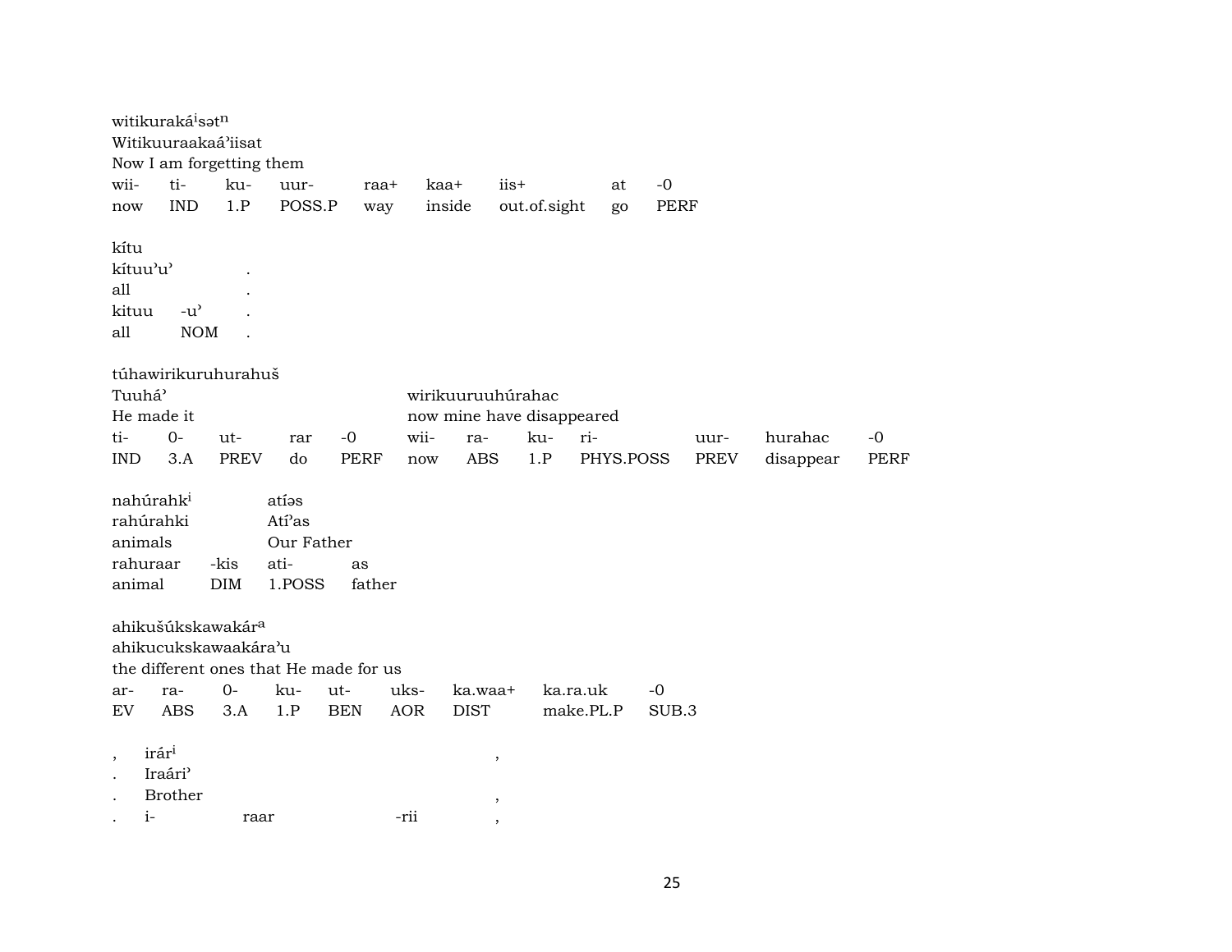witikuraká^i səť^n
Witikuuraakaá'iisat
Now I am forgetting them

| wii- | ti- | ku- | uur- | raa+ | kaa+ | iis+ | at | -0 |
|---|---|---|---|---|---|---|---|---|
| now | IND | 1.P | POSS.P | way | inside | out.of.sight | go | PERF |

kítu
kítuu'u' .
all .

| kituu | -u' | . |
|---|---|---|
| all | NOM | . |

túhawirikuruhurahuš

Tuuhá' — He made it
wirikuuruuhúrahac — now mine have disappeared

| ti- | 0- | ut- | rar | -0 | wii- | ra- | ku- | ri- | uur- | hurahac | -0 |
|---|---|---|---|---|---|---|---|---|---|---|---|
| IND | 3.A | PREV | do | PERF | now | ABS | 1.P | PHYS.POSS | PREV | disappear | PERF |

nahúrahk^i — atíəs
rahúrahki — Atí'as
animals — Our Father

| rahuraar | -kis | ati- | as |
|---|---|---|---|
| animal | DIM | 1.POSS | father |

ahikušúkskawakár^a
ahikucukskawaakára'u
the different ones that He made for us

| ar- | ra- | 0- | ku- | ut- | uks- | ka.waa+ | ka.ra.uk | -0 |
|---|---|---|---|---|---|---|---|---|
| EV | ABS | 3.A | 1.P | BEN | AOR | DIST | make.PL.P | SUB.3 |

, irár^i ,
. Iraári'
. Brother ,

| . | i- | raar | -rii | , |
|---|---|---|---|---|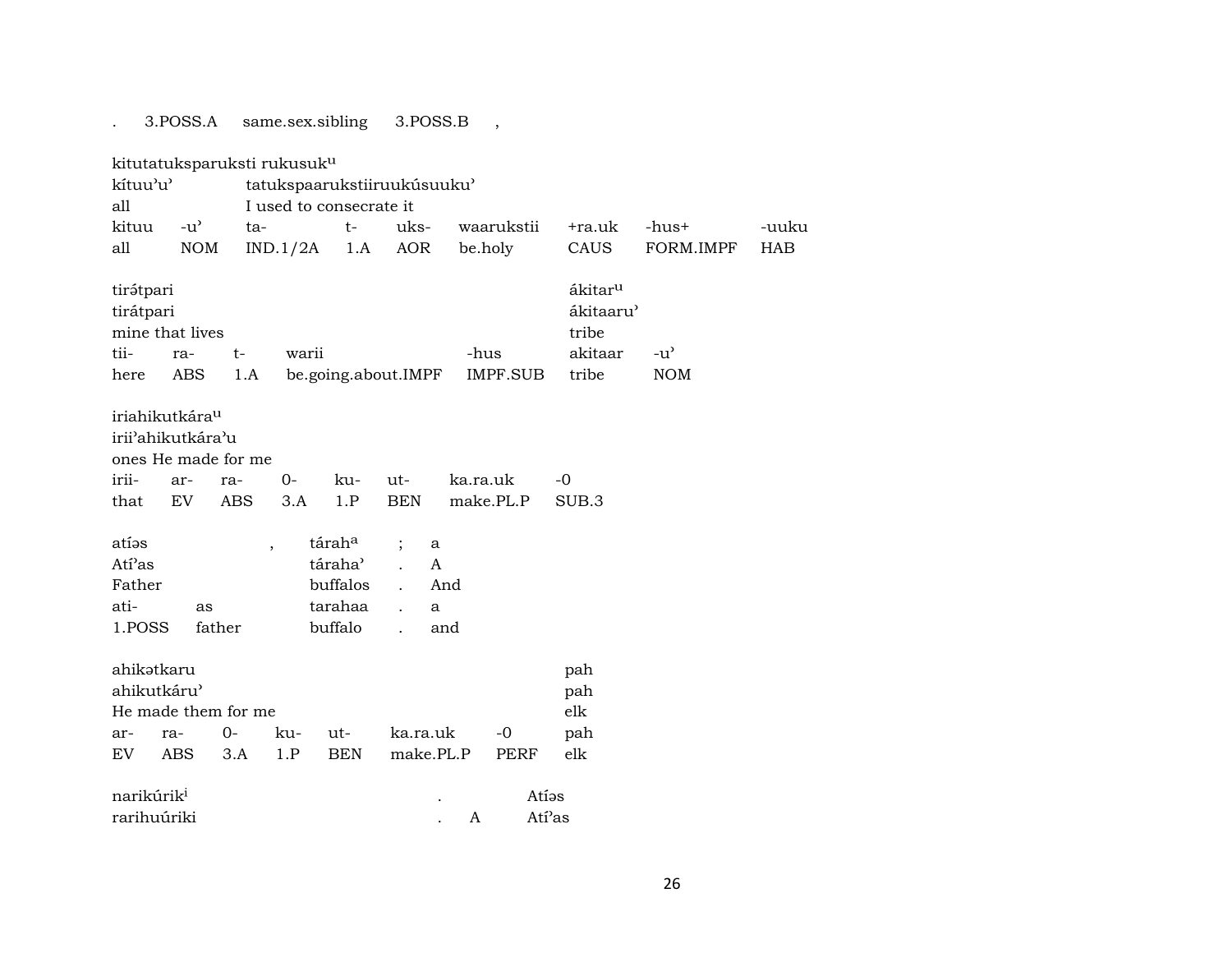.      3.POSS.A      same.sex.sibling      3.POSS.B      ,

| kitutatuksparuksti rukusuk[u] | | | | | | | | |
|---|---|---|---|---|---|---|---|---|
| kítuu'u' | | tatukspaarukstiiruukúsuuku' | | | | | | |
| all | | I used to consecrate it | | | | | | |
| kituu | -u' | ta- | t- | uks- | waarukstii | +ra.uk | -hus+ | -uuku |
| all | NOM | IND.1/2A | 1.A | AOR | be.holy | CAUS | FORM.IMPF | HAB |

| tirə́tpari | | | | | ákitar[u] | |
|---|---|---|---|---|---|---|
| tirátpari | | | | | ákitaaru' | |
| mine that lives | | | | | tribe | |
| tii- | ra- | t- | warii | -hus | akitaar | -u' |
| here | ABS | 1.A | be.going.about.IMPF | IMPF.SUB | tribe | NOM |

| iriahikutkára[u] | | | | | | | |
|---|---|---|---|---|---|---|---|
| irii'ahikutkára'u | | | | | | | |
| ones He made for me | | | | | | | |
| irii- | ar- | ra- | 0- | ku- | ut- | ka.ra.uk | -0 |
| that | EV | ABS | 3.A | 1.P | BEN | make.PL.P | SUB.3 |

| atíəs | | , | tárah[a] | ; | a |
|---|---|---|---|---|---|
| Atí'as | | | táraha' | . | A |
| Father | | | buffalos | . | And |
| ati- | as | | tarahaa | . | a |
| 1.POSS | father | | buffalo | . | and |

| ahikətkaru | | | | | | | pah |
|---|---|---|---|---|---|---|---|
| ahikutkáru' | | | | | | | pah |
| He made them for me | | | | | | | elk |
| ar- | ra- | 0- | ku- | ut- | ka.ra.uk | -0 | pah |
| EV | ABS | 3.A | 1.P | BEN | make.PL.P | PERF | elk |

| narikúrik[i] | . | | Atíəs |
|---|---|---|---|
| rarihuúriki | . | A | Atí'as |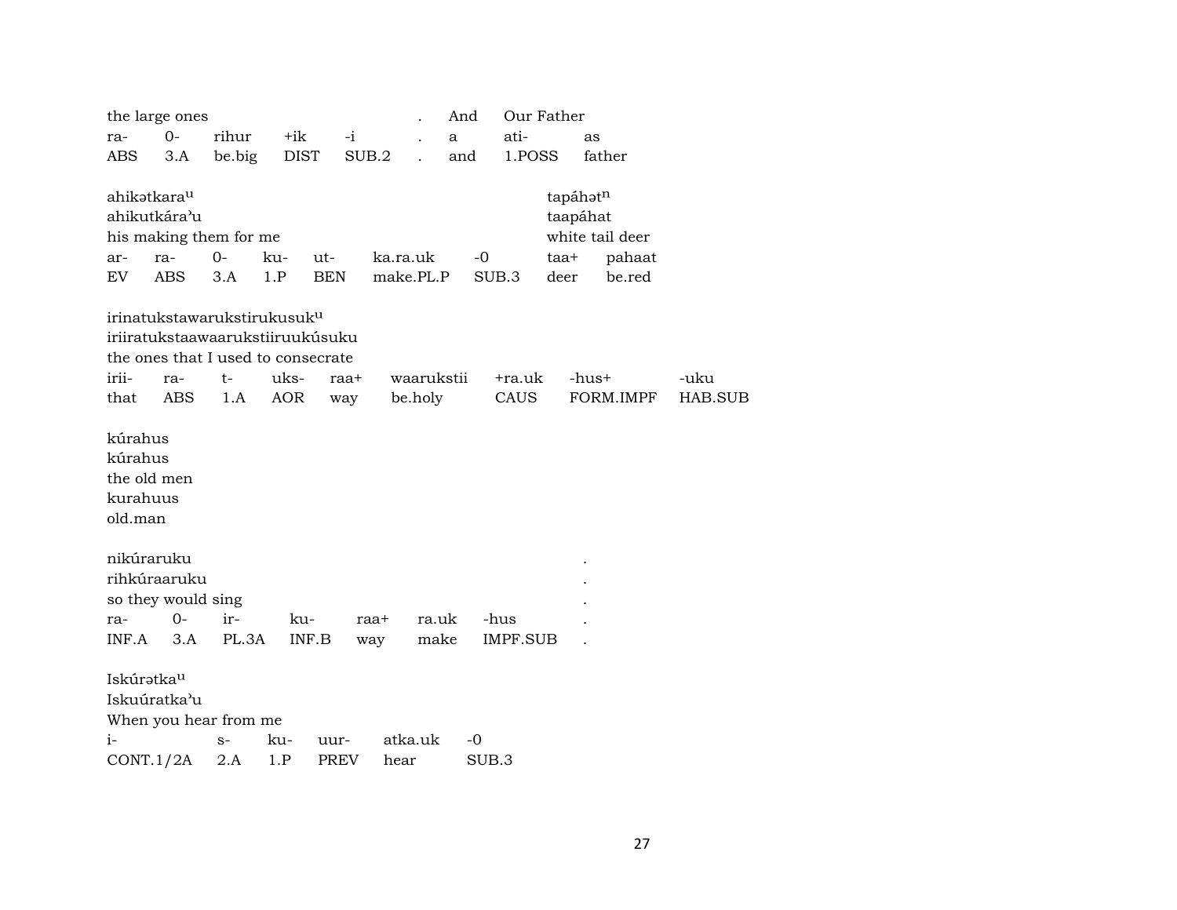| the large ones | | | | | . | And | Our Father | |
|---|---|---|---|---|---|---|---|---|
| ra- | 0- | rihur | +ik | -i | . | a | ati- | as |
| ABS | 3.A | be.big | DIST | SUB.2 | . | and | 1.POSS | father |

ahikətkara$^{u}$
ahikutkára'u
his making them for me

| ar- | ra- | 0- | ku- | ut- | ka.ra.uk | -0 |
|---|---|---|---|---|---|---|
| EV | ABS | 3.A | 1.P | BEN | make.PL.P | SUB.3 |

tapáhət$^{n}$
taapáhat
white tail deer

| taa+ | pahaat |
|---|---|
| deer | be.red |

irinatukstawarukstirukusuk$^{u}$
iriiratukstaawaarukstiiruukúsuku
the ones that I used to consecrate

| irii- | ra- | t- | uks- | raa+ | waarukstii | +ra.uk | -hus+ | -uku |
|---|---|---|---|---|---|---|---|---|
| that | ABS | 1.A | AOR | way | be.holy | CAUS | FORM.IMPF | HAB.SUB |

kúrahus
kúrahus
the old men
kurahuus
old.man

nikúraruku .
rihkúraaruku .
so they would sing .

| ra- | 0- | ir- | ku- | raa+ | ra.uk | -hus | . |
|---|---|---|---|---|---|---|---|
| INF.A | 3.A | PL.3A | INF.B | way | make | IMPF.SUB | . |

Iskúrətka$^{u}$
Iskuúratka'u
When you hear from me

| i- | s- | ku- | uur- | atka.uk | -0 |
|---|---|---|---|---|---|
| CONT.1/2A | 2.A | 1.P | PREV | hear | SUB.3 |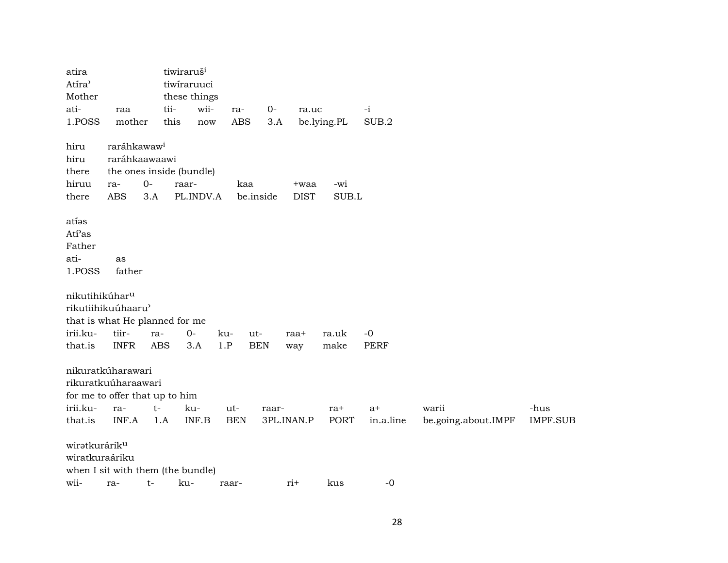atira tiwiraruš[i]
Atíraˀ tiwíraruuci
Mother these things

| ati- | raa | tii- | wii- | ra- | 0- | ra.uc | -i |
|---|---|---|---|---|---|---|---|
| 1.POSS | mother | this | now | ABS | 3.A | be.lying.PL | SUB.2 |

hiru raráhkawaw[i]
hiru raráhkaawaawi
there the ones inside (bundle)

| hiruu | ra- | 0- | raar- | kaa | +waa | -wi |
|---|---|---|---|---|---|---|
| there | ABS | 3.A | PL.INDV.A | be.inside | DIST | SUB.L |

atíəs
Atíˀas
Father

| ati- | as |
|---|---|
| 1.POSS | father |

nikutihikúhar[u]
rikutiihikuúhaaruˀ
that is what He planned for me

| irii.ku- | tiir- | ra- | 0- | ku- | ut- | raa+ | ra.uk | -0 |
|---|---|---|---|---|---|---|---|---|
| that.is | INFR | ABS | 3.A | 1.P | BEN | way | make | PERF |

nikuratkúharawari
rikuratkuúharaawari
for me to offer that up to him

| irii.ku- | ra- | t- | ku- | ut- | raar- | ra+ | a+ | warii | -hus |
|---|---|---|---|---|---|---|---|---|---|
| that.is | INF.A | 1.A | INF.B | BEN | 3PL.INAN.P | PORT | in.a.line | be.going.about.IMPF | IMPF.SUB |

wirətkurárik[u]
wiratkuraáriku
when I sit with them (the bundle)

| wii- | ra- | t- | ku- | raar- | ri+ | kus | -0 |
|---|---|---|---|---|---|---|---|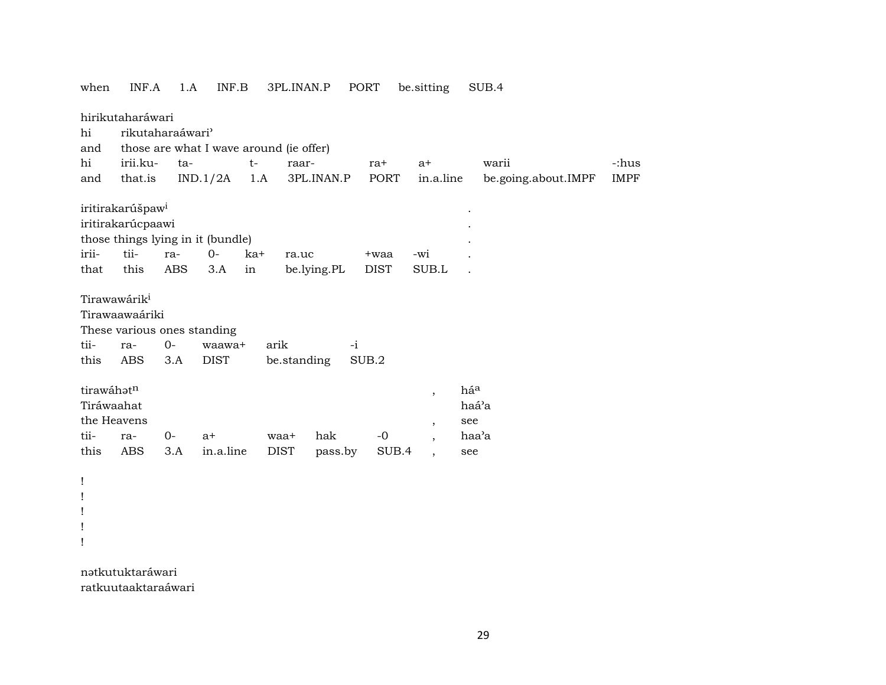| when | INF.A | 1.A | INF.B | 3PL.INAN.P | PORT | be.sitting | SUB.4 |
|---|---|---|---|---|---|---|---|

hirikutaharáwari
hi rikutaharaáwariʾ
and those are what I wave around (ie offer)

| hi | irii.ku- | ta- | t- | raar- | ra+ | a+ | warii | -:hus |
|---|---|---|---|---|---|---|---|---|
| and | that.is | IND.1/2A | 1.A | 3PL.INAN.P | PORT | in.a.line | be.going.about.IMPF | IMPF |

iritirakarúšpaw[i] .
iritirakarúcpaawi .
those things lying in it (bundle) .

| irii- | tii- | ra- | 0- | ka+ | ra.uc | +waa | -wi | . |
|---|---|---|---|---|---|---|---|---|
| that | this | ABS | 3.A | in | be.lying.PL | DIST | SUB.L | . |

Tirawawárik[i]
Tirawaawaáriki
These various ones standing

| tii- | ra- | 0- | waawa+ | arik | -i |
|---|---|---|---|---|---|
| this | ABS | 3.A | DIST | be.standing | SUB.2 |

tirawáhət[n] , há[a]
Tiráwaahat haáʾa
the Heavens , see

| tii- | ra- | 0- | a+ | waa+ | hak | -0 | , | haaʾa |
|---|---|---|---|---|---|---|---|---|
| this | ABS | 3.A | in.a.line | DIST | pass.by | SUB.4 | , | see |

!
!
!
!
!

nətkutuktaráwari
ratkuutaaktaraáwari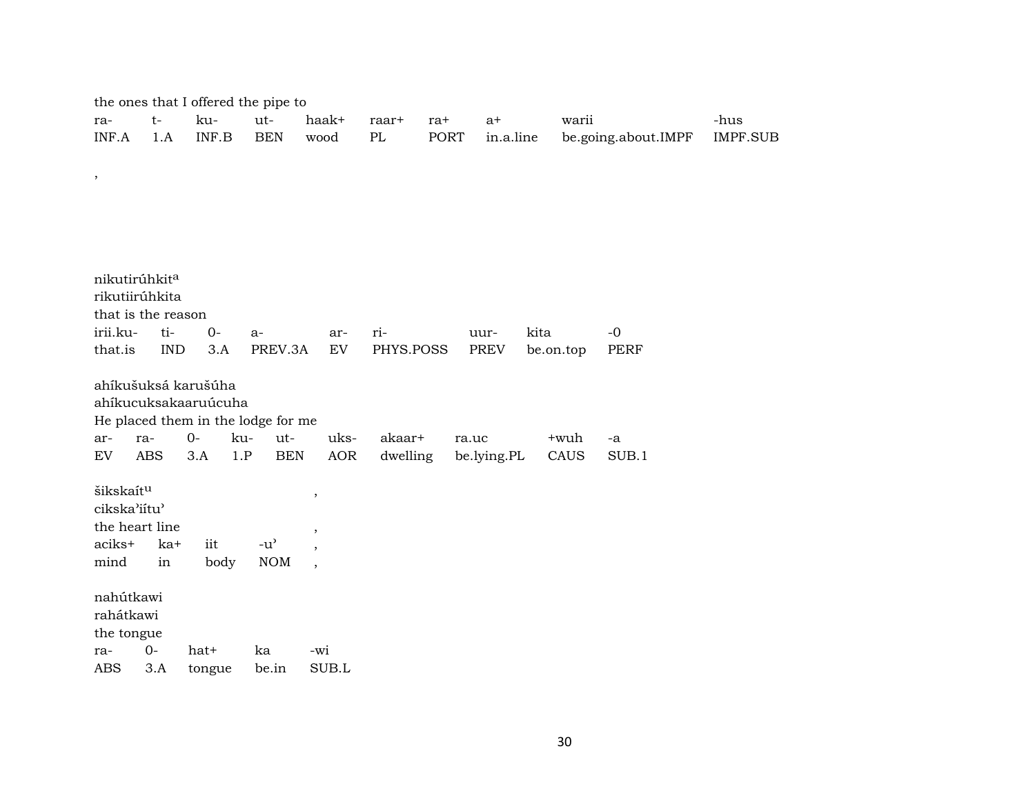the ones that I offered the pipe to

| ra- | t- | ku- | ut- | haak+ | raar+ | ra+ | a+ | warii | -hus |
|---|---|---|---|---|---|---|---|---|---|
| INF.A | 1.A | INF.B | BEN | wood | PL | PORT | in.a.line | be.going.about.IMPF | IMPF.SUB |

,

nikutirúhkit[a]
rikutiirúhkita
that is the reason

| irii.ku- | ti- | 0- | a- | ar- | ri- | uur- | kita | -0 |
|---|---|---|---|---|---|---|---|---|
| that.is | IND | 3.A | PREV.3A | EV | PHYS.POSS | PREV | be.on.top | PERF |

ahíkušuksá karušúha
ahíkucuksakaaruúcuha
He placed them in the lodge for me

| ar- | ra- | 0- | ku- | ut- | uks- | akaar+ | ra.uc | +wuh | -a |
|---|---|---|---|---|---|---|---|---|---|
| EV | ABS | 3.A | 1.P | BEN | AOR | dwelling | be.lying.PL | CAUS | SUB.1 |

šikskaít[u] ,
cikska'iítu'
the heart line ,

| aciks+ | ka+ | iit | -u' | , |
|---|---|---|---|---|
| mind | in | body | NOM | , |

nahútkawi
rahátkawi
the tongue

| ra- | 0- | hat+ | ka | -wi |
|---|---|---|---|---|
| ABS | 3.A | tongue | be.in | SUB.L |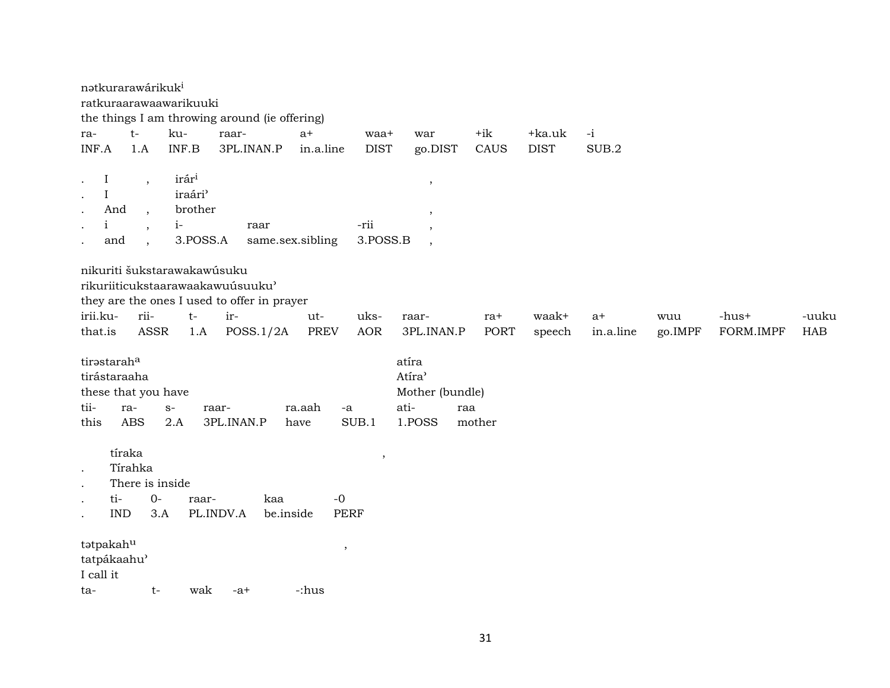nətkurarawárikuk[i]
ratkuraarawaawarikuuki
the things I am throwing around (ie offering)

| ra- | t- | ku- | raar- | a+ | waa+ | war | +ik | +ka.uk | -i |
|---|---|---|---|---|---|---|---|---|---|
| INF.A | 1.A | INF.B | 3PL.INAN.P | in.a.line | DIST | go.DIST | CAUS | DIST | SUB.2 |

| . | I | , | irár[i] | | | , |
|---|---|---|---|---|---|---|
| . | I | | iraári’ | | | |
| . | And | , | brother | | | , |
| . | i | , | i- | raar | -rii | , |
| . | and | , | 3.POSS.A | same.sex.sibling | 3.POSS.B | , |

nikuriti šukstarawakawúsuku
rikuriiticukstaarawaakawuúsuuku’
they are the ones I used to offer in prayer

| irii.ku- | rii- | t- | ir- | ut- | uks- | raar- | ra+ | waak+ | a+ | wuu | -hus+ | -uuku |
|---|---|---|---|---|---|---|---|---|---|---|---|---|
| that.is | ASSR | 1.A | POSS.1/2A | PREV | AOR | 3PL.INAN.P | PORT | speech | in.a.line | go.IMPF | FORM.IMPF | HAB |

| tirəstarah[a] | | | | | | atíra | |
|---|---|---|---|---|---|---|---|
| tirástaraaha | | | | | | Atíra’ | |
| these that you have | | | | | | Mother (bundle) | |
| tii- | ra- | s- | raar- | ra.aah | -a | ati- | raa |
| this | ABS | 2.A | 3PL.INAN.P | have | SUB.1 | 1.POSS | mother |

| | tíraka | | | | , |
|---|---|---|---|---|---|
| . | Tírahka | | | | |
| . | There is inside | | | | |
| . | ti- | 0- | raar- | kaa | -0 |
| . | IND | 3.A | PL.INDV.A | be.inside | PERF |

tətpakah[u] ,
tatpákaahu’
I call it

| ta- | t- | wak | -a+ | -:hus |
|---|---|---|---|---|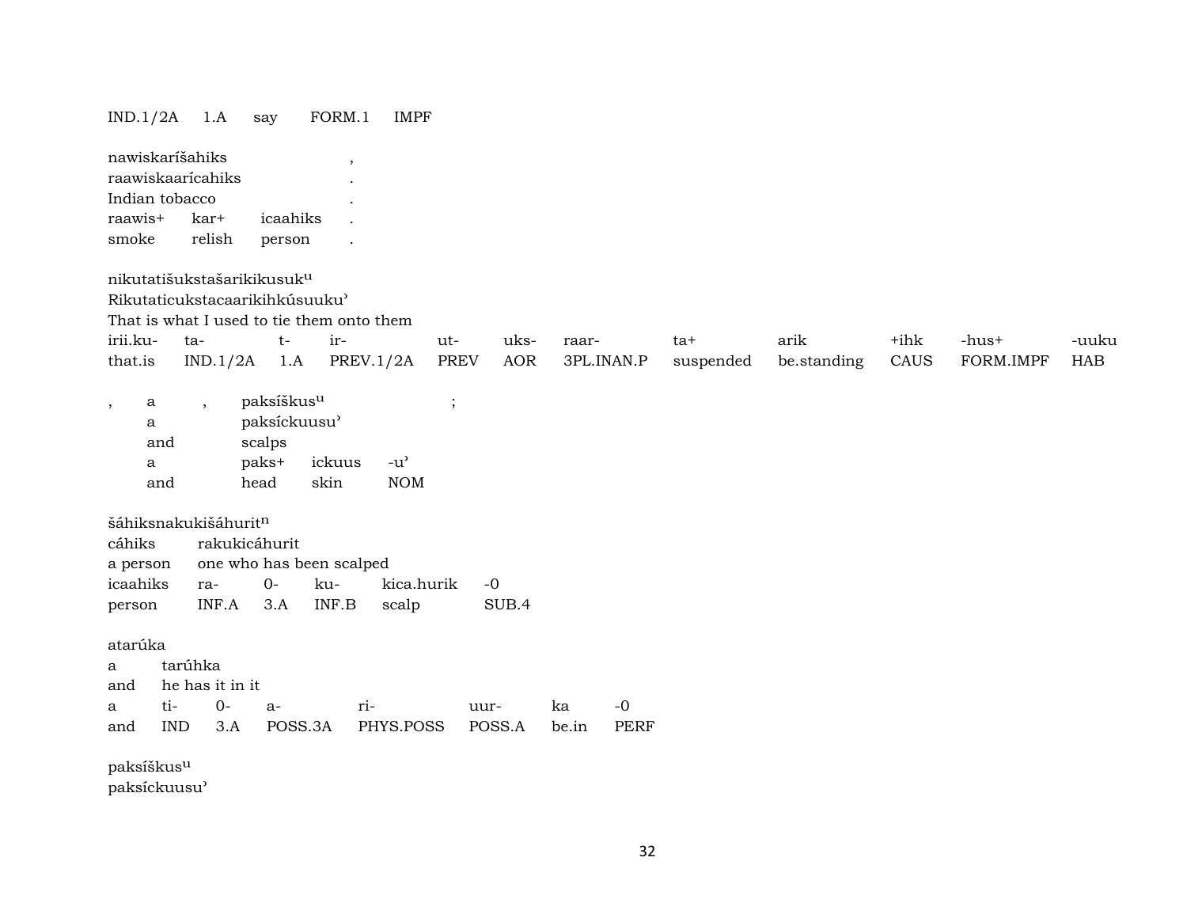IND.1/2A 1.A say FORM.1 IMPF

nawiskaríšahiks ,
raawiskaarícahiks .
Indian tobacco .

| raawis+ | kar+ | icaahiks | . |
|---|---|---|---|
| smoke | relish | person | . |

nikutatišukstašarikikusuk$^{u}$
Rikutaticukstacaarikihkúsuuku'
That is what I used to tie them onto them

| irii.ku- | ta- | t- | ir- | ut- | uks- | raar- | ta+ | arik | +ihk | -hus+ | -uuku |
|---|---|---|---|---|---|---|---|---|---|---|---|
| that.is | IND.1/2A | 1.A | PREV.1/2A | PREV | AOR | 3PL.INAN.P | suspended | be.standing | CAUS | FORM.IMPF | HAB |

, a , paksíškus$^{u}$ ;
a paksíckuusu'
and scalps

| a | paks+ | ickuus | -u' |
|---|---|---|---|
| and | head | skin | NOM |

šáhiksnakukišáhurit$^{n}$
cáhiks rakukicáhurit
a person one who has been scalped

| icaahiks | ra- | 0- | ku- | kica.hurik | -0 |
|---|---|---|---|---|---|
| person | INF.A | 3.A | INF.B | scalp | SUB.4 |

atarúka
a tarúhka
and he has it in it

| a | ti- | 0- | a- | ri- | uur- | ka | -0 |
|---|---|---|---|---|---|---|---|
| and | IND | 3.A | POSS.3A | PHYS.POSS | POSS.A | be.in | PERF |

paksíškus$^{u}$
paksíckuusu'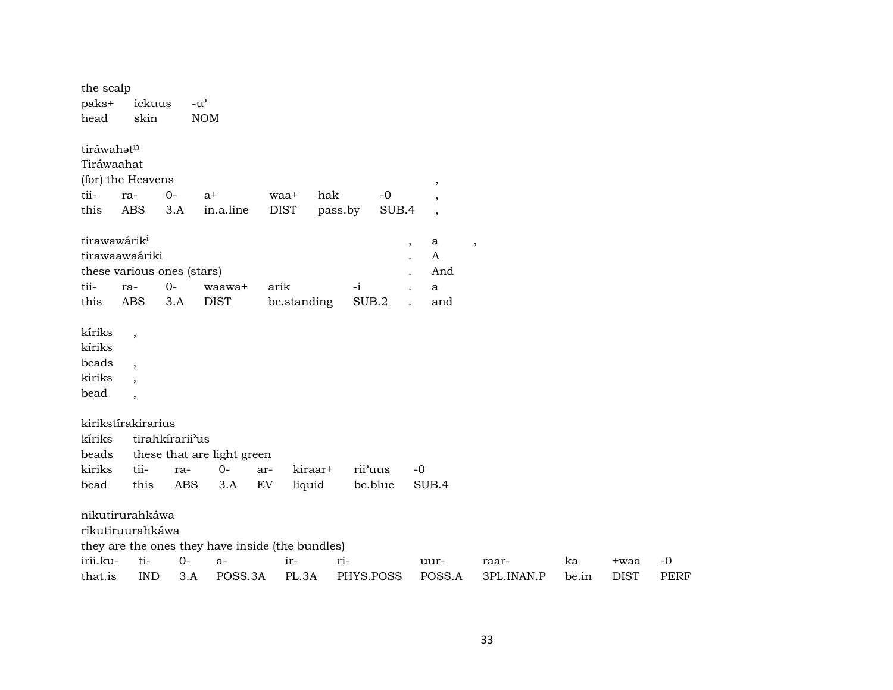the scalp

| paks+ | ickuus | -u’ |
|---|---|---|
| head | skin | NOM |

tiráwahət$^{n}$
Tiráwaahat
(for) the Heavens ,

| tii- | ra- | 0- | a+ | waa+ | hak | -0 | , |
|---|---|---|---|---|---|---|---|
| this | ABS | 3.A | in.a.line | DIST | pass.by | SUB.4 | , |

tirawawárik$^{i}$ , a ,
tirawaawaáriki . A
these various ones (stars) . And

| tii- | ra- | 0- | waawa+ | arik | -i | . | a |
|---|---|---|---|---|---|---|---|
| this | ABS | 3.A | DIST | be.standing | SUB.2 | . | and |

kíriks ,
kíriks
beads ,
kiriks ,
bead ,

kirikstírakirarius
kíriks tirahkírarii’us
beads these that are light green

| kiriks | tii- | ra- | 0- | ar- | kiraar+ | rii’uus | -0 |
|---|---|---|---|---|---|---|---|
| bead | this | ABS | 3.A | EV | liquid | be.blue | SUB.4 |

nikutirurahkáwa
rikutiruurahkáwa
they are the ones they have inside (the bundles)

| irii.ku- | ti- | 0- | a- | ir- | ri- | uur- | raar- | ka | +waa | -0 |
|---|---|---|---|---|---|---|---|---|---|---|
| that.is | IND | 3.A | POSS.3A | PL.3A | PHYS.POSS | POSS.A | 3PL.INAN.P | be.in | DIST | PERF |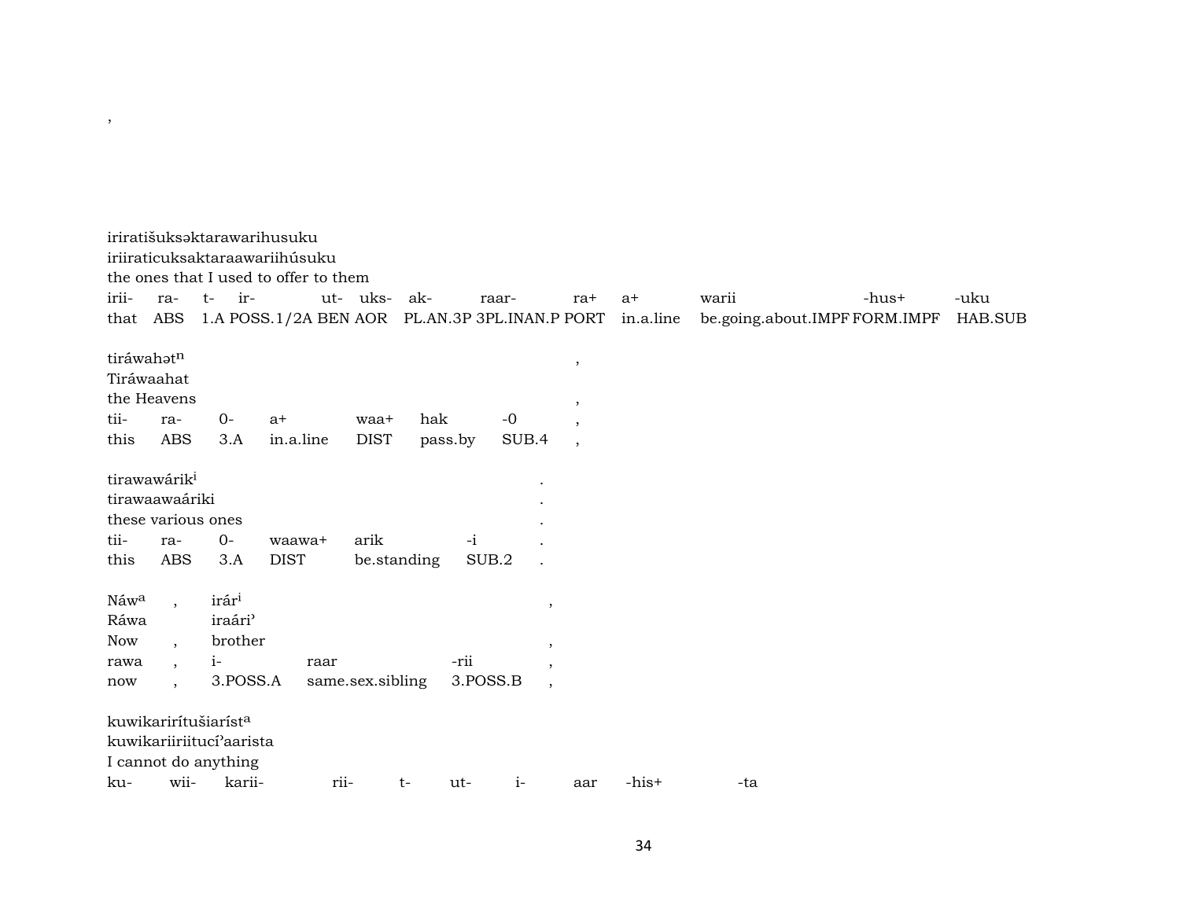,

iriratišuksəktarawarihusuku
iriiraticuksaktaraawariihúsuku
the ones that I used to offer to them

| irii- | ra- | t- | ir- | ut- | uks- | ak- | raar- | ra+ | a+ | warii | -hus+ | -uku |
|---|---|---|---|---|---|---|---|---|---|---|---|---|
| that | ABS | 1.A | POSS.1/2A | BEN | AOR | PL.AN.3P | 3PL.INAN.P | PORT | in.a.line | be.going.about.IMPF | FORM.IMPF | HAB.SUB |

tiráwahət[n] ,
Tiráwaahat
the Heavens ,

| tii- | ra- | 0- | a+ | waa+ | hak | -0 | , |
|---|---|---|---|---|---|---|---|
| this | ABS | 3.A | in.a.line | DIST | pass.by | SUB.4 | , |

tirawawárik[i] .
tirawaawaáriki .
these various ones .

| tii- | ra- | 0- | waawa+ | arik | -i | . |
|---|---|---|---|---|---|---|
| this | ABS | 3.A | DIST | be.standing | SUB.2 | . |

Náw[a] , irár[i] ,
Ráwa iraári'
Now , brother ,

| rawa | , | i- | raar | -rii | , |
|---|---|---|---|---|---|
| now | , | 3.POSS.A | same.sex.sibling | 3.POSS.B | , |

kuwikarirítušiaríst[a]
kuwikariiriitucí'aarista
I cannot do anything

| ku- | wii- | karii- | rii- | t- | ut- | i- | aar | -his+ | -ta |
|---|---|---|---|---|---|---|---|---|---|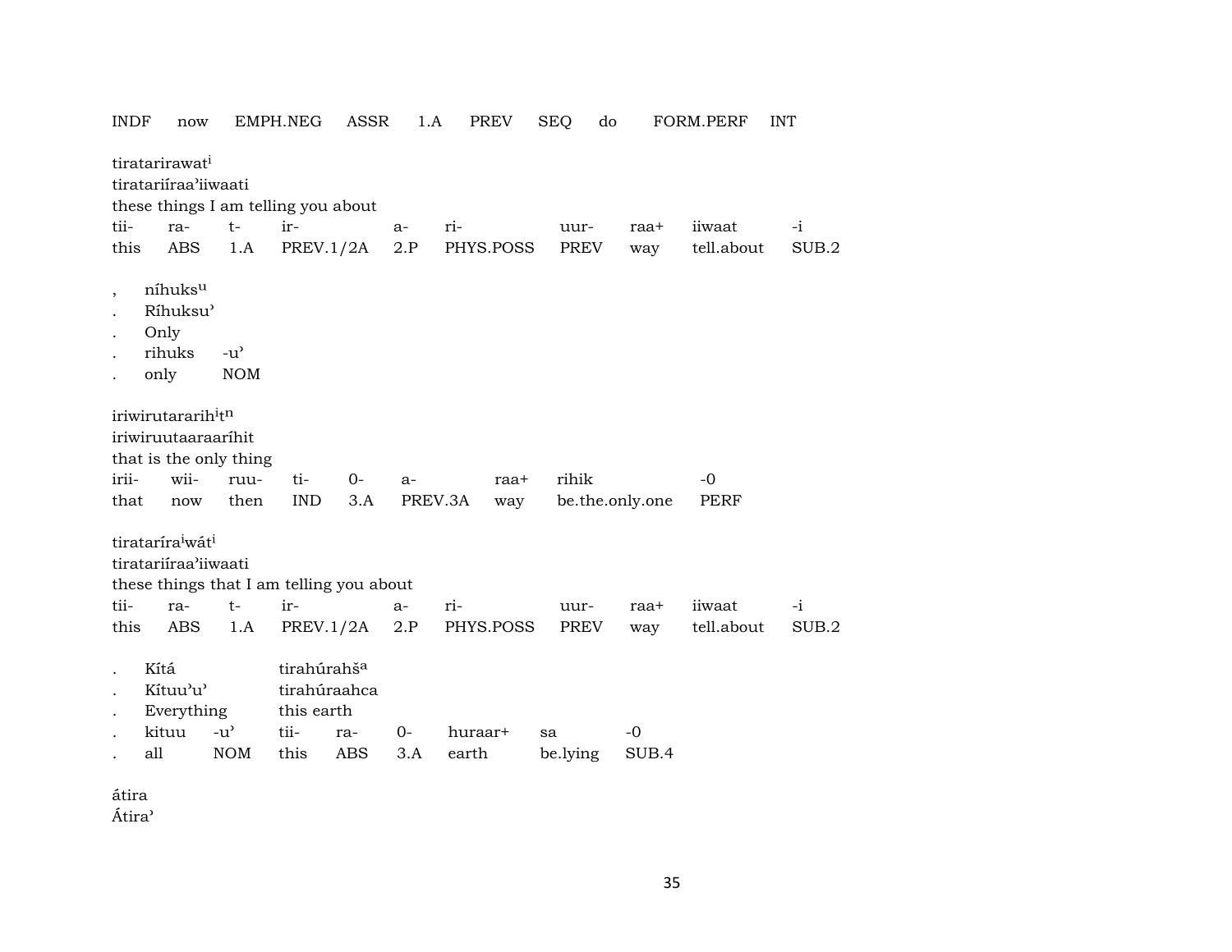INDF now EMPH.NEG ASSR 1.A PREV SEQ do FORM.PERF INT

tiratarirawat[i]
tiratariíraa'iiwaati
these things I am telling you about

| tii- | ra- | t- | ir- | a- | ri- | uur- | raa+ | iiwaat | -i |
|---|---|---|---|---|---|---|---|---|---|
| this | ABS | 1.A | PREV.1/2A | 2.P | PHYS.POSS | PREV | way | tell.about | SUB.2 |

, níhuks[u]
. Ríhuksu'
. Only
. rihuks -u'
. only NOM

iriwirutararih[i]t[n]
iriwiruutaaraaríhit
that is the only thing

| irii- | wii- | ruu- | ti- | 0- | a- | raa+ | rihik | -0 |
|---|---|---|---|---|---|---|---|---|
| that | now | then | IND | 3.A | PREV.3A | way | be.the.only.one | PERF |

tiratarira[i]wát[i]
tiratariíraa'iiwaati
these things that I am telling you about

| tii- | ra- | t- | ir- | a- | ri- | uur- | raa+ | iiwaat | -i |
|---|---|---|---|---|---|---|---|---|---|
| this | ABS | 1.A | PREV.1/2A | 2.P | PHYS.POSS | PREV | way | tell.about | SUB.2 |

. Kítá tirahúrahš[a]
. Kítuu'u' tirahúraahca
. Everything this earth

| . | kituu | -u' | tii- | ra- | 0- | huraar+ | sa | -0 |
|---|---|---|---|---|---|---|---|---|
| . | all | NOM | this | ABS | 3.A | earth | be.lying | SUB.4 |

átira
Átira'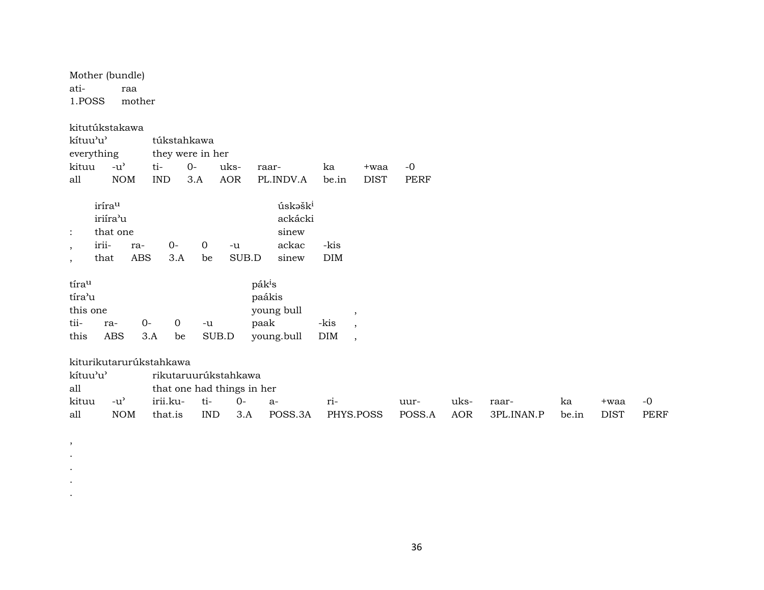Mother (bundle)

| ati- | raa |
|---|---|
| 1.POSS | mother |

kitutúkstakawa

| kítuu'u' | | túkstahkawa | | | | | | |
|---|---|---|---|---|---|---|---|---|
| everything | | they were in her | | | | | | |
| kituu | -u' | ti- | 0- | uks- | raar- | ka | +waa | -0 |
| all | NOM | IND | 3.A | AOR | PL.INDV.A | be.in | DIST | PERF |

| | irírau | | | | | úskəšk$^{i}$ | |
|---|---|---|---|---|---|---|---|
| | iriíra'u | | | | | ackácki | |
| : | that one | | | | | sinew | |
| , | irii- | ra- | 0- | 0 | -u | ackac | -kis |
| , | that | ABS | 3.A | be | SUB.D | sinew | DIM |

| tírau | | | | | pák$^{i}$s | | |
|---|---|---|---|---|---|---|---|
| tíra'u | | | | | paákis | | |
| this one | | | | | young bull | | , |
| tii- | ra- | 0- | 0 | -u | paak | -kis | , |
| this | ABS | 3.A | be | SUB.D | young.bull | DIM | , |

kiturikutarurúkstahkawa

| kítuu'u' | | rikutaruurúkstahkawa | | | | | | | | | | |
|---|---|---|---|---|---|---|---|---|---|---|---|---|
| all | | that one had things in her | | | | | | | | | | |
| kituu | -u' | irii.ku- | ti- | 0- | a- | ri- | uur- | uks- | raar- | ka | +waa | -0 |
| all | NOM | that.is | IND | 3.A | POSS.3A | PHYS.POSS | POSS.A | AOR | 3PL.INAN.P | be.in | DIST | PERF |

,
.
.
.
.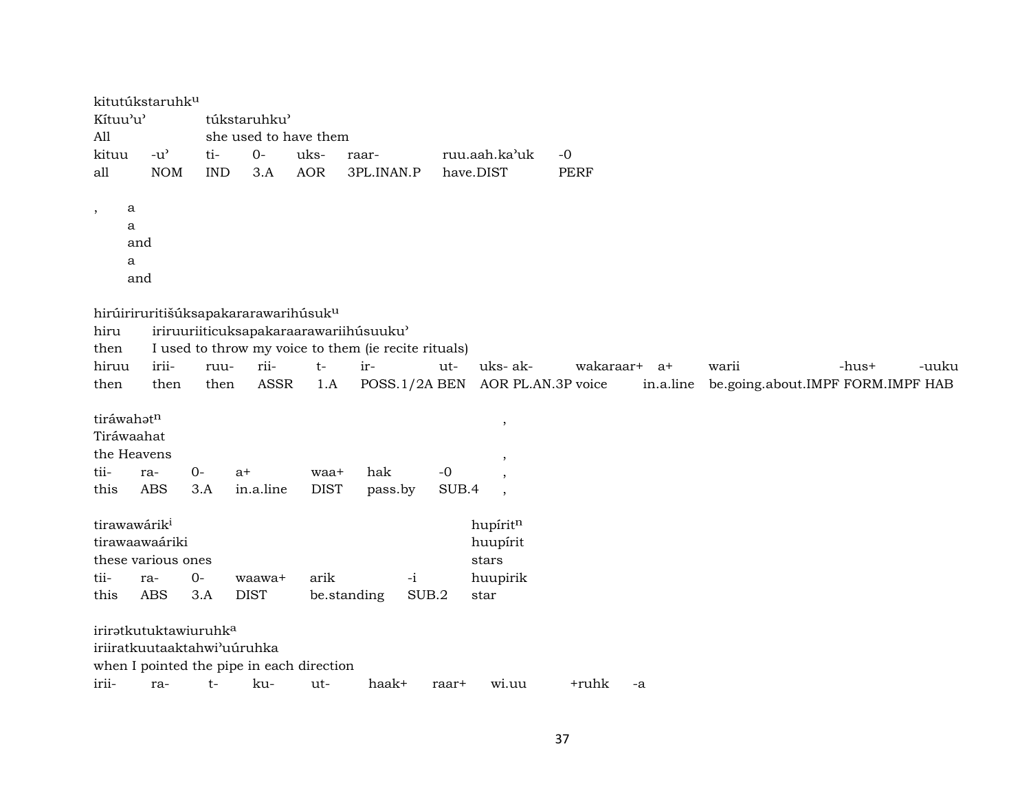kitutúkstaruhk^u
Kítuu'u' túkstaruhku'
All she used to have them

| kituu | -u' | ti- | 0- | uks- | raar- | ruu.aah.ka'uk | -0 |
|---|---|---|---|---|---|---|---|
| all | NOM | IND | 3.A | AOR | 3PL.INAN.P | have.DIST | PERF |

, a
a
and
a
and

hirúiriruritišúksapakararawarihúsuk^u
hiru iriruuriiticuksapakaraarawariihúsuuku'
then I used to throw my voice to them (ie recite rituals)

| hiruu | irii- | ruu- | rii- | t- | ir- | ut- | uks- | ak- | wakaraar+ | a+ | warii | -hus+ | -uuku |
|---|---|---|---|---|---|---|---|---|---|---|---|---|---|
| then | then | then | ASSR | 1.A | POSS.1/2A | BEN | AOR | PL.AN.3P | voice | in.a.line | be.going.about.IMPF | FORM.IMPF | HAB |

tiráwahət^n ,
Tiráwaahat
the Heavens ,

| tii- | ra- | 0- | a+ | waa+ | hak | -0 | , |
|---|---|---|---|---|---|---|---|
| this | ABS | 3.A | in.a.line | DIST | pass.by | SUB.4 | , |

tirawawárik^i hupírit^n
tirawaawaáriki huupírit
these various ones stars

| tii- | ra- | 0- | waawa+ | arik | -i | huupirik |
|---|---|---|---|---|---|---|
| this | ABS | 3.A | DIST | be.standing | SUB.2 | star |

irirətkutuktawiuruhk^a
iriiratkuutaaktahwi'uúruhka
when I pointed the pipe in each direction

| irii- | ra- | t- | ku- | ut- | haak+ | raar+ | wi.uu | +ruhk | -a |
|---|---|---|---|---|---|---|---|---|---|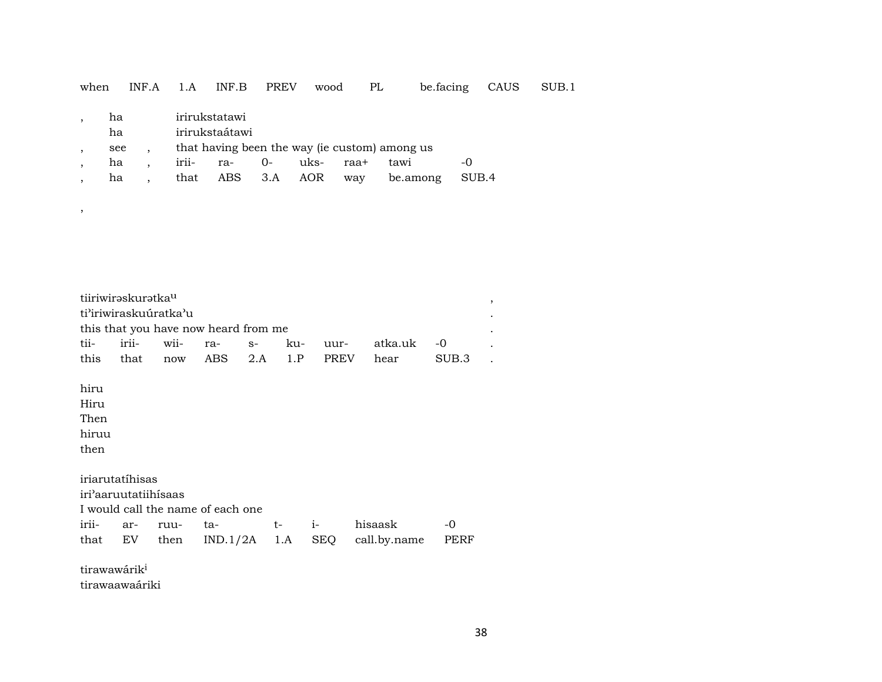| when | INF.A | 1.A | INF.B | PREV | wood | PL | be.facing | CAUS | SUB.1 |
|---|---|---|---|---|---|---|---|---|---|

| , | ha | | irirukstatawi | | | | | | |
|---|---|---|---|---|---|---|---|---|---|
| | ha | | irirukstaátawi | | | | | | |
| , | see | , | that having been the way (ie custom) among us | | | | | | |
| , | ha | , | irii- | ra- | 0- | uks- | raa+ | tawi | -0 |
| , | ha | , | that | ABS | 3.A | AOR | way | be.among | SUB.4 |

,

| tiiriwirəskurətka^u | | | | | | | | | , |
|---|---|---|---|---|---|---|---|---|---|
| ti'iriwiraskuúratka'u | | | | | | | | | . |
| this that you have now heard from me | | | | | | | | | . |
| tii- | irii- | wii- | ra- | s- | ku- | uur- | atka.uk | -0 | . |
| this | that | now | ABS | 2.A | 1.P | PREV | hear | SUB.3 | . |

hiru
Hiru
Then
hiruu
then

| iriarutatíhisas | | | | | | | |
|---|---|---|---|---|---|---|---|
| iri'aaruutatiihísaas | | | | | | | |
| I would call the name of each one | | | | | | | |
| irii- | ar- | ruu- | ta- | t- | i- | hisaask | -0 |
| that | EV | then | IND.1/2A | 1.A | SEQ | call.by.name | PERF |

tirawawárik^i
tirawaawaáriki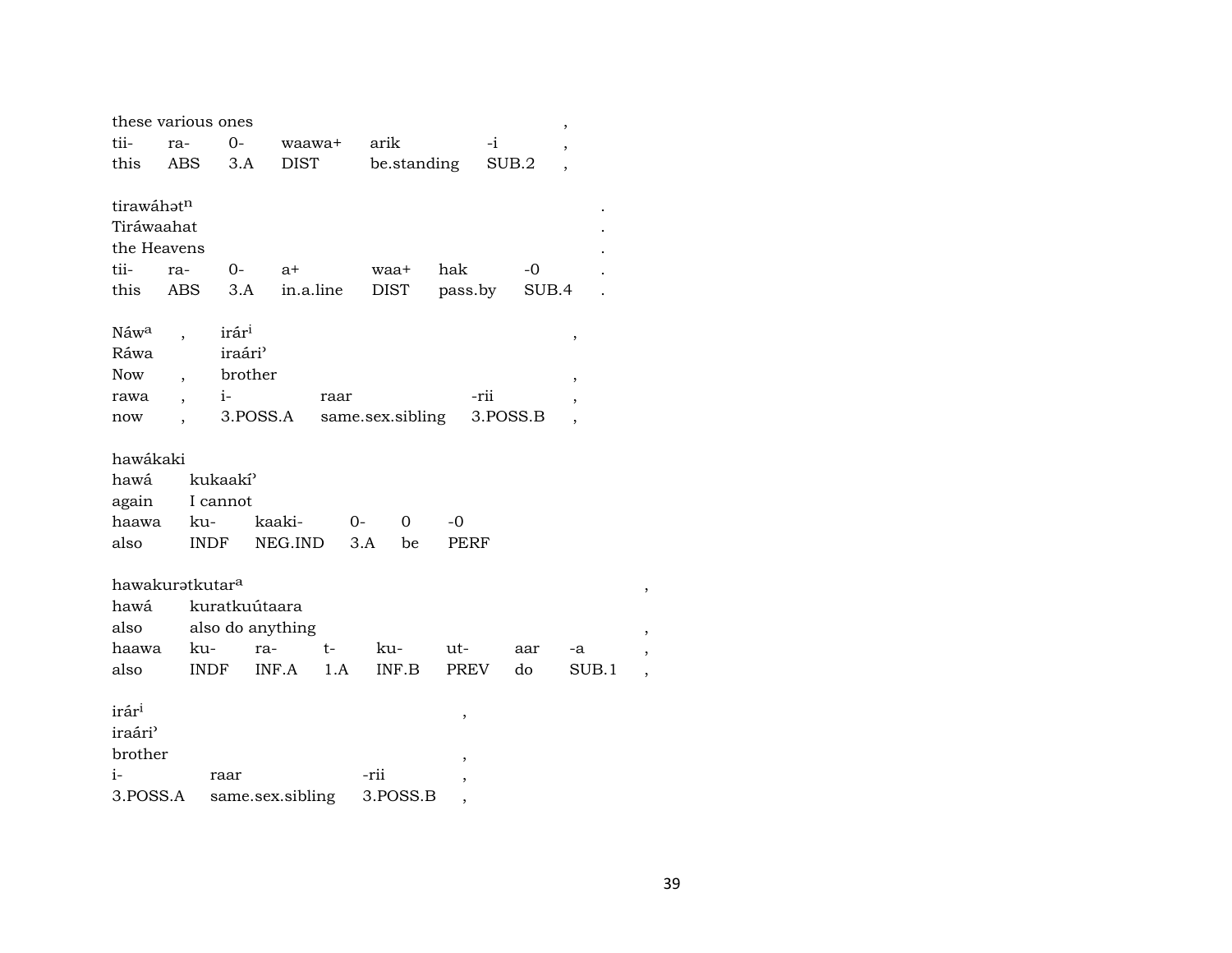| these various ones | | | | | | , |
|---|---|---|---|---|---|---|
| tii- | ra- | 0- | waawa+ | arik | -i | , |
| this | ABS | 3.A | DIST | be.standing | SUB.2 | , |

| tirawáhətⁿ | | | | | | | . |
|---|---|---|---|---|---|---|---|
| Tiráwaahat | | | | | | | . |
| the Heavens | | | | | | | . |
| tii- | ra- | 0- | a+ | waa+ | hak | -0 | . |
| this | ABS | 3.A | in.a.line | DIST | pass.by | SUB.4 | . |

| Náwᵃ | , | irárⁱ | | | , |
|---|---|---|---|---|---|
| Ráwa | | iraári' | | | |
| Now | , | brother | | | , |
| rawa | , | i- | raar | -rii | , |
| now | , | 3.POSS.A | same.sex.sibling | 3.POSS.B | , |

| hawákaki | | | | | |
|---|---|---|---|---|---|
| hawá | kukaakí' | | | | |
| again | I cannot | | | | |
| haawa | ku- | kaaki- | 0- | 0 | -0 |
| also | INDF | NEG.IND | 3.A | be | PERF |

| hawakurətkutarᵃ | | | | | | | | , |
|---|---|---|---|---|---|---|---|---|
| hawá | kuratkuútaara | | | | | | | |
| also | also do anything | | | | | | | , |
| haawa | ku- | ra- | t- | ku- | ut- | aar | -a | , |
| also | INDF | INF.A | 1.A | INF.B | PREV | do | SUB.1 | , |

| irárⁱ | | | , |
|---|---|---|---|
| iraári' | | | |
| brother | | | , |
| i- | raar | -rii | , |
| 3.POSS.A | same.sex.sibling | 3.POSS.B | , |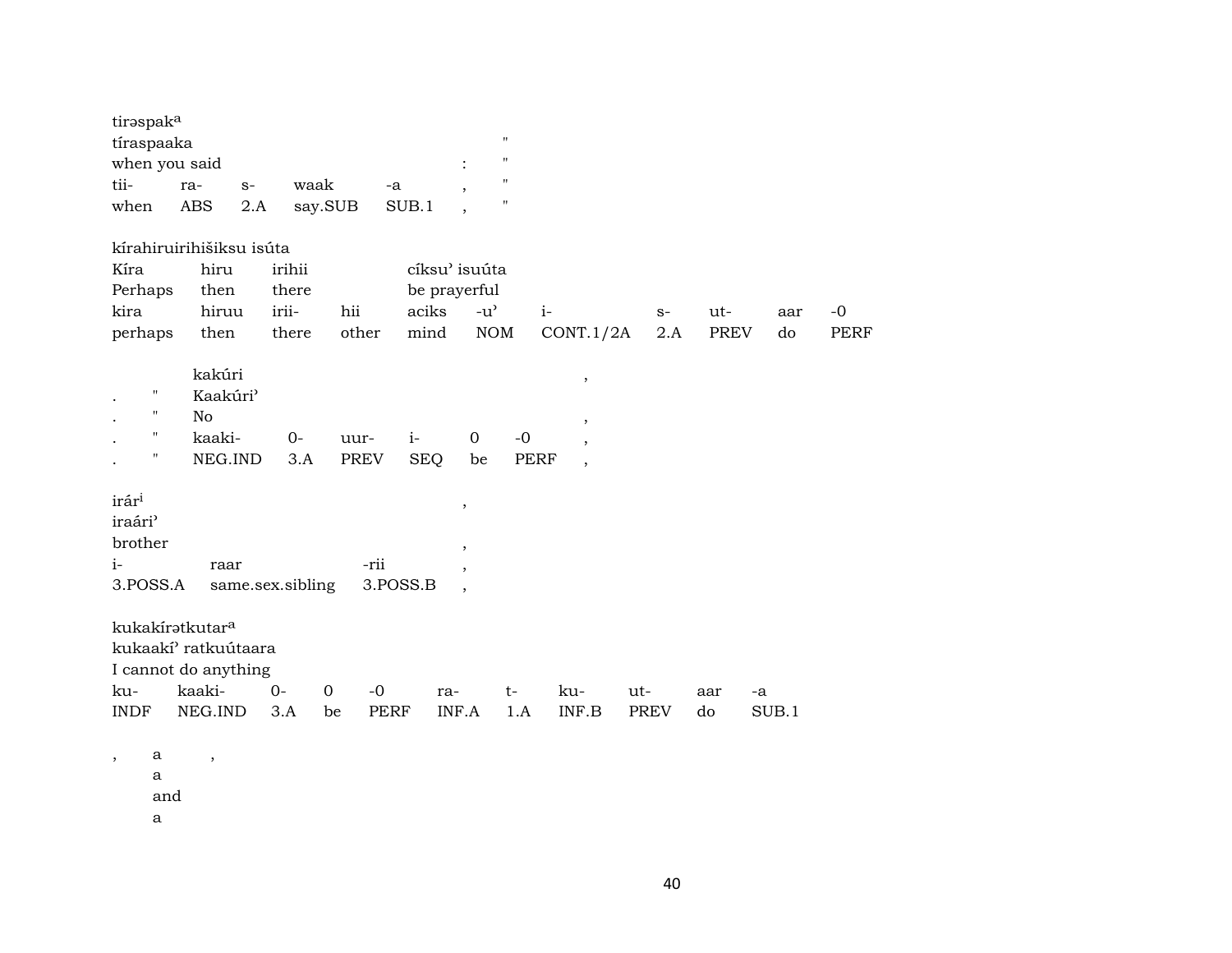tirəspak$^{a}$

| tíraspaaka | | | | | | " |
|---|---|---|---|---|---|---|
| when you said | | | | | : | " |
| tii- | ra- | s- | waak | -a | , | " |
| when | ABS | 2.A | say.SUB | SUB.1 | , | " |

kírahiruirihišiksu isúta

| Kíra | hiru | irihii | | cíksu' isuúta | | | | | | |
|---|---|---|---|---|---|---|---|---|---|---|
| Perhaps | then | there | | be prayerful | | | | | | |
| kira | hiruu | irii- | hii | aciks | -u' | i- | s- | ut- | aar | -0 |
| perhaps | then | there | other | mind | NOM | CONT.1/2A | 2.A | PREV | do | PERF |

| | | kakúri | | | | | | , |
|---|---|---|---|---|---|---|---|---|
| . | " | Kaakúri' | | | | | | |
| . | " | No | | | | | | , |
| . | " | kaaki- | 0- | uur- | i- | 0 | -0 | , |
| . | " | NEG.IND | 3.A | PREV | SEQ | be | PERF | , |

irár$^{i}$ ,

| iraári' | | | |
|---|---|---|---|
| brother | | | , |
| i- | raar | -rii | , |
| 3.POSS.A | same.sex.sibling | 3.POSS.B | , |

kukakírətkutar$^{a}$

| kukaakí' ratkuútaara | | | | | | | | | | |
|---|---|---|---|---|---|---|---|---|---|---|
| I cannot do anything | | | | | | | | | | |
| ku- | kaaki- | 0- | 0 | -0 | ra- | t- | ku- | ut- | aar | -a |
| INDF | NEG.IND | 3.A | be | PERF | INF.A | 1.A | INF.B | PREV | do | SUB.1 |

| , | a | , |
|---|---|---|
| | a | |
| | and | |
| | a | |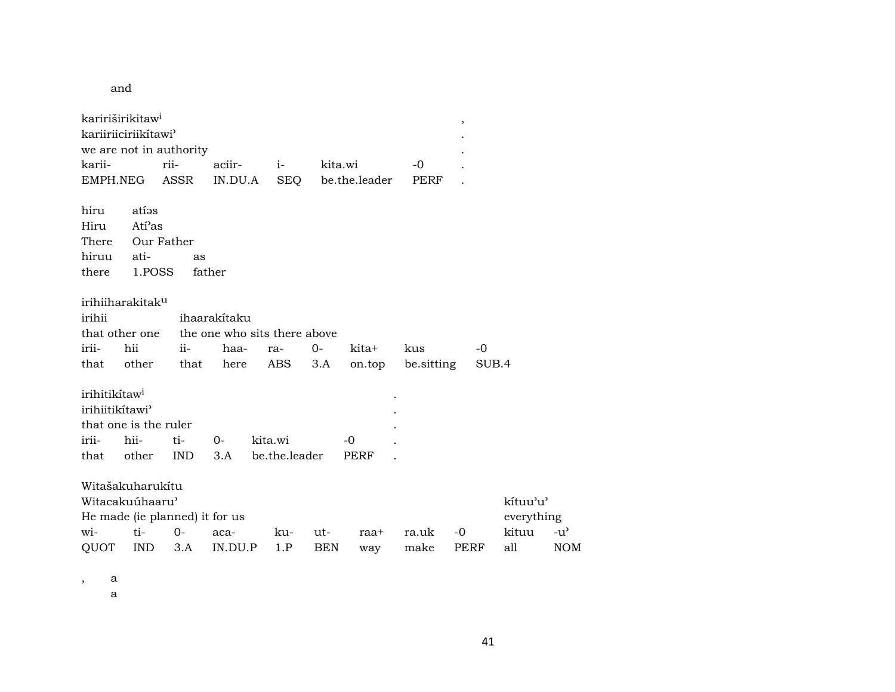and

kariririširikitaw^i ,
kariiriiciriikítawiʾ .
we are not in authority .

| karii- | rii- | aciir- | i- | kita.wi | -0 | . |
|---|---|---|---|---|---|---|
| EMPH.NEG | ASSR | IN.DU.A | SEQ | be.the.leader | PERF | . |

| hiru | atíəs | |
|---|---|---|
| Hiru | Atíʔas | |
| There | Our Father | |
| hiruu | ati- | as |
| there | 1.POSS | father |

irihiiharakitak^u

| irihii | | ihaarakítaku | | | | | | |
|---|---|---|---|---|---|---|---|---|
| that other one | | the one who sits there above | | | | | | |
| irii- | hii | ii- | haa- | ra- | 0- | kita+ | kus | -0 |
| that | other | that | here | ABS | 3.A | on.top | be.sitting | SUB.4 |

irihitikítaw^i .
irihiitikítawiʾ .
that one is the ruler .

| irii- | hii- | ti- | 0- | kita.wi | -0 | . |
|---|---|---|---|---|---|---|
| that | other | IND | 3.A | be.the.leader | PERF | . |

Witašakuharukítu

| Witacakuúhaaruʾ | | | | | | | | | kítuuʾuʾ | |
|---|---|---|---|---|---|---|---|---|---|---|
| He made (ie planned) it for us | | | | | | | | | everything | |
| wi- | ti- | 0- | aca- | ku- | ut- | raa+ | ra.uk | -0 | kituu | -uʾ |
| QUOT | IND | 3.A | IN.DU.P | 1.P | BEN | way | make | PERF | all | NOM |

, a
a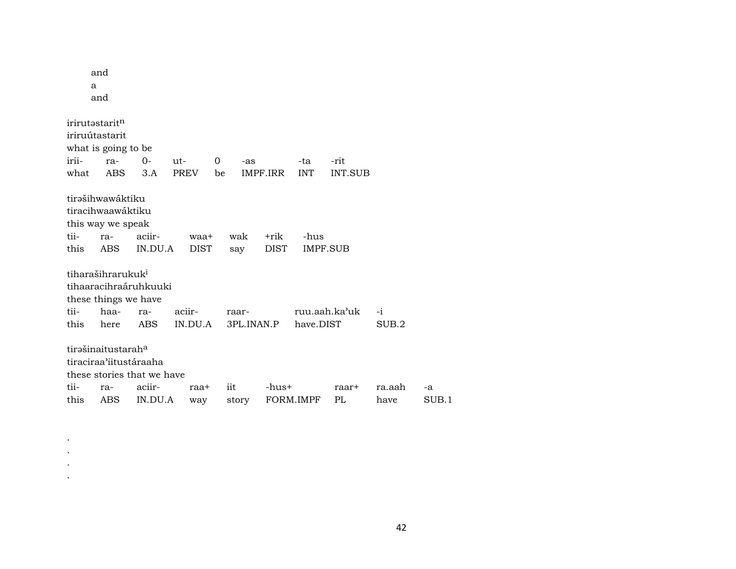and
a
and

irirutəstarit[n]
iriruútastarit
what is going to be

| irii- | ra- | 0- | ut- | 0 | -as | -ta | -rit |
|---|---|---|---|---|---|---|---|
| what | ABS | 3.A | PREV | be | IMPF.IRR | INT | INT.SUB |

tirəšihwawáktiku
tiracihwaawáktiku
this way we speak

| tii- | ra- | aciir- | waa+ | wak | +rik | -hus |
|---|---|---|---|---|---|---|
| this | ABS | IN.DU.A | DIST | say | DIST | IMPF.SUB |

tiharašihrarukuk[i]
tihaaracihraáruhkuuki
these things we have

| tii- | haa- | ra- | aciir- | raar- | ruu.aah.ka'uk | -i |
|---|---|---|---|---|---|---|
| this | here | ABS | IN.DU.A | 3PL.INAN.P | have.DIST | SUB.2 |

tirəšinaitustarah[a]
tiraciraa'iitustáraaha
these stories that we have

| tii- | ra- | aciir- | raa+ | iit | -hus+ | raar+ | ra.aah | -a |
|---|---|---|---|---|---|---|---|---|
| this | ABS | IN.DU.A | way | story | FORM.IMPF | PL | have | SUB.1 |

.
.
.
.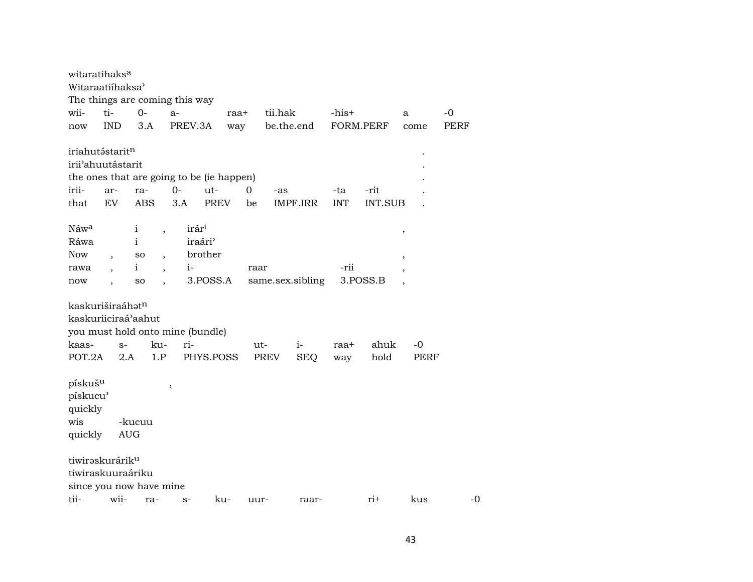witaratihaks^a
Witaraatiíhaksaʾ
The things are coming this way

| wii- | ti- | 0- | a- | raa+ | tii.hak | -his+ | a | -0 |
|---|---|---|---|---|---|---|---|---|
| now | IND | 3.A | PREV.3A | way | be.the.end | FORM.PERF | come | PERF |

iriahutə́starit^n .
iriiʾahuutástarit .
the ones that are going to be (ie happen) .

| irii- | ar- | ra- | 0- | ut- | 0 | -as | -ta | -rit | . |
|---|---|---|---|---|---|---|---|---|---|
| that | EV | ABS | 3.A | PREV | be | IMPF.IRR | INT | INT.SUB | . |

| Náw^a | | i | , | irár^i | | | , |
|---|---|---|---|---|---|---|---|
| Ráwa | | i | | iraáriʾ | | | |
| Now | , | so | , | brother | | | , |
| rawa | , | i | , | i- | raar | -rii | , |
| now | , | so | , | 3.POSS.A | same.sex.sibling | 3.POSS.B | , |

kaskuriširaáhət^n
kaskuriiciraáʾaahut
you must hold onto mine (bundle)

| kaas- | s- | ku- | ri- | ut- | i- | raa+ | ahuk | -0 |
|---|---|---|---|---|---|---|---|---|
| POT.2A | 2.A | 1.P | PHYS.POSS | PREV | SEQ | way | hold | PERF |

pískuš^u ,
pískucuʾ
quickly

| wis | -kucuu |
|---|---|
| quickly | AUG |

tiwirəskurárik^u
tiwiraskuuraáriku
since you now have mine

| tii- | wii- | ra- | s- | ku- | uur- | raar- | ri+ | kus | -0 |
|---|---|---|---|---|---|---|---|---|---|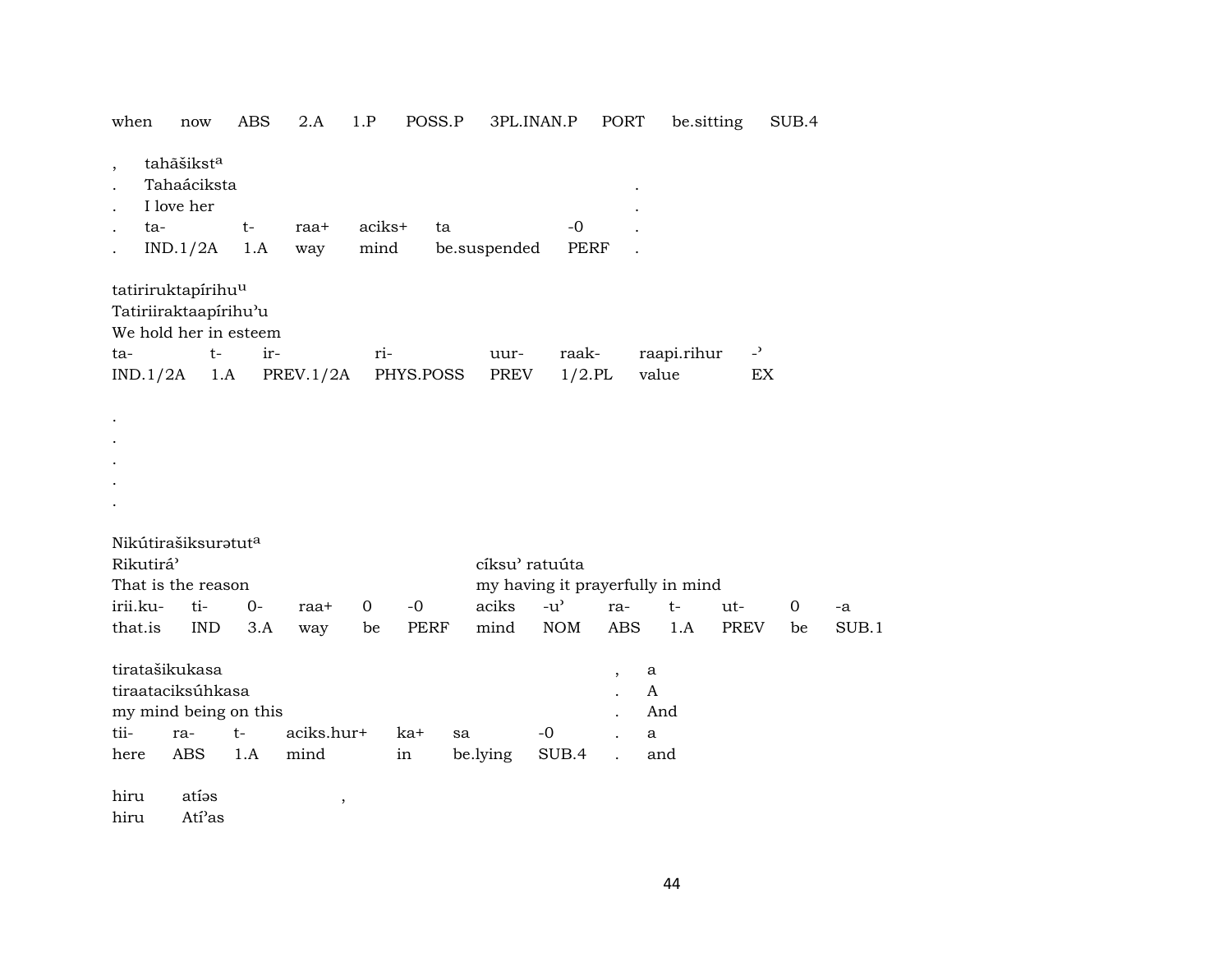when  now  ABS  2.A  1.P  POSS.P  3PL.INAN.P  PORT  be.sitting  SUB.4

| , | tahãšikst[a] | | | | | | |
|---|---|---|---|---|---|---|---|
| . | Tahaáciksta | | | | | | . |
| . | I love her | | | | | | . |
| . | ta- | t- | raa+ | aciks+ | ta | -0 | . |
| . | IND.1/2A | 1.A | way | mind | be.suspended | PERF | . |

| tatiriruktapírihu[u] | | | | | | | |
|---|---|---|---|---|---|---|---|
| Tatiriiraktaapírihuˀu | | | | | | | |
| We hold her in esteem | | | | | | | |
| ta- | t- | ir- | ri- | uur- | raak- | raapi.rihur | -ˀ |
| IND.1/2A | 1.A | PREV.1/2A | PHYS.POSS | PREV | 1/2.PL | value | EX |

.
.
.
.
.

| Nikútirašiksurətut[a] | | | | | | | | | | | | |
|---|---|---|---|---|---|---|---|---|---|---|---|---|
| Rikutiráˀ | | | | | | cíksuˀ ratuúta | | | | | | |
| That is the reason | | | | | | my having it prayerfully in mind | | | | | | |
| irii.ku- | ti- | 0- | raa+ | 0 | -0 | aciks | -uˀ | ra- | t- | ut- | 0 | -a |
| that.is | IND | 3.A | way | be | PERF | mind | NOM | ABS | 1.A | PREV | be | SUB.1 |

| tiratašikukasa | | | | | | | , | a |
|---|---|---|---|---|---|---|---|---|
| tiraataciksúhkasa | | | | | | | . | A |
| my mind being on this | | | | | | | . | And |
| tii- | ra- | t- | aciks.hur+ | ka+ | sa | -0 | . | a |
| here | ABS | 1.A | mind | in | be.lying | SUB.4 | . | and |

hiru  atíəs  ,
hiru  Atíˀas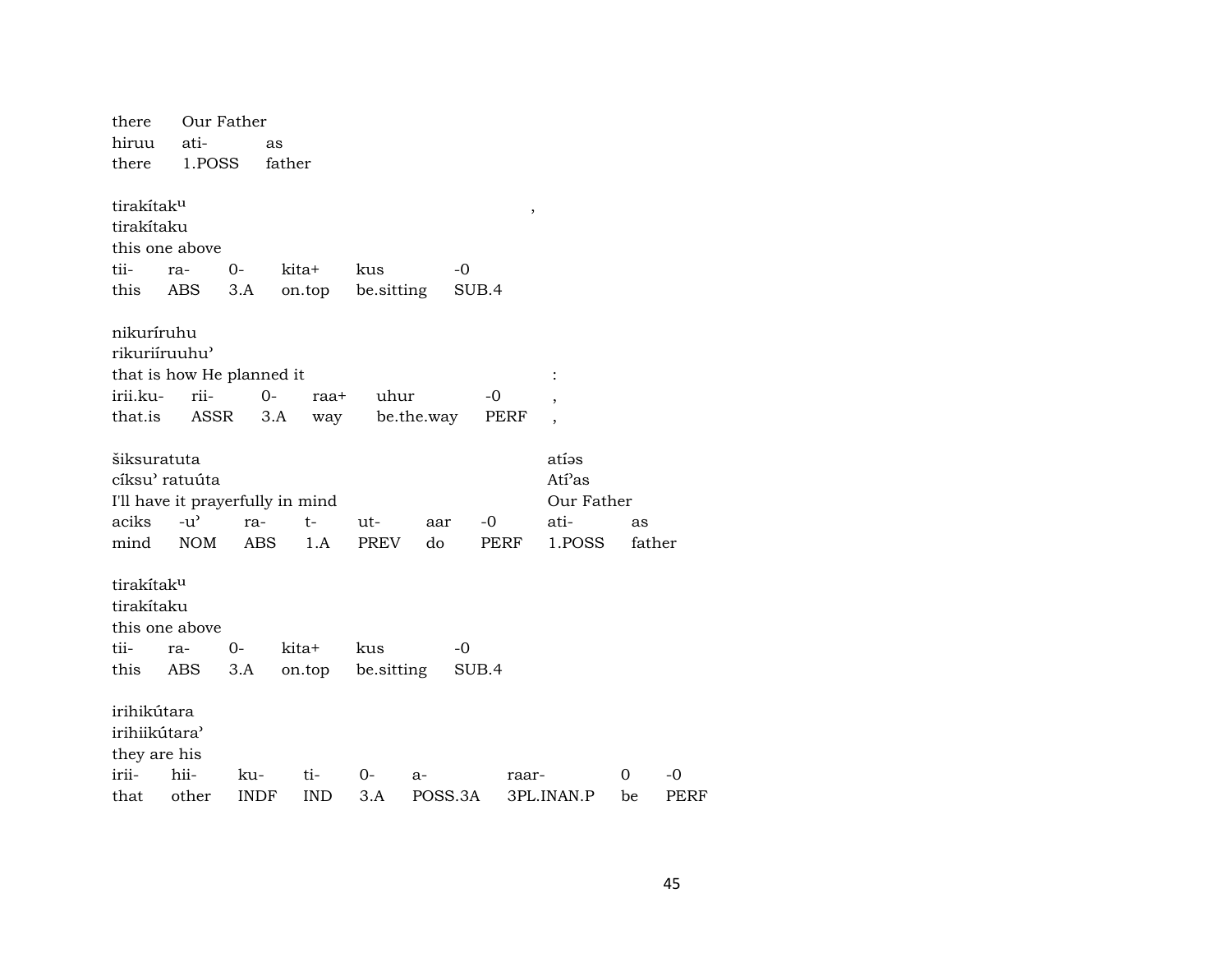there Our Father
hiruu ati- as
there 1.POSS father

tirakítak$^{u}$ ,
tirakítaku
this one above

| tii- | ra- | 0- | kita+ | kus | -0 |
|---|---|---|---|---|---|
| this | ABS | 3.A | on.top | be.sitting | SUB.4 |

nikuríruhu
rikuriíruuhu'
that is how He planned it :

| irii.ku- | rii- | 0- | raa+ | uhur | -0 | , |
|---|---|---|---|---|---|---|
| that.is | ASSR | 3.A | way | be.the.way | PERF | , |

šiksuratuta atíəs
cíksu' ratuúta Atí'as
I'll have it prayerfully in mind Our Father

| aciks | -u' | ra- | t- | ut- | aar | -0 | ati- | as |
|---|---|---|---|---|---|---|---|---|
| mind | NOM | ABS | 1.A | PREV | do | PERF | 1.POSS | father |

tirakítak$^{u}$
tirakítaku
this one above

| tii- | ra- | 0- | kita+ | kus | -0 |
|---|---|---|---|---|---|
| this | ABS | 3.A | on.top | be.sitting | SUB.4 |

irihikútara
irihiikútara'
they are his

| irii- | hii- | ku- | ti- | 0- | a- | raar- | 0 | -0 |
|---|---|---|---|---|---|---|---|---|
| that | other | INDF | IND | 3.A | POSS.3A | 3PL.INAN.P | be | PERF |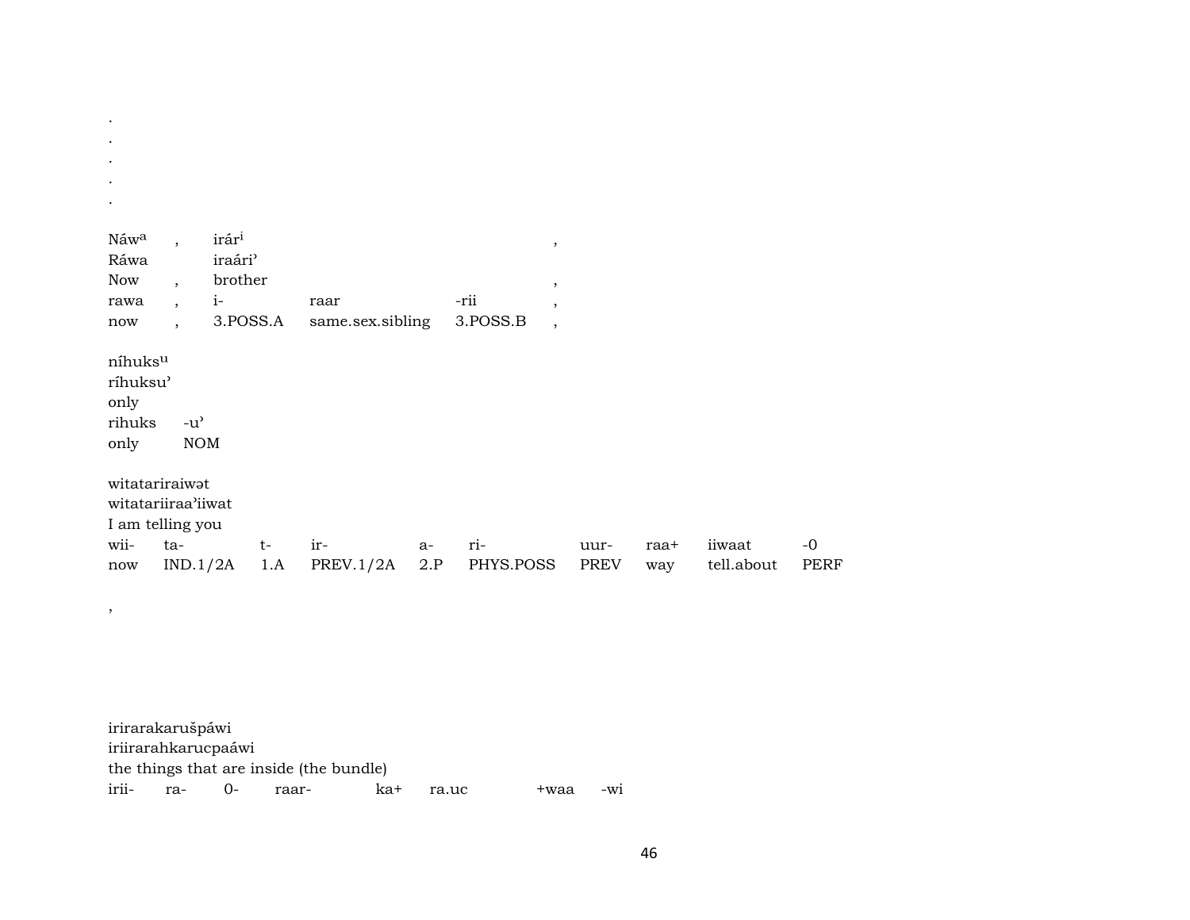.
.
.
.
.

| Náw^a | , | irár^i | | | , |
|---|---|---|---|---|---|
| Ráwa | | iraári' | | | |
| Now | , | brother | | | , |
| rawa | , | i- | raar | -rii | , |
| now | , | 3.POSS.A | same.sex.sibling | 3.POSS.B | , |

| níhuks^u | |
|---|---|
| ríhuksu' | |
| only | |
| rihuks | -u' |
| only | NOM |

| witatariraiwət | | | | | | | | | |
|---|---|---|---|---|---|---|---|---|---|
| witatariiraa'iiwat | | | | | | | | | |
| I am telling you | | | | | | | | | |
| wii- | ta- | t- | ir- | a- | ri- | uur- | raa+ | iiwaat | -0 |
| now | IND.1/2A | 1.A | PREV.1/2A | 2.P | PHYS.POSS | PREV | way | tell.about | PERF |

,

| irirarakarušpáwi | | | | | | | |
|---|---|---|---|---|---|---|---|
| iriirarahkarucpaáwi | | | | | | | |
| the things that are inside (the bundle) | | | | | | | |
| irii- | ra- | 0- | raar- | ka+ | ra.uc | +waa | -wi |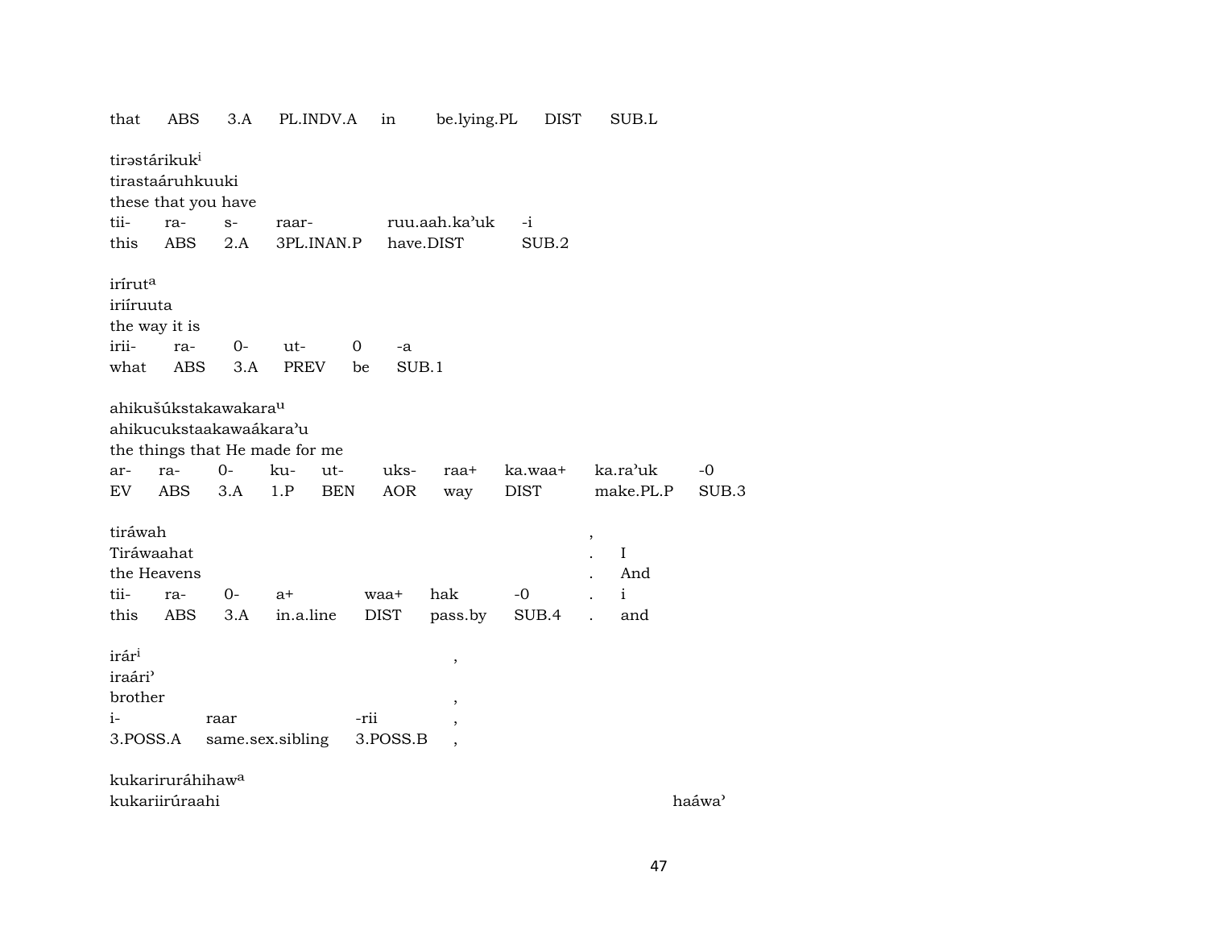that ABS 3.A PL.INDV.A in be.lying.PL DIST SUB.L

tirəstárikuk[i]
tirastaáruhkuuki
these that you have

| tii- | ra- | s- | raar- | ruu.aah.ka'uk | -i |
|---|---|---|---|---|---|
| this | ABS | 2.A | 3PL.INAN.P | have.DIST | SUB.2 |

irírut[a]
iriíruuta
the way it is

| irii- | ra- | 0- | ut- | 0 | -a |
|---|---|---|---|---|---|
| what | ABS | 3.A | PREV | be | SUB.1 |

ahikušúkstakawakara[u]
ahikucukstaakawaákara'u
the things that He made for me

| ar- | ra- | 0- | ku- | ut- | uks- | raa+ | ka.waa+ | ka.ra'uk | -0 |
|---|---|---|---|---|---|---|---|---|---|
| EV | ABS | 3.A | 1.P | BEN | AOR | way | DIST | make.PL.P | SUB.3 |

tiráwah ,
Tiráwaahat . I
the Heavens . And

| tii- | ra- | 0- | a+ | waa+ | hak | -0 | . | i |
|---|---|---|---|---|---|---|---|---|
| this | ABS | 3.A | in.a.line | DIST | pass.by | SUB.4 | . | and |

irár[i] ,
iraári'
brother ,

| i- | raar | -rii | , |
|---|---|---|---|
| 3.POSS.A | same.sex.sibling | 3.POSS.B | , |

kukarirurháhihaw[a]
kukariirúraahi haáwa'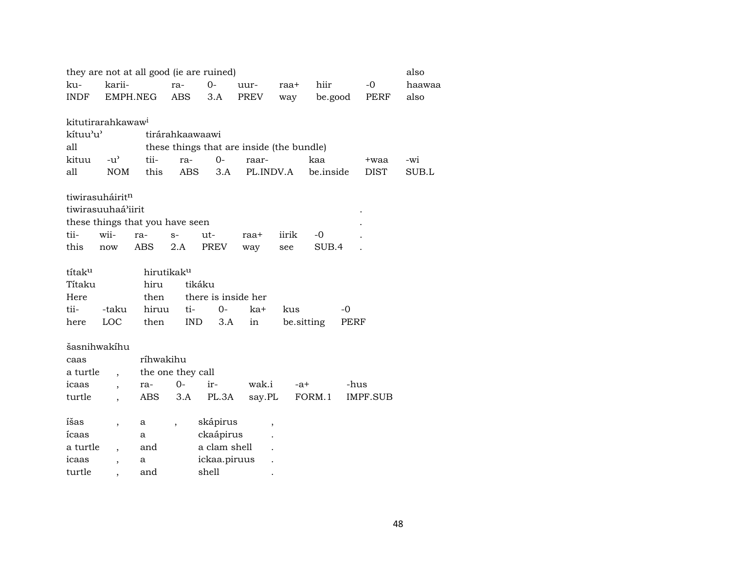| they are not at all good (ie are ruined) | | | | | | | | also |
|---|---|---|---|---|---|---|---|---|
| ku- | karii- | ra- | 0- | uur- | raa+ | hiir | -0 | haawaa |
| INDF | EMPH.NEG | ABS | 3.A | PREV | way | be.good | PERF | also |

kitutirarahkawaw[i]

| kítuu'u' | | tirárahkaawaawi | | | | | | |
|---|---|---|---|---|---|---|---|---|
| all | | these things that are inside (the bundle) | | | | | | |
| kituu | -u' | tii- | ra- | 0- | raar- | kaa | +waa | -wi |
| all | NOM | this | ABS | 3.A | PL.INDV.A | be.inside | DIST | SUB.L |

tiwirasuháirit[n]

| tiwirasuuhaá'iirit | | | | | | | | . |
|---|---|---|---|---|---|---|---|---|
| these things that you have seen | | | | | | | | . |
| tii- | wii- | ra- | s- | ut- | raa+ | iirik | -0 | . |
| this | now | ABS | 2.A | PREV | way | see | SUB.4 | . |

| títak[u] | | hirutikak[u] | | | | | |
|---|---|---|---|---|---|---|---|
| Títaku | | hiru | tikáku | | | | |
| Here | | then | there is inside her | | | | |
| tii- | -taku | hiruu | ti- | 0- | ka+ | kus | -0 |
| here | LOC | then | IND | 3.A | in | be.sitting | PERF |

šasnihwakíhu

| caas | | ríhwakihu | | | | | |
|---|---|---|---|---|---|---|---|
| a turtle | , | the one they call | | | | | |
| icaas | , | ra- | 0- | ir- | wak.i | -a+ | -hus |
| turtle | , | ABS | 3.A | PL.3A | say.PL | FORM.1 | IMPF.SUB |

| íšas | , | a | , | skápirus | , |
|---|---|---|---|---|---|
| ícaas | | a | | ckaápirus | . |
| a turtle | , | and | | a clam shell | . |
| icaas | , | a | | ickaa.piruus | . |
| turtle | , | and | | shell | . |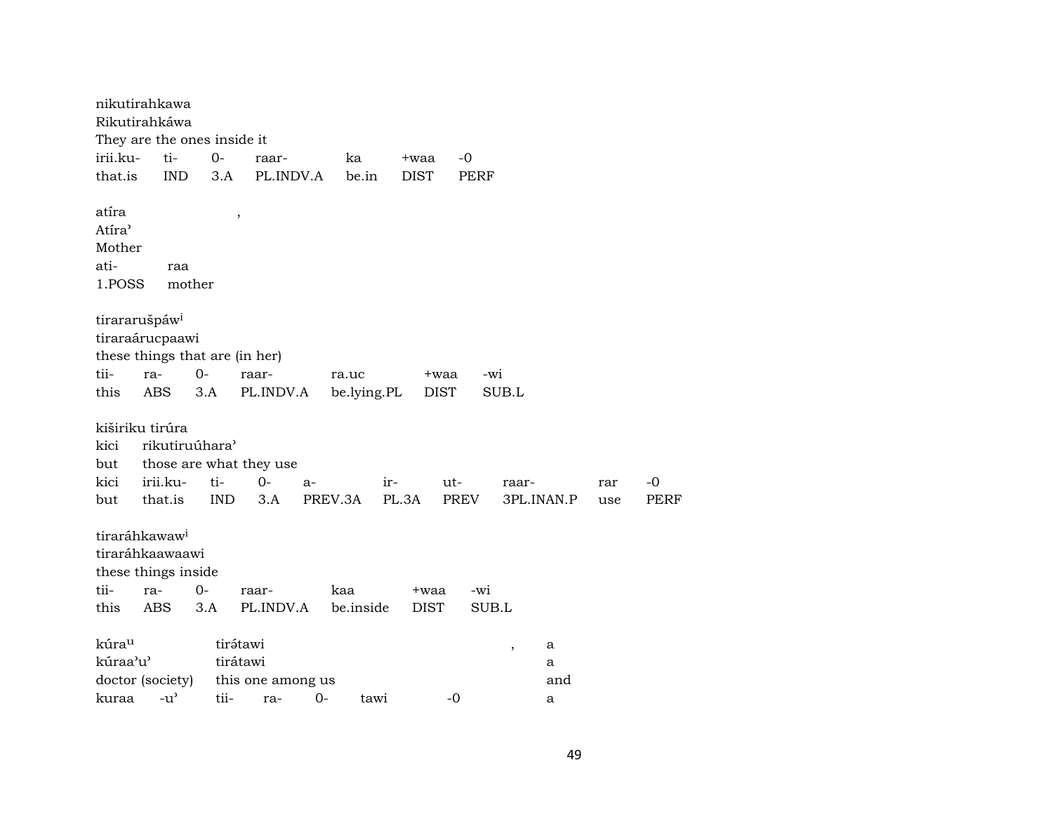nikutirahkawa
Rikutirahkáwa
They are the ones inside it

| irii.ku- | ti- | 0- | raar- | ka | +waa | -0 |
|---|---|---|---|---|---|---|
| that.is | IND | 3.A | PL.INDV.A | be.in | DIST | PERF |

atíra ,
Atíra'
Mother

| ati- | raa |
|---|---|
| 1.POSS | mother |

tiraraarušpáw[i]
tiraraárucpaawi
these things that are (in her)

| tii- | ra- | 0- | raar- | ra.uc | +waa | -wi |
|---|---|---|---|---|---|---|
| this | ABS | 3.A | PL.INDV.A | be.lying.PL | DIST | SUB.L |

kiširiku tirúra
kici rikutiruúhara'
but those are what they use

| kici | irii.ku- | ti- | 0- | a- | ir- | ut- | raar- | rar | -0 |
|---|---|---|---|---|---|---|---|---|---|
| but | that.is | IND | 3.A | PREV.3A | PL.3A | PREV | 3PL.INAN.P | use | PERF |

tiraráhkawaw[i]
tiraráhkaawaawi
these things inside

| tii- | ra- | 0- | raar- | kaa | +waa | -wi |
|---|---|---|---|---|---|---|
| this | ABS | 3.A | PL.INDV.A | be.inside | DIST | SUB.L |

| kúra[u] | | tirə́tawi | | | | , | a |
|---|---|---|---|---|---|---|---|
| kúraa'u' | | tirátawi | | | | | a |
| doctor (society) | | this one among us | | | | | and |
| kuraa | -u' | tii- | ra- | 0- | tawi | -0 | a |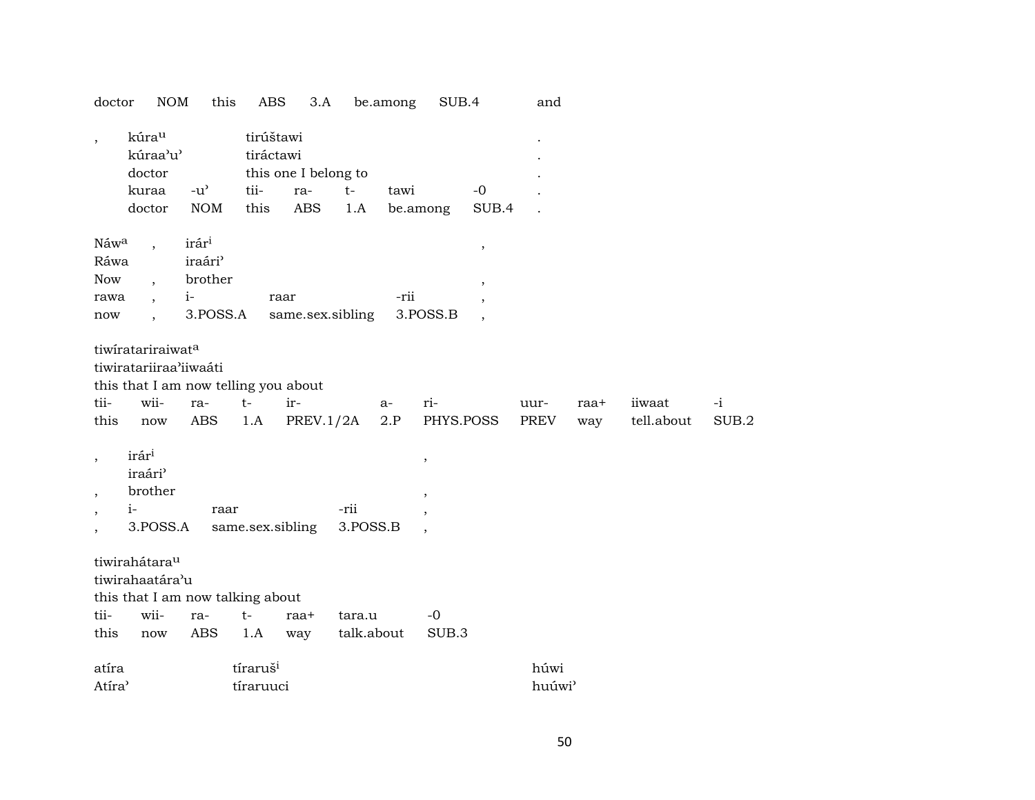doctor NOM this ABS 3.A be.among SUB.4 and

| , | kúra[u] | | tirúštawi | | | | | . |
|---|---|---|---|---|---|---|---|---|
| | kúraa'u' | | tiráctawi | | | | | . |
| | doctor | | this one I belong to | | | | | . |
| | kuraa | -u' | tii- | ra- | t- | tawi | -0 | . |
| | doctor | NOM | this | ABS | 1.A | be.among | SUB.4 | . |

| Náw[a] | , | irár[i] | | | , |
|---|---|---|---|---|---|
| Ráwa | | iraári' | | | |
| Now | , | brother | | | , |
| rawa | , | i- | raar | -rii | , |
| now | , | 3.POSS.A | same.sex.sibling | 3.POSS.B | , |

| tiwíratariraiwat[a] | | | | | | | | | | |
|---|---|---|---|---|---|---|---|---|---|---|
| tiwiratariiraa'iiwaáti | | | | | | | | | | |
| this that I am now telling you about | | | | | | | | | | |
| tii- | wii- | ra- | t- | ir- | a- | ri- | uur- | raa+ | iiwaat | -i |
| this | now | ABS | 1.A | PREV.1/2A | 2.P | PHYS.POSS | PREV | way | tell.about | SUB.2 |

| , | irár[i] | | | , |
|---|---|---|---|---|
| | iraári' | | | |
| , | brother | | | , |
| , | i- | raar | -rii | , |
| , | 3.POSS.A | same.sex.sibling | 3.POSS.B | , |

| tiwirahátara[u] | | | | | | |
|---|---|---|---|---|---|---|
| tiwirahaatára'u | | | | | | |
| this that I am now talking about | | | | | | |
| tii- | wii- | ra- | t- | raa+ | tara.u | -0 |
| this | now | ABS | 1.A | way | talk.about | SUB.3 |

| atíra | tíraruš[i] | húwi |
|---|---|---|
| Atíra' | tíraruuci | huúwi' |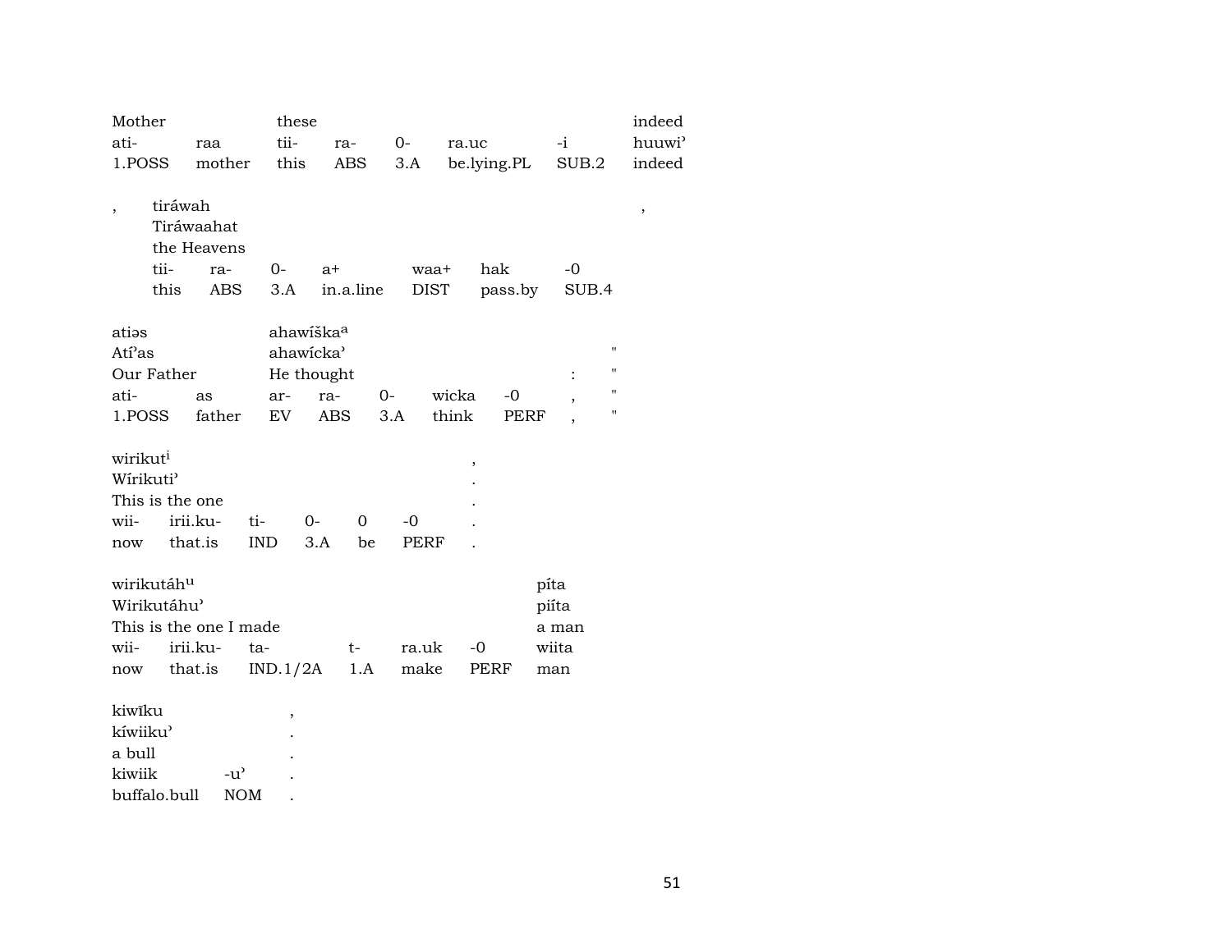| Mother | | these | | | | | indeed |
|---|---|---|---|---|---|---|---|
| ati- | raa | tii- | ra- | 0- | ra.uc | -i | huuwi' |
| 1.POSS | mother | this | ABS | 3.A | be.lying.PL | SUB.2 | indeed |

| , | tiráwah | | | | | | | , |
|---|---|---|---|---|---|---|---|---|
| | Tiráwaahat | | | | | | | |
| | the Heavens | | | | | | | |
| | tii- | ra- | 0- | a+ | waa+ | hak | -0 | |
| | this | ABS | 3.A | in.a.line | DIST | pass.by | SUB.4 | |

| atiəs | | ahawíška[a] | | | | | | |
|---|---|---|---|---|---|---|---|---|
| Atí'as | | ahawícka' | | | | | | " |
| Our Father | | He thought | | | | | : | " |
| ati- | as | ar- | ra- | 0- | wicka | -0 | , | " |
| 1.POSS | father | EV | ABS | 3.A | think | PERF | , | " |

| wirikut[i] | | | | | | , |
|---|---|---|---|---|---|---|
| Wírikuti' | | | | | | . |
| This is the one | | | | | | . |
| wii- | irii.ku- | ti- | 0- | 0 | -0 | . |
| now | that.is | IND | 3.A | be | PERF | . |

| wirikutáh[u] | | | | | | píta |
|---|---|---|---|---|---|---|
| Wirikutáhu' | | | | | | piíta |
| This is the one I made | | | | | | a man |
| wii- | irii.ku- | ta- | t- | ra.uk | -0 | wiita |
| now | that.is | IND.1/2A | 1.A | make | PERF | man |

| kiwīku | | , |
|---|---|---|
| kíwiiku' | | . |
| a bull | | . |
| kiwiik | -u' | . |
| buffalo.bull | NOM | . |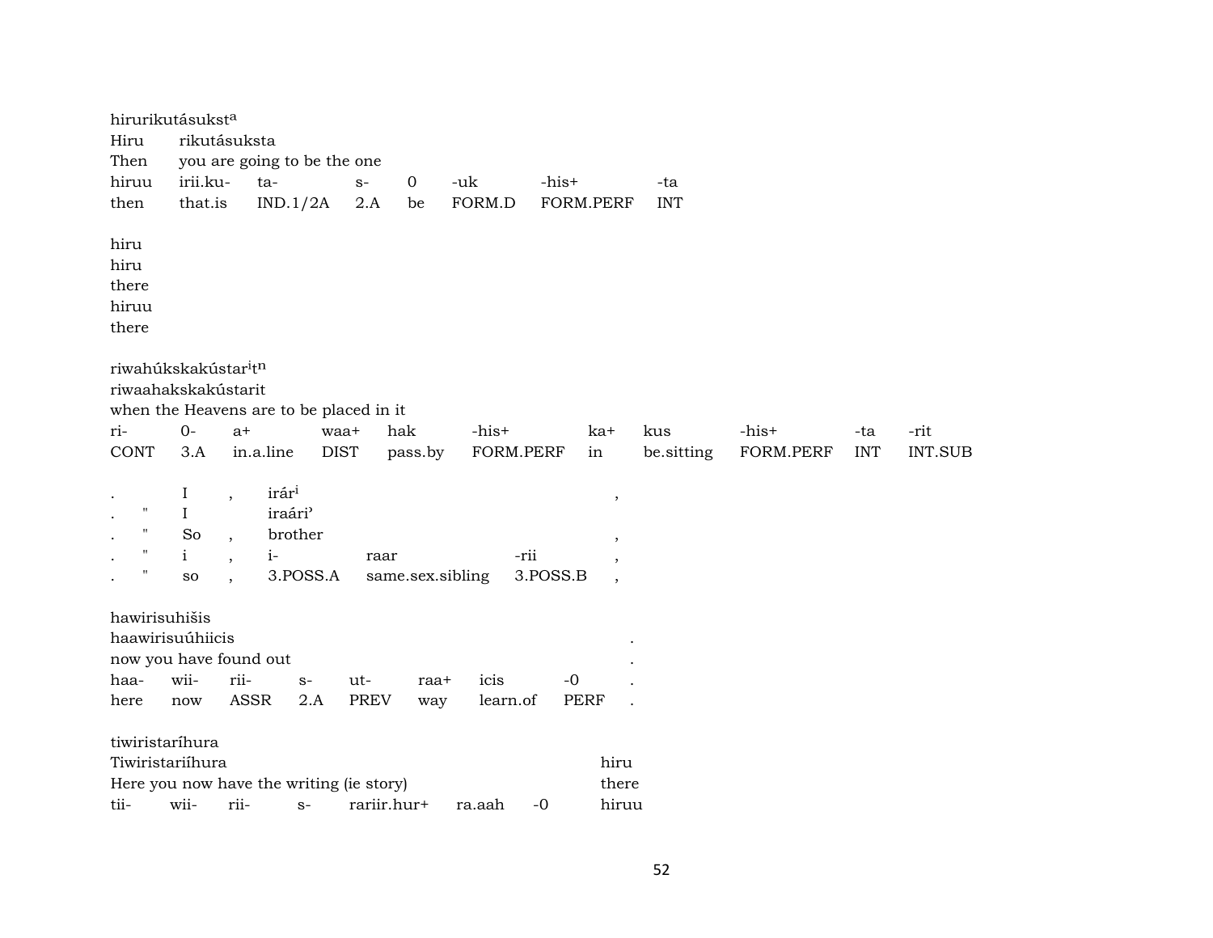hirurikutásukst[a]
Hiru rikutásuksta
Then you are going to be the one

| hiruu | irii.ku- | ta- | s- | 0 | -uk | -his+ | -ta |
|---|---|---|---|---|---|---|---|
| then | that.is | IND.1/2A | 2.A | be | FORM.D | FORM.PERF | INT |

hiru
hiru
there
hiruu
there

riwahúkskakústar[i]t[n]
riwaahakskakústarit
when the Heavens are to be placed in it

| ri- | 0- | a+ | waa+ | hak | -his+ | ka+ | kus | -his+ | -ta | -rit |
|---|---|---|---|---|---|---|---|---|---|---|
| CONT | 3.A | in.a.line | DIST | pass.by | FORM.PERF | in | be.sitting | FORM.PERF | INT | INT.SUB |

| . | | I | , | irár[i] | | | , |
|---|---|---|---|---|---|---|---|
| . | " | I | | iraári' | | | |
| . | " | So | , | brother | | | , |
| . | " | i | , | i- | raar | -rii | , |
| . | " | so | , | 3.POSS.A | same.sex.sibling | 3.POSS.B | , |

hawirisuhišis
haawirisuúhiicis .
now you have found out .

| haa- | wii- | rii- | s- | ut- | raa+ | icis | -0 | . |
|---|---|---|---|---|---|---|---|---|
| here | now | ASSR | 2.A | PREV | way | learn.of | PERF | . |

tiwiristaríhura
Tiwiristariíhura hiru
Here you now have the writing (ie story) there

| tii- | wii- | rii- | s- | rariir.hur+ | ra.aah | -0 | hiruu |
|---|---|---|---|---|---|---|---|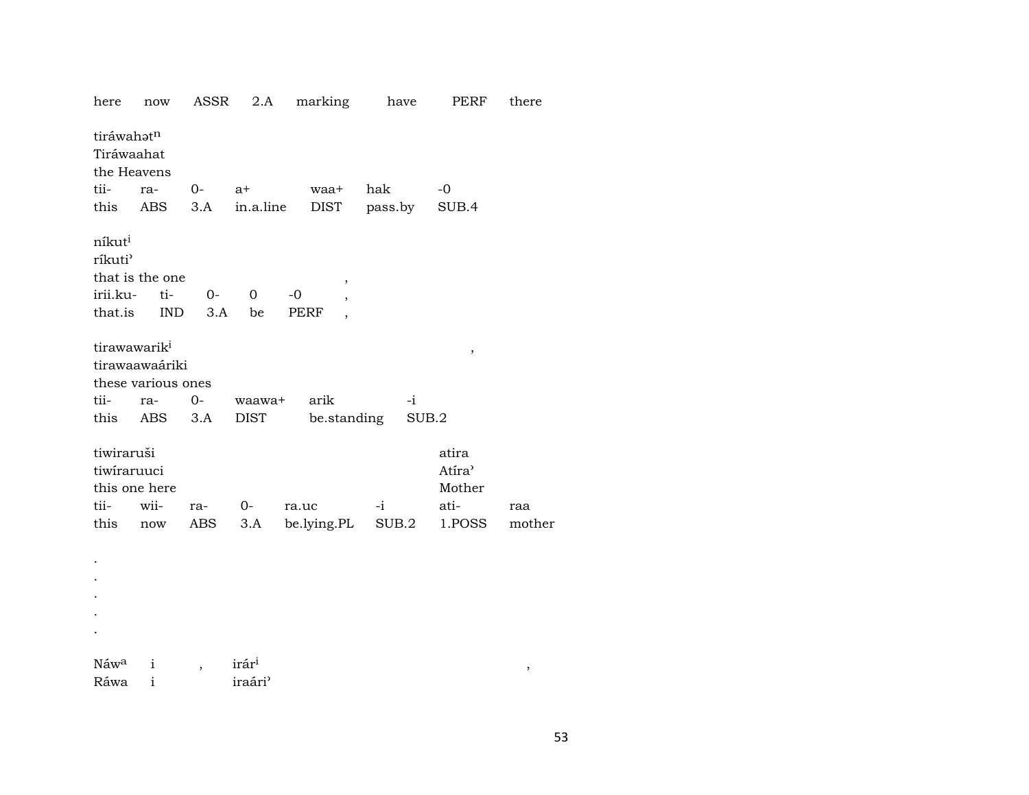| here | now | ASSR | 2.A | marking | have | PERF | there |
|---|---|---|---|---|---|---|---|

tiráwahət^n
Tiráwaahat
the Heavens

| tii- | ra- | 0- | a+ | waa+ | hak | -0 |
|---|---|---|---|---|---|---|
| this | ABS | 3.A | in.a.line | DIST | pass.by | SUB.4 |

níkut^i
ríkuti'
that is the one ,

| irii.ku- | ti- | 0- | 0 | -0 | , |
|---|---|---|---|---|---|
| that.is | IND | 3.A | be | PERF | , |

tirawawarik^i ,
tirawaawaáriki
these various ones

| tii- | ra- | 0- | waawa+ | arik | -i |
|---|---|---|---|---|---|
| this | ABS | 3.A | DIST | be.standing | SUB.2 |

tiwiraruši atira
tiwíraruuci Atíra'
this one here Mother

| tii- | wii- | ra- | 0- | ra.uc | -i | ati- | raa |
|---|---|---|---|---|---|---|---|
| this | now | ABS | 3.A | be.lying.PL | SUB.2 | 1.POSS | mother |

.
.
.
.
.

Náw^a i , irár^i ,
Ráwa i iraári'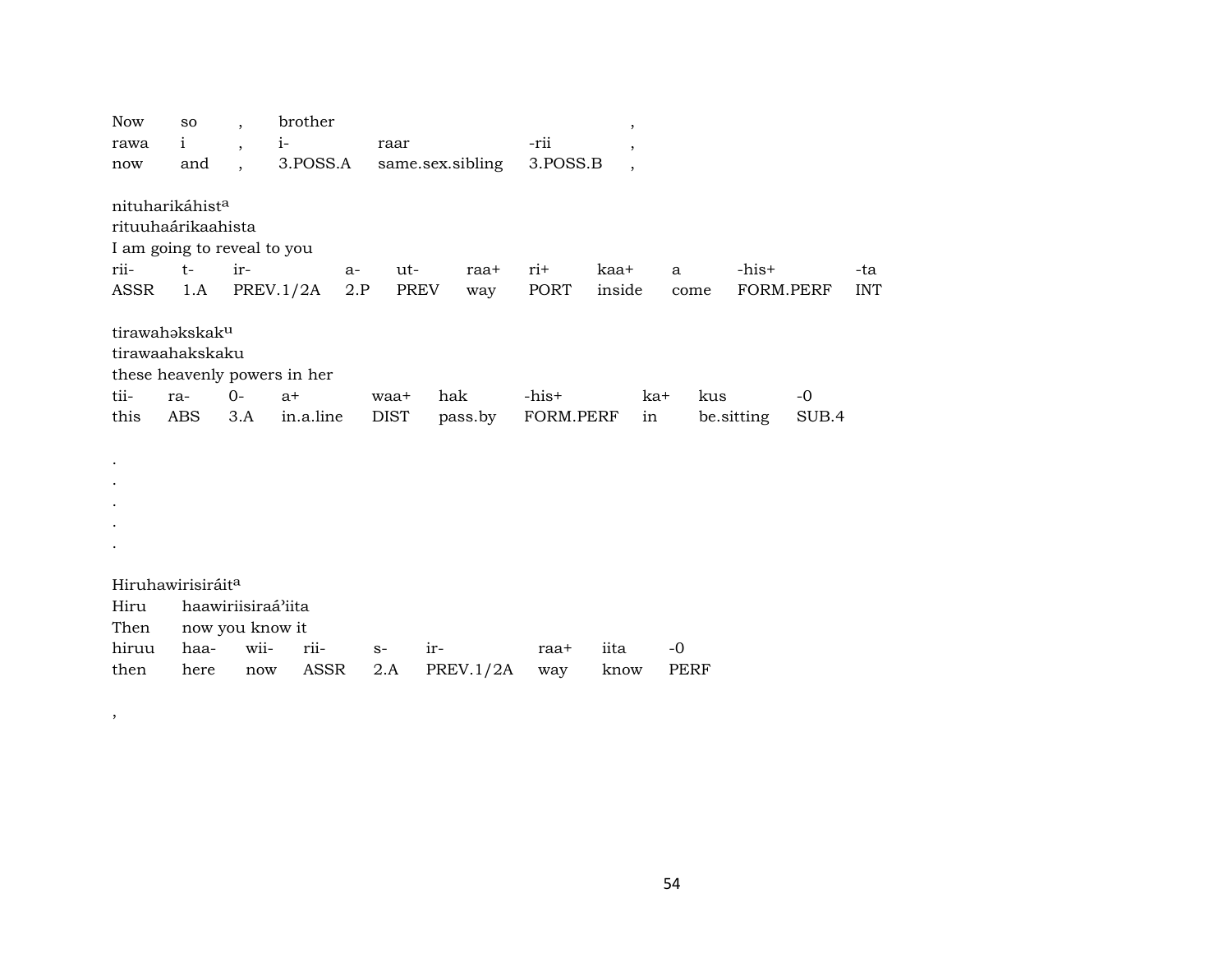| Now | so | , | brother | | | , |
|---|---|---|---|---|---|---|
| rawa | i | , | i- | raar | -rii | , |
| now | and | , | 3.POSS.A | same.sex.sibling | 3.POSS.B | , |

nituharikáhist[a]
rituuhaárikaahista
I am going to reveal to you

| rii- | t- | ir- | a- | ut- | raa+ | ri+ | kaa+ | a | -his+ | -ta |
|---|---|---|---|---|---|---|---|---|---|---|
| ASSR | 1.A | PREV.1/2A | 2.P | PREV | way | PORT | inside | come | FORM.PERF | INT |

tirawahəkskak[u]
tirawaahakskaku
these heavenly powers in her

| tii- | ra- | 0- | a+ | waa+ | hak | -his+ | ka+ | kus | -0 |
|---|---|---|---|---|---|---|---|---|---|
| this | ABS | 3.A | in.a.line | DIST | pass.by | FORM.PERF | in | be.sitting | SUB.4 |

.
.
.
.
.

Hiruhawirisiráit[a]

| Hiru | haawiriisiraá'iita | | | | | | | |
|---|---|---|---|---|---|---|---|---|
| Then | now you know it | | | | | | | |
| hiruu | haa- | wii- | rii- | s- | ir- | raa+ | iita | -0 |
| then | here | now | ASSR | 2.A | PREV.1/2A | way | know | PERF |

,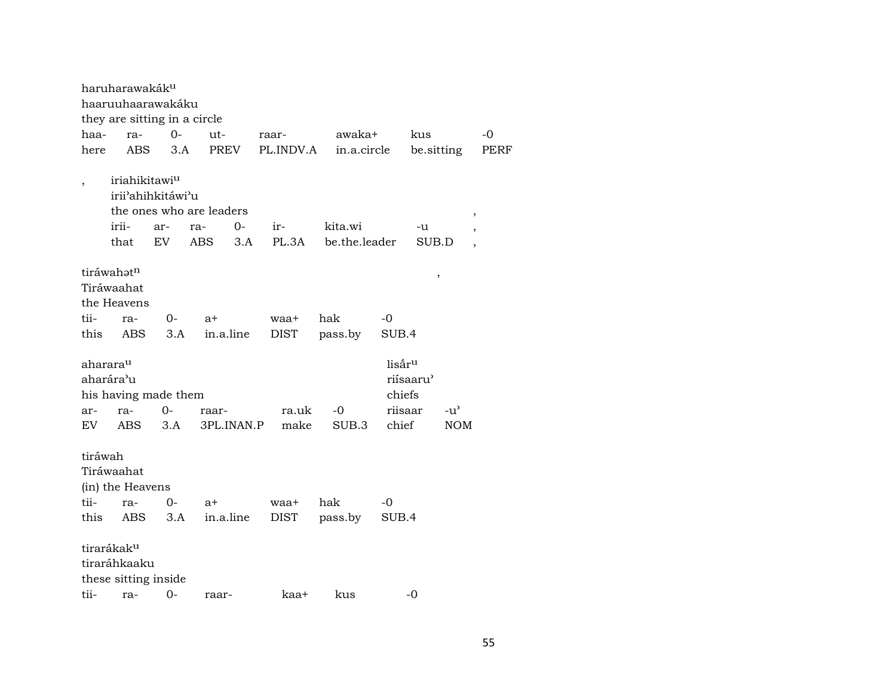haruharawakák^u
haaruuhaarawakáku
they are sitting in a circle

| haa- | ra- | 0- | ut- | raar- | awaka+ | kus | -0 |
|---|---|---|---|---|---|---|---|
| here | ABS | 3.A | PREV | PL.INDV.A | in.a.circle | be.sitting | PERF |

, iriahikitawi^u
irii'ahihkitáwi'u
the ones who are leaders ,

| irii- | ar- | ra- | 0- | ir- | kita.wi | -u | , |
|---|---|---|---|---|---|---|---|
| that | EV | ABS | 3.A | PL.3A | be.the.leader | SUB.D | , |

tiráwahət^n ,
Tiráwaahat
the Heavens

| tii- | ra- | 0- | a+ | waa+ | hak | -0 |
|---|---|---|---|---|---|---|
| this | ABS | 3.A | in.a.line | DIST | pass.by | SUB.4 |

aharara^u lisấr^u
aharára'u riísaaru'
his having made them chiefs

| ar- | ra- | 0- | raar- | ra.uk | -0 | riisaar | -u' |
|---|---|---|---|---|---|---|---|
| EV | ABS | 3.A | 3PL.INAN.P | make | SUB.3 | chief | NOM |

tiráwah
Tiráwaahat
(in) the Heavens

| tii- | ra- | 0- | a+ | waa+ | hak | -0 |
|---|---|---|---|---|---|---|
| this | ABS | 3.A | in.a.line | DIST | pass.by | SUB.4 |

tirarákak^u
tiraráhkaaku
these sitting inside

| tii- | ra- | 0- | raar- | kaa+ | kus | -0 |
|---|---|---|---|---|---|---|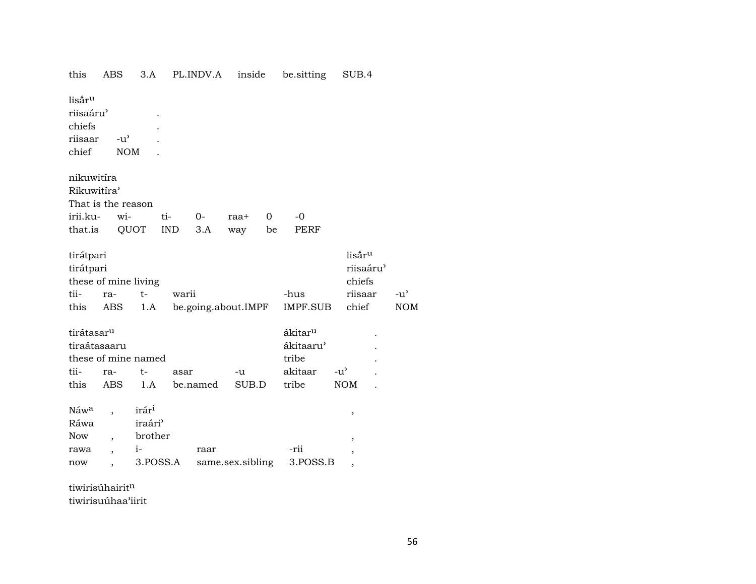| this | ABS | 3.A | PL.INDV.A | inside | be.sitting | SUB.4 |
|---|---|---|---|---|---|---|

lisā́r$^{u}$
riisaáru' .
chiefs .

| riisaar | -u' | . |
|---|---|---|
| chief | NOM | . |

nikuwitíra
Rikuwitíra'
That is the reason

| irii.ku- | wi- | ti- | 0- | raa+ | 0 | -0 |
|---|---|---|---|---|---|---|
| that.is | QUOT | IND | 3.A | way | be | PERF |

| tirə́tpari | | | | | lisā́r$^{u}$ | |
|---|---|---|---|---|---|---|
| tirátpari | | | | | riisaáru' | |
| these of mine living | | | | | chiefs | |
| tii- | ra- | t- | warii | -hus | riisaar | -u' |
| this | ABS | 1.A | be.going.about.IMPF | IMPF.SUB | chief | NOM |

| tirátasar$^{u}$ | | | | | ákitar$^{u}$ | | . |
|---|---|---|---|---|---|---|---|
| tiraátasaaru | | | | | ákitaaru' | | . |
| these of mine named | | | | | tribe | | . |
| tii- | ra- | t- | asar | -u | akitaar | -u' | . |
| this | ABS | 1.A | be.named | SUB.D | tribe | NOM | . |

| Náw$^{a}$ | , | irár$^{i}$ | | | , |
|---|---|---|---|---|---|
| Ráwa | | iraári' | | | |
| Now | , | brother | | | , |
| rawa | , | i- | raar | -rii | , |
| now | , | 3.POSS.A | same.sex.sibling | 3.POSS.B | , |

tiwirisúhairit$^{n}$
tiwirisuúhaa'iirit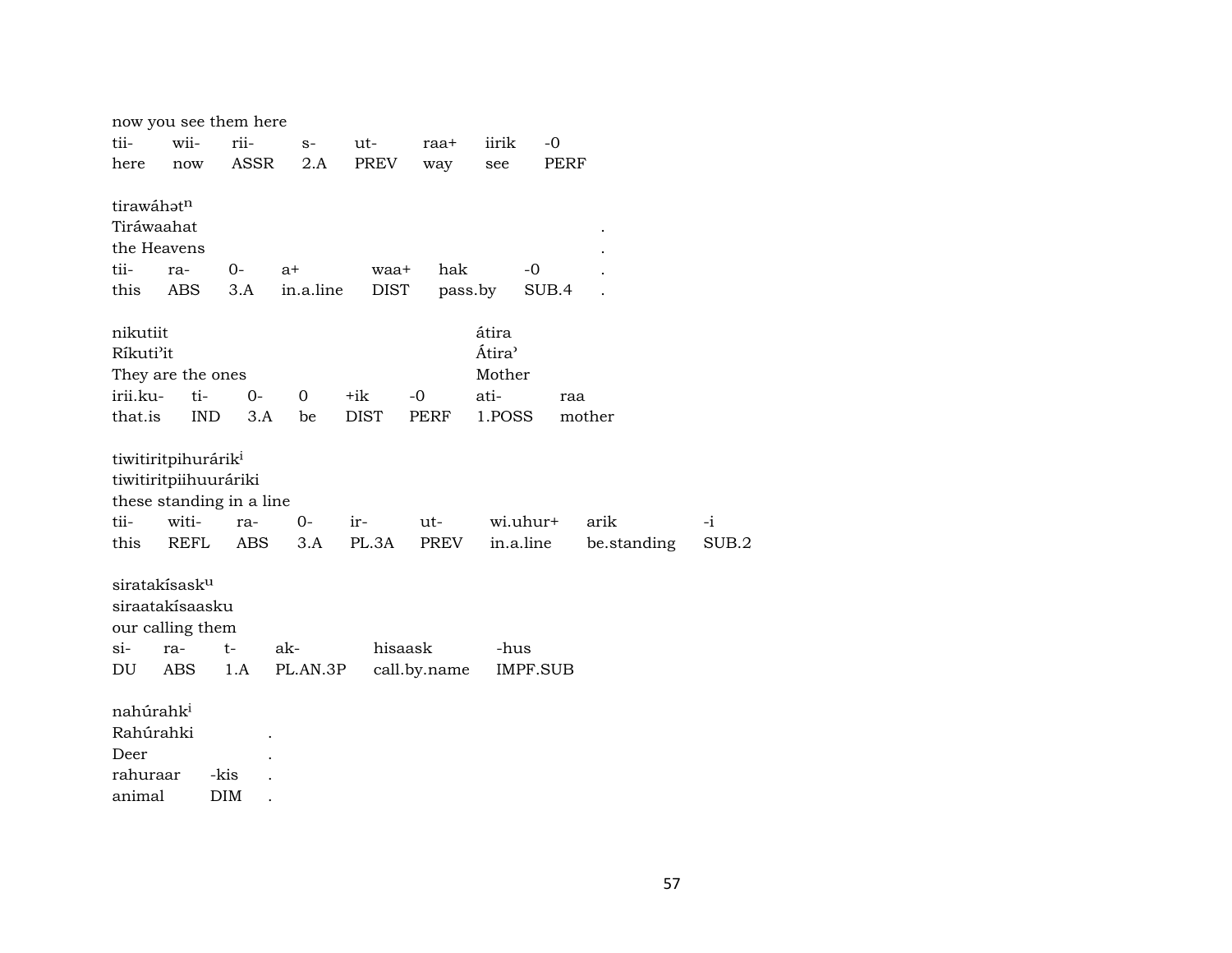now you see them here

| tii- | wii- | rii- | s- | ut- | raa+ | iirik | -0 |
|---|---|---|---|---|---|---|---|
| here | now | ASSR | 2.A | PREV | way | see | PERF |

tirawáhətⁿ
Tiráwaahat .
the Heavens .

| tii- | ra- | 0- | a+ | waa+ | hak | -0 | . |
|---|---|---|---|---|---|---|---|
| this | ABS | 3.A | in.a.line | DIST | pass.by | SUB.4 | . |

nikutiit
Ríkuti'it
They are the ones

| irii.ku- | ti- | 0- | 0 | +ik | -0 |
|---|---|---|---|---|---|
| that.is | IND | 3.A | be | DIST | PERF |

átira
Átira'
Mother

| ati- | raa |
|---|---|
| 1.POSS | mother |

tiwitiritpihurárik[i]
tiwitiritpiihuuráriki
these standing in a line

| tii- | witi- | ra- | 0- | ir- | ut- | wi.uhur+ | arik | -i |
|---|---|---|---|---|---|---|---|---|
| this | REFL | ABS | 3.A | PL.3A | PREV | in.a.line | be.standing | SUB.2 |

siratakísask[u]
siraatakísaasku
our calling them

| si- | ra- | t- | ak- | hisaask | -hus |
|---|---|---|---|---|---|
| DU | ABS | 1.A | PL.AN.3P | call.by.name | IMPF.SUB |

nahúrahk[i]
Rahúrahki .
Deer .

| rahuraar | -kis | . |
|---|---|---|
| animal | DIM | . |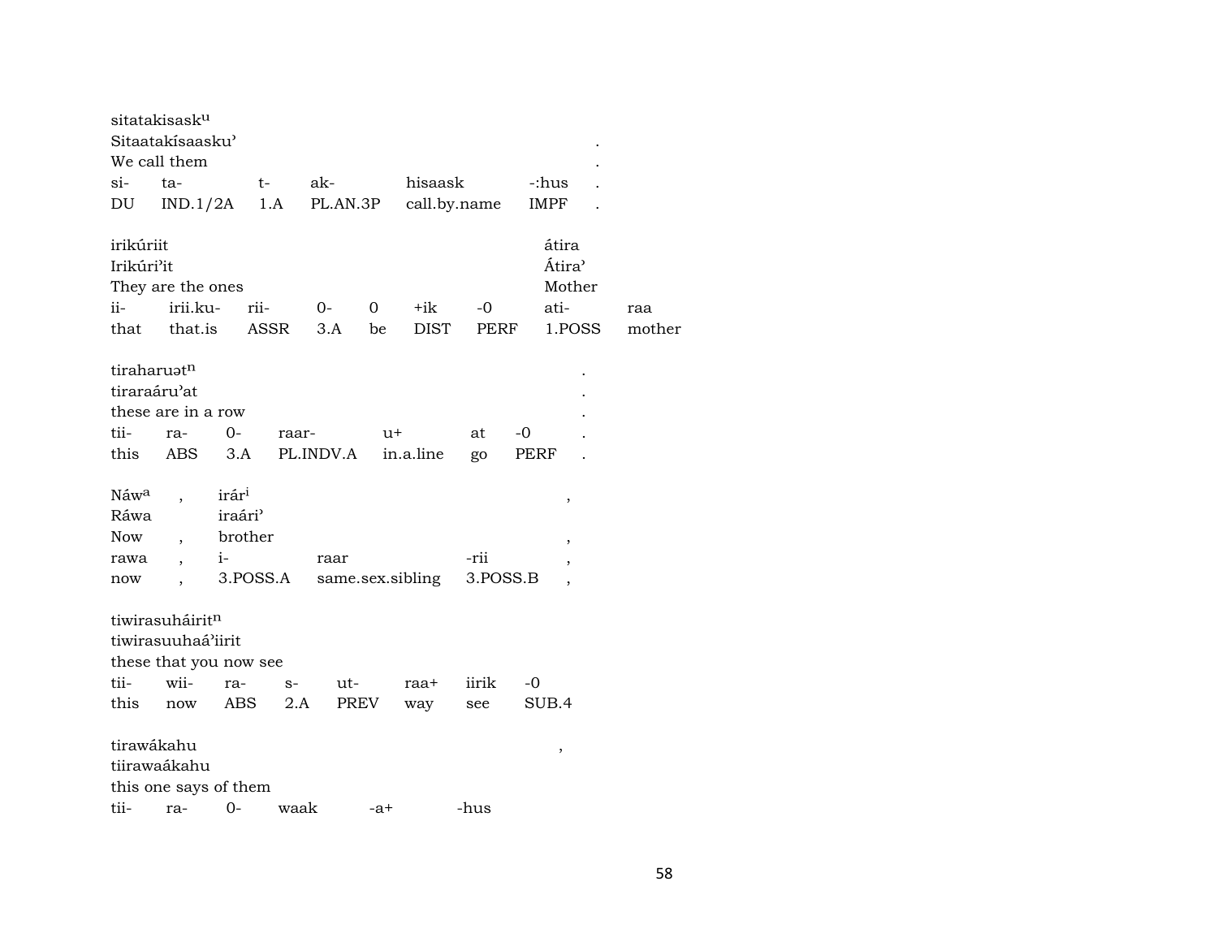sitatakisask[u]
Sitaatakísaasku'
We call them

| si- | ta- | t- | ak- | hisaask | -:hus | . |
|---|---|---|---|---|---|---|
| DU | IND.1/2A | 1.A | PL.AN.3P | call.by.name | IMPF | . |

irikúriit
Irikúri'it
They are the ones

| ii- | irii.ku- | rii- | 0- | 0 | +ik | -0 |
|---|---|---|---|---|---|---|
| that | that.is | ASSR | 3.A | be | DIST | PERF |

átira
Átira'
Mother

| ati- | raa |
|---|---|
| 1.POSS | mother |

tiraharuət[n]
tiraraáru'at
these are in a row

| tii- | ra- | 0- | raar- | u+ | at | -0 | . |
|---|---|---|---|---|---|---|---|
| this | ABS | 3.A | PL.INDV.A | in.a.line | go | PERF | . |

Náw[a] , irár[i] ,
Ráwa iraári'
Now , brother ,

| rawa | , | i- | raar | -rii | , |
|---|---|---|---|---|---|
| now | , | 3.POSS.A | same.sex.sibling | 3.POSS.B | , |

tiwirasuháirit[n]
tiwirasuuhaá'iirit
these that you now see

| tii- | wii- | ra- | s- | ut- | raa+ | iirik | -0 |
|---|---|---|---|---|---|---|---|
| this | now | ABS | 2.A | PREV | way | see | SUB.4 |

tirawákahu ,
tiirawaákahu
this one says of them

| tii- | ra- | 0- | waak | -a+ | -hus |
|---|---|---|---|---|---|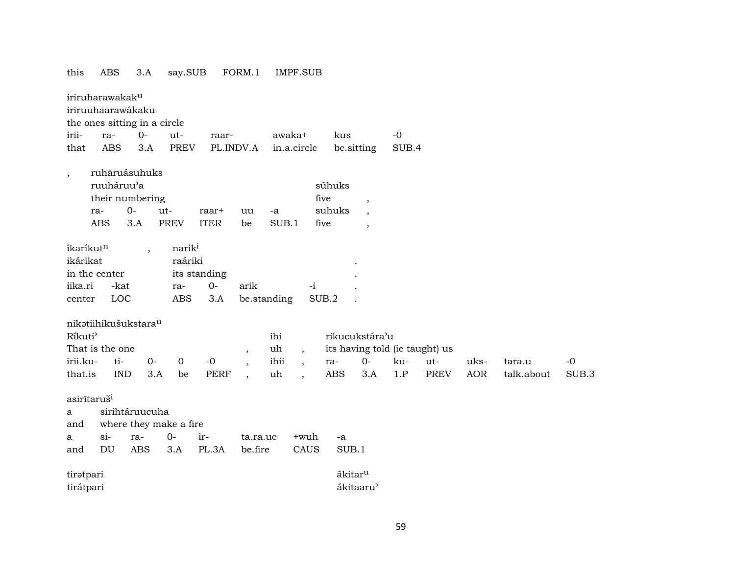| this | ABS | 3.A | say.SUB | FORM.1 | IMPF.SUB |
|---|---|---|---|---|---|

iriruharawakak^u
iriruuhaarawákaku
the ones sitting in a circle

| irii- | ra- | 0- | ut- | raar- | awaka+ | kus | -0 |
|---|---|---|---|---|---|---|---|
| that | ABS | 3.A | PREV | PL.INDV.A | in.a.circle | be.sitting | SUB.4 |

, ruhãruásuhuks

| ruuháruu'a | | | | | | súhuks | |
|---|---|---|---|---|---|---|---|
| their numbering | | | | | | five | , |
| ra- | 0- | ut- | raar+ | uu | -a | suhuks | , |
| ABS | 3.A | PREV | ITER | be | SUB.1 | five | , |

| íkaríkut^n | | , | narik^i | | | | |
|---|---|---|---|---|---|---|---|
| ikárikat | | | raáriki | | | | . |
| in the center | | | its standing | | | | . |
| iika.ri | -kat | | ra- | 0- | arik | -i | . |
| center | LOC | | ABS | 3.A | be.standing | SUB.2 | . |

nikətiihikušukstara^u

| Ríkuti' | | | | | | ihi | | rikucukstára'u | | | | | | |
|---|---|---|---|---|---|---|---|---|---|---|---|---|---|---|
| That is the one | | | | | , | uh | , | its having told (ie taught) us | | | | | | |
| irii.ku- | ti- | 0- | 0 | -0 | , | ihii | , | ra- | 0- | ku- | ut- | uks- | tara.u | -0 |
| that.is | IND | 3.A | be | PERF | , | uh | , | ABS | 3.A | 1.P | PREV | AOR | talk.about | SUB.3 |

asirītaruš^i

| a | sirihtáruucuha | | | | | | |
|---|---|---|---|---|---|---|---|
| and | where they make a fire | | | | | | |
| a | si- | ra- | 0- | ir- | ta.ra.uc | +wuh | -a |
| and | DU | ABS | 3.A | PL.3A | be.fire | CAUS | SUB.1 |

| tirətpari | ákitar^u |
|---|---|
| tirátpari | ákitaaru' |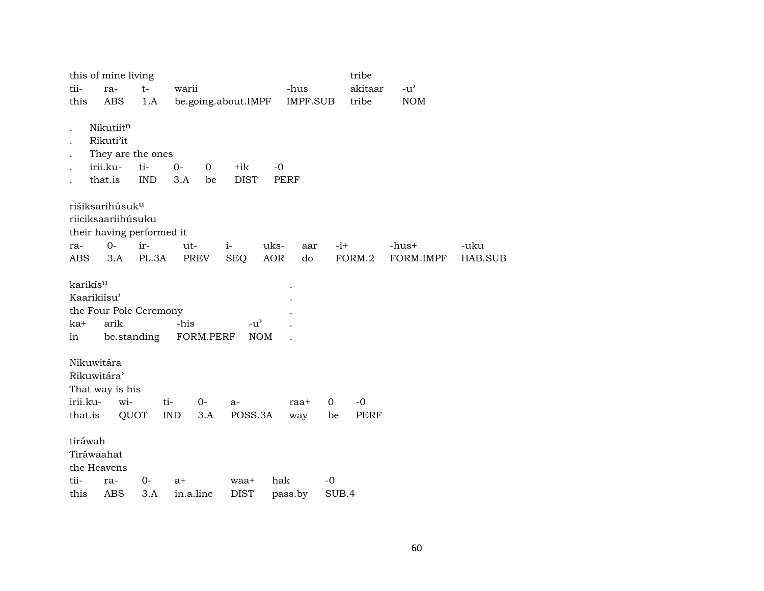this of mine living tribe

| tii- | ra- | t- | warii | -hus | akitaar | -u’ |
|---|---|---|---|---|---|---|
| this | ABS | 1.A | be.going.about.IMPF | IMPF.SUB | tribe | NOM |

. Nikutiit$^{n}$
. Ríkuti’it
. They are the ones

| . | irii.ku- | ti- | 0- | 0 | +ik | -0 |
|---|---|---|---|---|---|---|
| . | that.is | IND | 3.A | be | DIST | PERF |

rišiksarihúsuk$^{u}$
riiciksaariihúsuku
their having performed it

| ra- | 0- | ir- | ut- | i- | uks- | aar | -i+ | -hus+ | -uku |
|---|---|---|---|---|---|---|---|---|---|
| ABS | 3.A | PL.3A | PREV | SEQ | AOR | do | FORM.2 | FORM.IMPF | HAB.SUB |

karikís$^{u}$ .
Kaarikiísu’ .
the Four Pole Ceremony .

| ka+ | arik | -his | -u’ | . |
|---|---|---|---|---|
| in | be.standing | FORM.PERF | NOM | . |

Nikuwitára
Rikuwitára’
That way is his

| irii.ku- | wi- | ti- | 0- | a- | raa+ | 0 | -0 |
|---|---|---|---|---|---|---|---|
| that.is | QUOT | IND | 3.A | POSS.3A | way | be | PERF |

tiráwah
Tiráwaahat
the Heavens

| tii- | ra- | 0- | a+ | waa+ | hak | -0 |
|---|---|---|---|---|---|---|
| this | ABS | 3.A | in.a.line | DIST | pass.by | SUB.4 |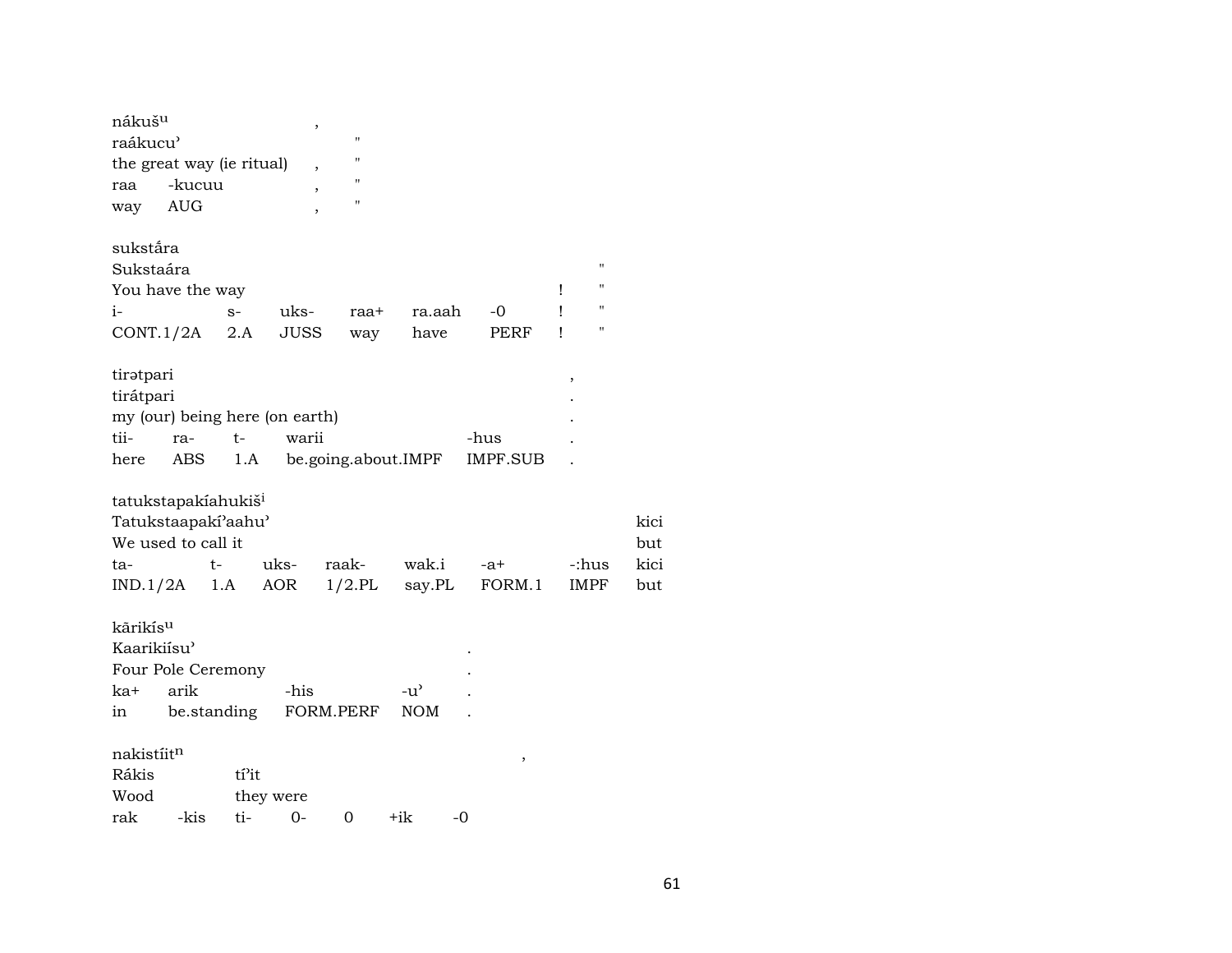| nákuš^u | | | |
|---|---|---|---|
| raákucu' | | | " |
| the great way (ie ritual) | | , | " |
| raa | -kucuu | , | " |
| way | AUG | , | " |

| sukstā́ra | | | | | | | |
|---|---|---|---|---|---|---|---|
| Sukstaára | | | | | | | " |
| You have the way | | | | | | ! | " |
| i- | s- | uks- | raa+ | ra.aah | -0 | ! | " |
| CONT.1/2A | 2.A | JUSS | way | have | PERF | ! | " |

| tirətpari | | | | | , |
|---|---|---|---|---|---|
| tirátpari | | | | | . |
| my (our) being here (on earth) | | | | | . |
| tii- | ra- | t- | warii | -hus | . |
| here | ABS | 1.A | be.going.about.IMPF | IMPF.SUB | . |

| tatukstapakíahukiš^i | | | | | | | |
|---|---|---|---|---|---|---|---|
| Tatukstaapakí'aahu' | | | | | | | kici |
| We used to call it | | | | | | | but |
| ta- | t- | uks- | raak- | wak.i | -a+ | -:hus | kici |
| IND.1/2A | 1.A | AOR | 1/2.PL | say.PL | FORM.1 | IMPF | but |

| kārikís^u | | | | |
|---|---|---|---|---|
| Kaarikiísu' | | | | . |
| Four Pole Ceremony | | | | . |
| ka+ | arik | -his | -u' | . |
| in | be.standing | FORM.PERF | NOM | . |

| nakistíit^n | | | | | | |
|---|---|---|---|---|---|---|
| Rákis | | tí'it | | | | |
| Wood | | they were | | | | |
| rak | -kis | ti- | 0- | 0 | +ik | -0 |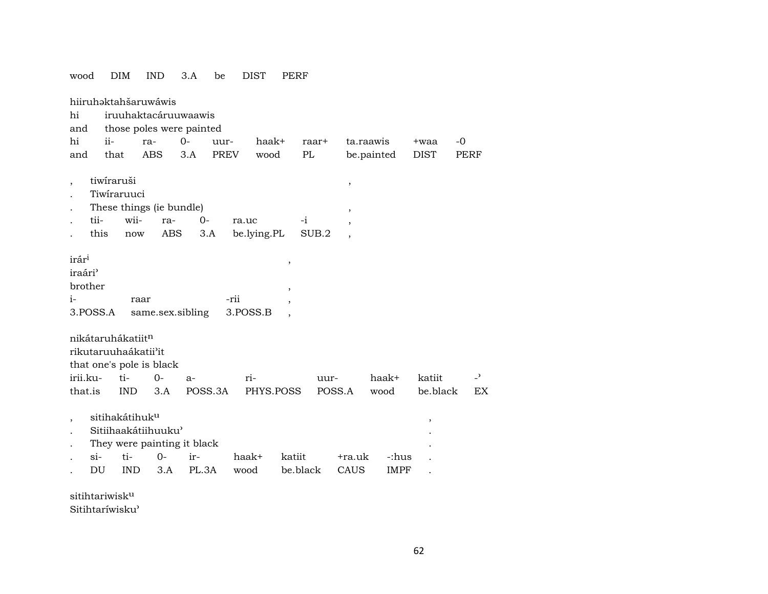wood DIM IND 3.A be DIST PERF

hiiruhəktahšaruwáwis
hi iruuhaktacáruuwaawis
and those poles were painted

| hi | ii- | ra- | 0- | uur- | haak+ | raar+ | ta.raawis | +waa | -0 |
|---|---|---|---|---|---|---|---|---|---|
| and | that | ABS | 3.A | PREV | wood | PL | be.painted | DIST | PERF |

, tiwíraruši ,
. Tiwíraruuci
. These things (ie bundle) ,

| . | tii- | wii- | ra- | 0- | ra.uc | -i | , |
|---|---|---|---|---|---|---|---|
| . | this | now | ABS | 3.A | be.lying.PL | SUB.2 | , |

irár$^{i}$ ,
iraári'
brother ,

| i- | raar | -rii | , |
|---|---|---|---|
| 3.POSS.A | same.sex.sibling | 3.POSS.B | , |

nikátaruhákatiit$^{n}$
rikutaruuhaákatii'it
that one's pole is black

| irii.ku- | ti- | 0- | a- | ri- | uur- | haak+ | katiit | -' |
|---|---|---|---|---|---|---|---|---|
| that.is | IND | 3.A | POSS.3A | PHYS.POSS | POSS.A | wood | be.black | EX |

, sitihakátihuk$^{u}$ ,
. Sitiihaakátiihuuku' .
. They were painting it black .

| . | si- | ti- | 0- | ir- | haak+ | katiit | +ra.uk | -:hus | . |
|---|---|---|---|---|---|---|---|---|---|
| . | DU | IND | 3.A | PL.3A | wood | be.black | CAUS | IMPF | . |

sitihtariwisk$^{u}$
Sitihtaríwisku'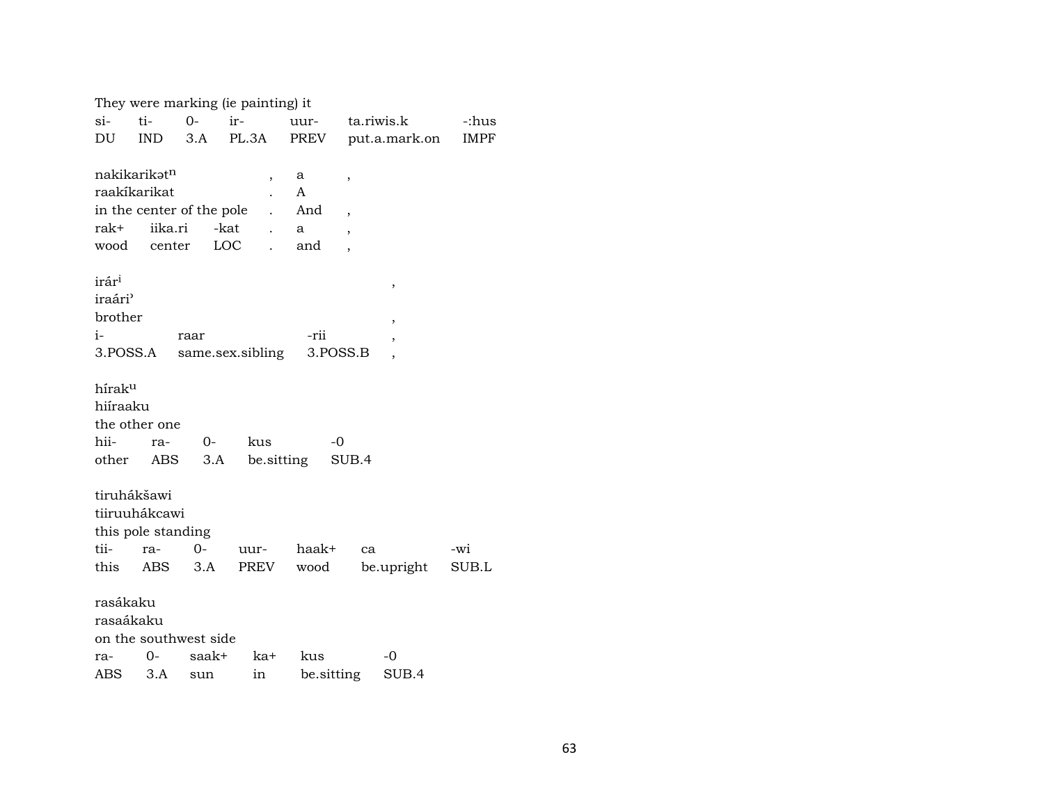They were marking (ie painting) it

| si- | ti- | 0- | ir- | uur- | ta.riwis.k | -:hus |
|---|---|---|---|---|---|---|
| DU | IND | 3.A | PL.3A | PREV | put.a.mark.on | IMPF |

| nakikarikətⁿ | | | , | a | , |
|---|---|---|---|---|---|
| raakíkarikat | | | . | A | |
| in the center of the pole | | | . | And | , |
| rak+ | iika.ri | -kat | . | a | , |
| wood | center | LOC | . | and | , |

| irárⁱ | | | , |
|---|---|---|---|
| iraári' | | | |
| brother | | | , |
| i- | raar | -rii | , |
| 3.POSS.A | same.sex.sibling | 3.POSS.B | , |

| híraku | | | | |
|---|---|---|---|---|
| hiíraaku | | | | |
| the other one | | | | |
| hii- | ra- | 0- | kus | -0 |
| other | ABS | 3.A | be.sitting | SUB.4 |

| tiruhákšawi | | | | | | |
|---|---|---|---|---|---|---|
| tiiruuhákcawi | | | | | | |
| this pole standing | | | | | | |
| tii- | ra- | 0- | uur- | haak+ | ca | -wi |
| this | ABS | 3.A | PREV | wood | be.upright | SUB.L |

| rasákaku | | | | | |
|---|---|---|---|---|---|
| rasaákaku | | | | | |
| on the southwest side | | | | | |
| ra- | 0- | saak+ | ka+ | kus | -0 |
| ABS | 3.A | sun | in | be.sitting | SUB.4 |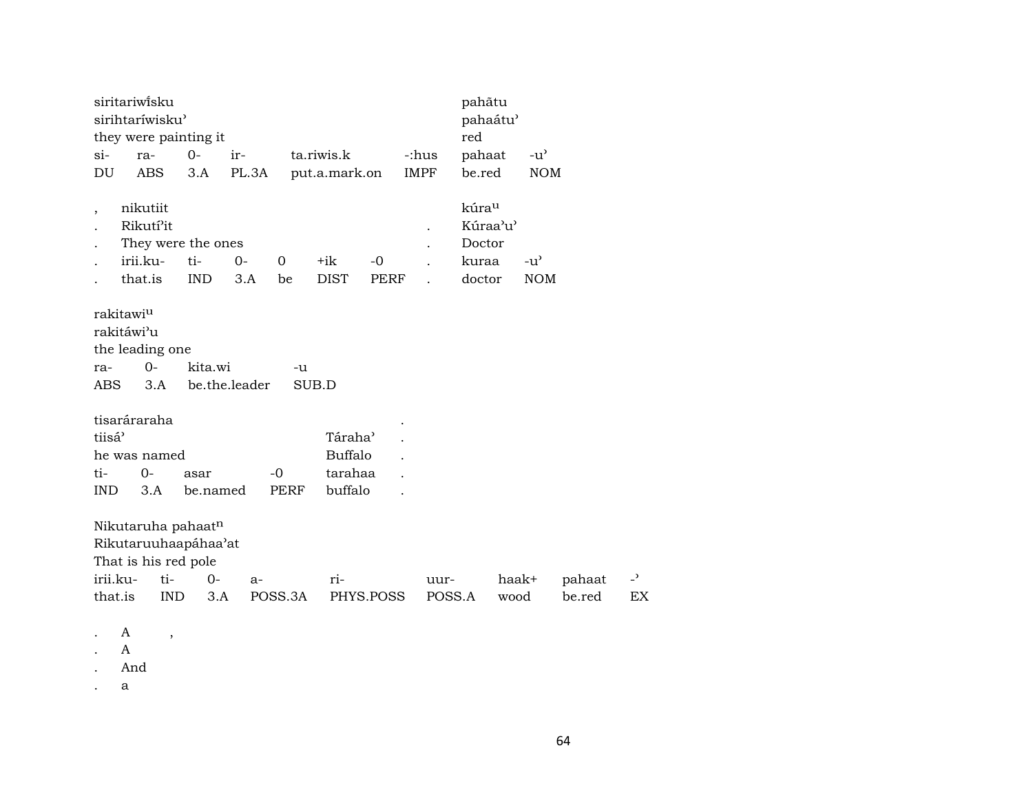siritariwi̋sku
sirihtaríwisku'
they were painting it

| si- | ra- | 0- | ir- | ta.riwis.k | -:hus |
|---|---|---|---|---|---|
| DU | ABS | 3.A | PL.3A | put.a.mark.on | IMPF |

pahātu
pahaátu'
red

| pahaat | -u' |
|---|---|
| be.red | NOM |

, nikutiit
. Rikutí'it
. They were the ones

| . | irii.ku- | ti- | 0- | 0 | +ik | -0 | . |
|---|---|---|---|---|---|---|---|
| . | that.is | IND | 3.A | be | DIST | PERF | . |

kúra$^{u}$
Kúraa'u'
Doctor

| kuraa | -u' |
|---|---|
| doctor | NOM |

rakitawi$^{u}$
rakitáwi'u
the leading one

| ra- | 0- | kita.wi | -u |
|---|---|---|---|
| ABS | 3.A | be.the.leader | SUB.D |

tisarárarahaˌ .
tiisá' Táraha' .
he was named Buffalo .

| ti- | 0- | asar | -0 | tarahaa | . |
|---|---|---|---|---|---|
| IND | 3.A | be.named | PERF | buffalo | . |

Nikutaruha pahaat$^{n}$
Rikutaruuhaapáhaa'at
That is his red pole

| irii.ku- | ti- | 0- | a- | ri- | uur- | haak+ | pahaat | -' |
|---|---|---|---|---|---|---|---|---|
| that.is | IND | 3.A | POSS.3A | PHYS.POSS | POSS.A | wood | be.red | EX |

. A ,
. A
. And
. a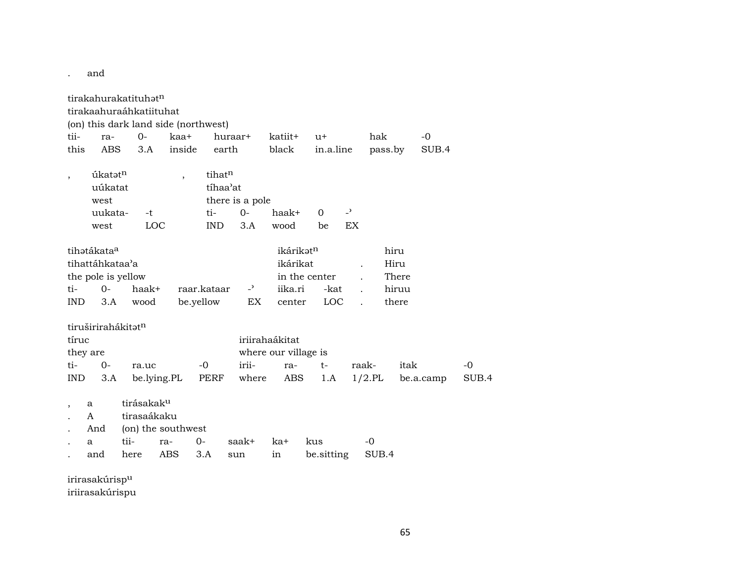. and

tirakahurakatituhət$^{n}$
tirakaahuraáhkatiituhat
(on) this dark land side (northwest)

| tii- | ra- | 0- | kaa+ | huraar+ | katiit+ | u+ | hak | -0 |
|---|---|---|---|---|---|---|---|---|
| this | ABS | 3.A | inside | earth | black | in.a.line | pass.by | SUB.4 |

, úkatət$^{n}$ , tihat$^{n}$
uúkatat tíhaaˀat
west there is a pole

| uukata- | -t | ti- | 0- | haak+ | 0 | -ˀ |
|---|---|---|---|---|---|---|
| west | LOC | IND | 3.A | wood | be | EX |

tihətákata$^{a}$ ikárikət$^{n}$ hiru
tihattáhkataaˀa ikárikat . Hiru
the pole is yellow in the center . There

| ti- | 0- | haak+ | raar.kataar | -ˀ | iika.ri | -kat | . | hiruu |
|---|---|---|---|---|---|---|---|---|
| IND | 3.A | wood | be.yellow | EX | center | LOC | . | there |

tiruširirahákitət$^{n}$
tíruc iriirahaákitat
they are where our village is

| ti- | 0- | ra.uc | -0 | irii- | ra- | t- | raak- | itak | -0 |
|---|---|---|---|---|---|---|---|---|---|
| IND | 3.A | be.lying.PL | PERF | where | ABS | 1.A | 1/2.PL | be.a.camp | SUB.4 |

, a tirásakak$^{u}$
. A tirasaákaku
. And (on) the southwest

| . | a | tii- | ra- | 0- | saak+ | ka+ | kus | -0 |
|---|---|---|---|---|---|---|---|---|
| . | and | here | ABS | 3.A | sun | in | be.sitting | SUB.4 |

irirasakúrisp$^{u}$
iriirasakúrispu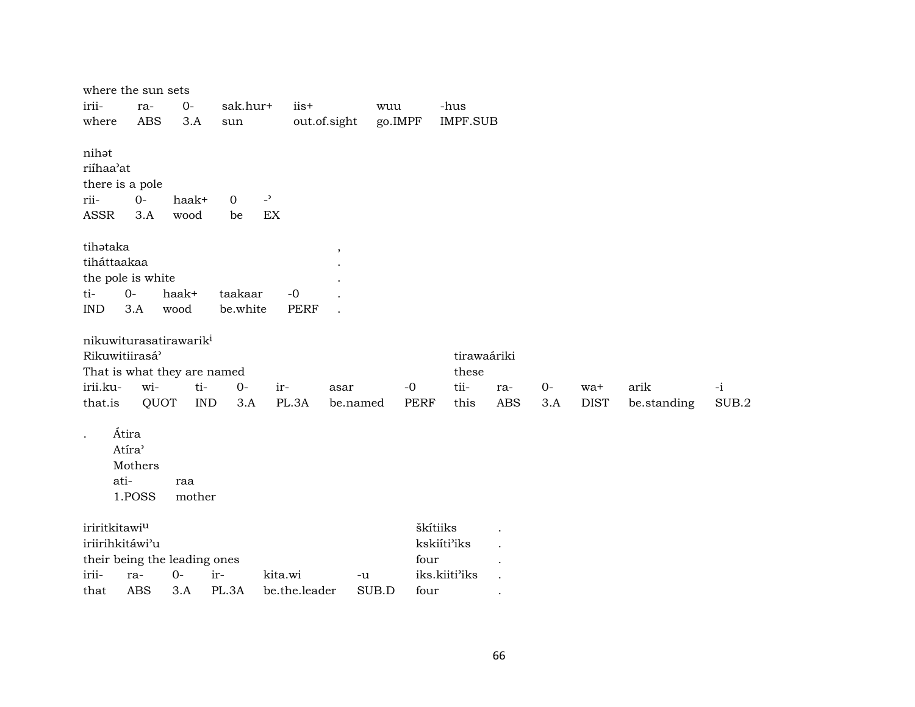where the sun sets

| irii- | ra- | 0- | sak.hur+ | iis+ | wuu | -hus |
|---|---|---|---|---|---|---|
| where | ABS | 3.A | sun | out.of.sight | go.IMPF | IMPF.SUB |

nihət
riíhaa’at
there is a pole

| rii- | 0- | haak+ | 0 | -’ |
|---|---|---|---|---|
| ASSR | 3.A | wood | be | EX |

tihətaka ,
tiháttaakaa .
the pole is white .

| ti- | 0- | haak+ | taakaar | -0 | . |
|---|---|---|---|---|---|
| IND | 3.A | wood | be.white | PERF | . |

nikuwiturasatirawarik[i]
Rikuwitiirasá’ tirawaáriki
That is what they are named these

| irii.ku- | wi- | ti- | 0- | ir- | asar | -0 | tii- | ra- | 0- | wa+ | arik | -i |
|---|---|---|---|---|---|---|---|---|---|---|---|---|
| that.is | QUOT | IND | 3.A | PL.3A | be.named | PERF | this | ABS | 3.A | DIST | be.standing | SUB.2 |

. Átira
Atíra’
Mothers

| ati- | raa |
|---|---|
| 1.POSS | mother |

iriritkitawi[u] škítiiks .
iriirihkitáwi’u kskiíti’iks .
their being the leading ones four .

| irii- | ra- | 0- | ir- | kita.wi | -u | iks.kiiti’iks | . |
|---|---|---|---|---|---|---|---|
| that | ABS | 3.A | PL.3A | be.the.leader | SUB.D | four | . |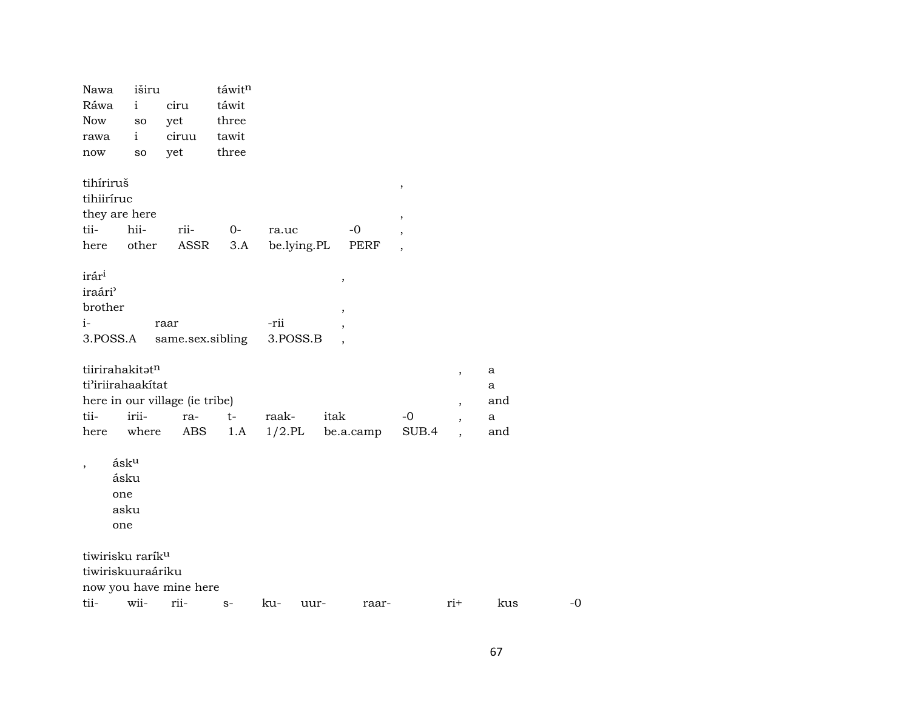| Nawa | iširu | | táwit$^{n}$ |
|---|---|---|---|
| Ráwa | i | ciru | táwit |
| Now | so | yet | three |
| rawa | i | ciruu | tawit |
| now | so | yet | three |

tihíriruš ,
tihiiríruc
they are here ,

| tii- | hii- | rii- | 0- | ra.uc | -0 | , |
|---|---|---|---|---|---|---|
| here | other | ASSR | 3.A | be.lying.PL | PERF | , |

irár$^{i}$ ,
iraári'
brother ,

| i- | raar | -rii | , |
|---|---|---|---|
| 3.POSS.A | same.sex.sibling | 3.POSS.B | , |

tiirirahakitət$^{n}$ , a
ti'iriirahaakítat a
here in our village (ie tribe) , and

| tii- | irii- | ra- | t- | raak- | itak | -0 | , | a |
|---|---|---|---|---|---|---|---|---|
| here | where | ABS | 1.A | 1/2.PL | be.a.camp | SUB.4 | , | and |

, ásk$^{u}$
ásku
one
asku
one

tiwirisku rarík$^{u}$
tiwiriskuuraáriku
now you have mine here

| tii- | wii- | rii- | s- | ku- | uur- | raar- | ri+ | kus | -0 |
|---|---|---|---|---|---|---|---|---|---|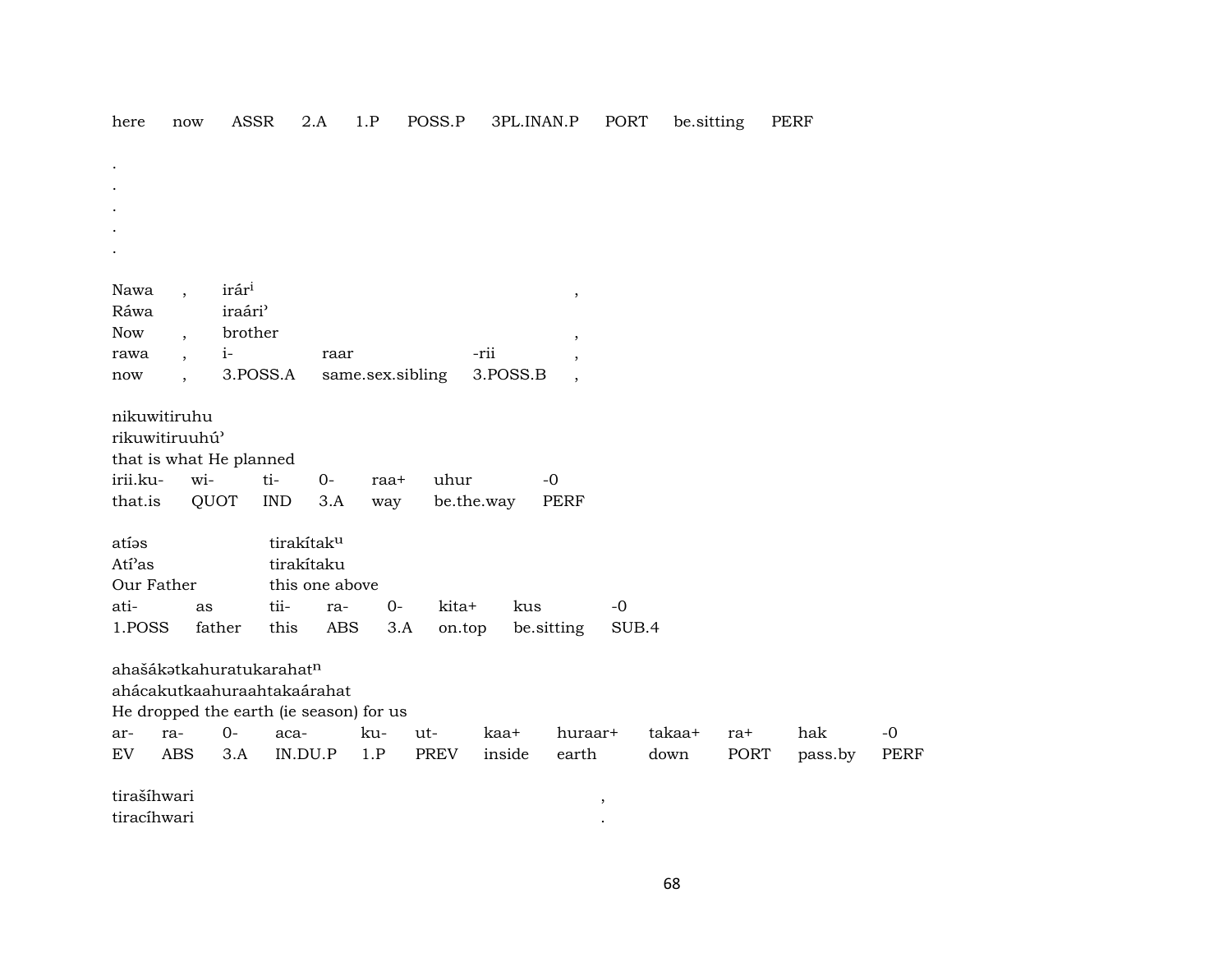here now ASSR 2.A 1.P POSS.P 3PL.INAN.P PORT be.sitting PERF

.
.
.
.
.

| Nawa | , | irár$^{i}$ | | | , |
|---|---|---|---|---|---|
| Ráwa | | iraári' | | | |
| Now | , | brother | | | , |
| rawa | , | i- | raar | -rii | , |
| now | , | 3.POSS.A | same.sex.sibling | 3.POSS.B | , |

| nikuwitiruhu | | | | | | |
|---|---|---|---|---|---|---|
| rikuwitiruuhú' | | | | | | |
| that is what He planned | | | | | | |
| irii.ku- | wi- | ti- | 0- | raa+ | uhur | -0 |
| that.is | QUOT | IND | 3.A | way | be.the.way | PERF |

| atíəs | | tirakítak$^{u}$ | | | | | |
|---|---|---|---|---|---|---|---|
| Atí'as | | tirakítaku | | | | | |
| Our Father | | this one above | | | | | |
| ati- | as | tii- | ra- | 0- | kita+ | kus | -0 |
| 1.POSS | father | this | ABS | 3.A | on.top | be.sitting | SUB.4 |

| ahašákətkahuratukarahat$^{n}$ | | | | | | | | | | | |
|---|---|---|---|---|---|---|---|---|---|---|---|
| ahácakutkaahuraahtakaárahat | | | | | | | | | | | |
| He dropped the earth (ie season) for us | | | | | | | | | | | |
| ar- | ra- | 0- | aca- | ku- | ut- | kaa+ | huraar+ | takaa+ | ra+ | hak | -0 |
| EV | ABS | 3.A | IN.DU.P | 1.P | PREV | inside | earth | down | PORT | pass.by | PERF |

| tirašíhwari | , |
|---|---|
| tiracíhwari | . |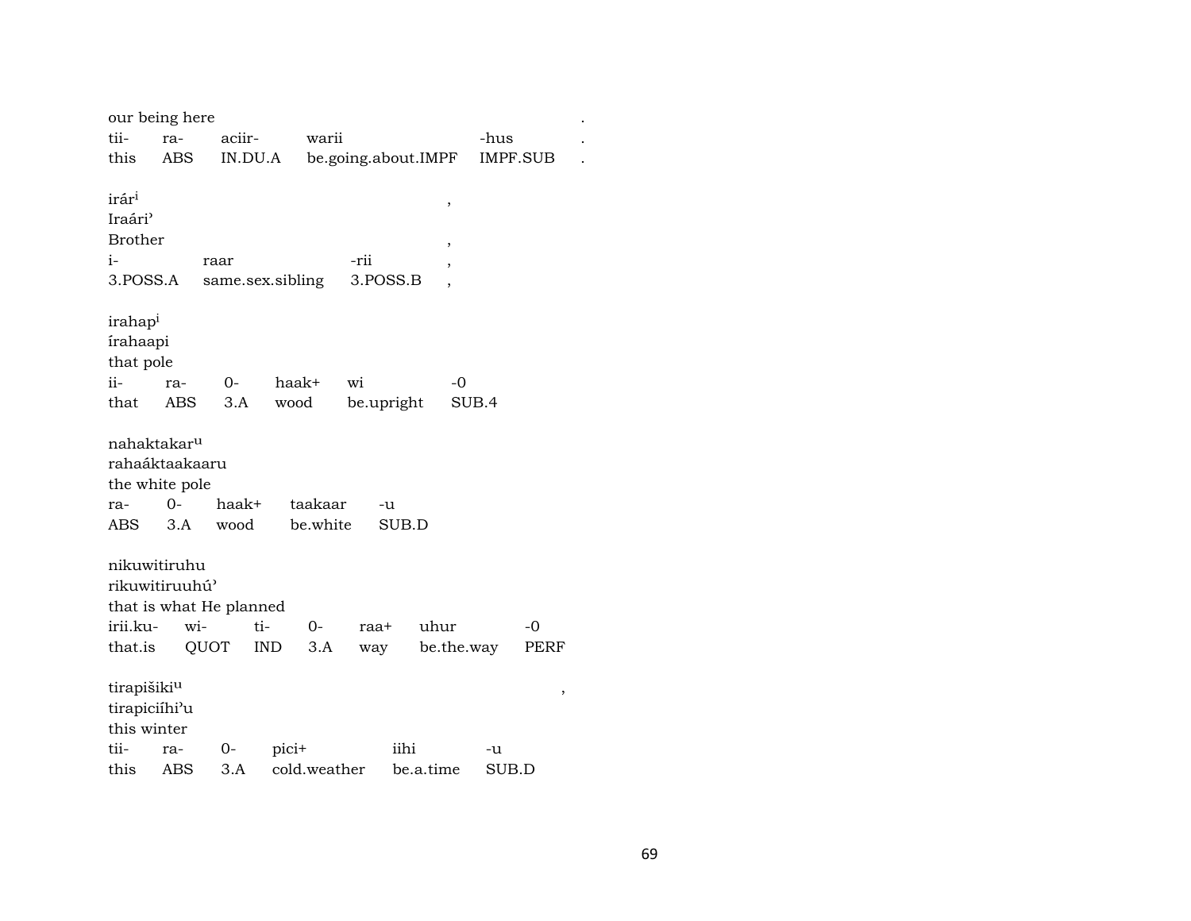our being here .

| tii- | ra- | aciir- | warii | -hus | . |
|---|---|---|---|---|---|
| this | ABS | IN.DU.A | be.going.about.IMPF | IMPF.SUB | . |

irár[i] ,
Iraári'
Brother ,

| i- | raar | -rii | , |
|---|---|---|---|
| 3.POSS.A | same.sex.sibling | 3.POSS.B | , |

irahap[i]
írahaapi
that pole

| ii- | ra- | 0- | haak+ | wi | -0 |
|---|---|---|---|---|---|
| that | ABS | 3.A | wood | be.upright | SUB.4 |

nahaktakar[u]
rahaáktaakaaru
the white pole

| ra- | 0- | haak+ | taakaar | -u |
|---|---|---|---|---|
| ABS | 3.A | wood | be.white | SUB.D |

nikuwitiruhu
rikuwitiruuhú'
that is what He planned

| irii.ku- | wi- | ti- | 0- | raa+ | uhur | -0 |
|---|---|---|---|---|---|---|
| that.is | QUOT | IND | 3.A | way | be.the.way | PERF |

tirapišiki[u] ,
tirapiciíhi'u
this winter

| tii- | ra- | 0- | pici+ | iihi | -u |
|---|---|---|---|---|---|
| this | ABS | 3.A | cold.weather | be.a.time | SUB.D |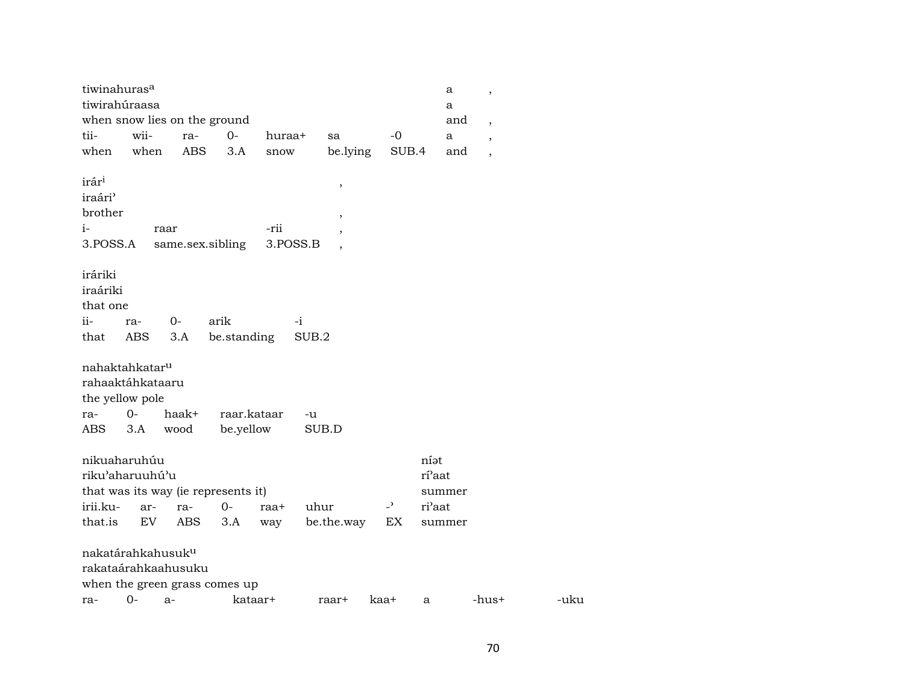| tiwinahuras[a] | | | | | | | a | , |
|---|---|---|---|---|---|---|---|---|
| tiwirahúraasa | | | | | | | a | |
| when snow lies on the ground | | | | | | | and | , |
| tii- | wii- | ra- | 0- | huraa+ | sa | -0 | a | , |
| when | when | ABS | 3.A | snow | be.lying | SUB.4 | and | , |

| irár[i] | | | , |
|---|---|---|---|
| iraári' | | | |
| brother | | | , |
| i- | raar | -rii | , |
| 3.POSS.A | same.sex.sibling | 3.POSS.B | , |

| iráriki | | | | |
|---|---|---|---|---|
| iraáriki | | | | |
| that one | | | | |
| ii- | ra- | 0- | arik | -i |
| that | ABS | 3.A | be.standing | SUB.2 |

| nahaktahkatar[u] | | | | |
|---|---|---|---|---|
| rahaaktáhkataaru | | | | |
| the yellow pole | | | | |
| ra- | 0- | haak+ | raar.kataar | -u |
| ABS | 3.A | wood | be.yellow | SUB.D |

| nikuaharuhúu | | | | | | | níət |
|---|---|---|---|---|---|---|---|
| riku'aharuuhú'u | | | | | | | rí'aat |
| that was its way (ie represents it) | | | | | | | summer |
| irii.ku- | ar- | ra- | 0- | raa+ | uhur | -' | ri'aat |
| that.is | EV | ABS | 3.A | way | be.the.way | EX | summer |

| nakatárahkahusuk[u] | | | | | | | | |
|---|---|---|---|---|---|---|---|---|
| rakataárahkaahusuku | | | | | | | | |
| when the green grass comes up | | | | | | | | |
| ra- | 0- | a- | kataar+ | raar+ | kaa+ | a | -hus+ | -uku |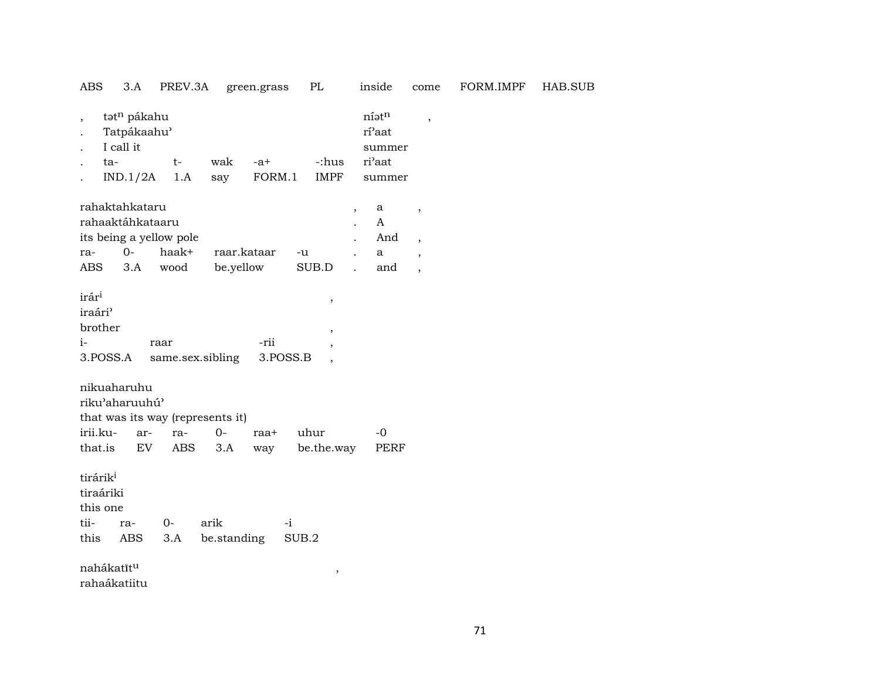ABS 3.A PREV.3A green.grass PL inside come FORM.IMPF HAB.SUB

| , | tətⁿ pákahu | | | | | níətⁿ | , |
|---|---|---|---|---|---|---|---|
| . | Tatpákaahu' | | | | | rí'aat | |
| . | I call it | | | | | summer | |
| . | ta- | t- | wak | -a+ | -:hus | ri'aat | |
| . | IND.1/2A | 1.A | say | FORM.1 | IMPF | summer | |

| rahaktahkataru | | | | | , | a | , |
|---|---|---|---|---|---|---|---|
| rahaaktáhkataaru | | | | | . | A | |
| its being a yellow pole | | | | | . | And | , |
| ra- | 0- | haak+ | raar.kataar | -u | . | a | , |
| ABS | 3.A | wood | be.yellow | SUB.D | . | and | , |

| irárⁱ | | | , |
|---|---|---|---|
| iraári' | | | |
| brother | | | , |
| i- | raar | -rii | , |
| 3.POSS.A | same.sex.sibling | 3.POSS.B | , |

| nikuaharuhu | | | | | | |
|---|---|---|---|---|---|---|
| riku'aharuuhú' | | | | | | |
| that was its way (represents it) | | | | | | |
| irii.ku- | ar- | ra- | 0- | raa+ | uhur | -0 |
| that.is | EV | ABS | 3.A | way | be.the.way | PERF |

| tirárikⁱ | | | | |
|---|---|---|---|---|
| tiraáriki | | | | |
| this one | | | | |
| tii- | ra- | 0- | arik | -i |
| this | ABS | 3.A | be.standing | SUB.2 |

nahákatītᵘ ,
rahaákatiitu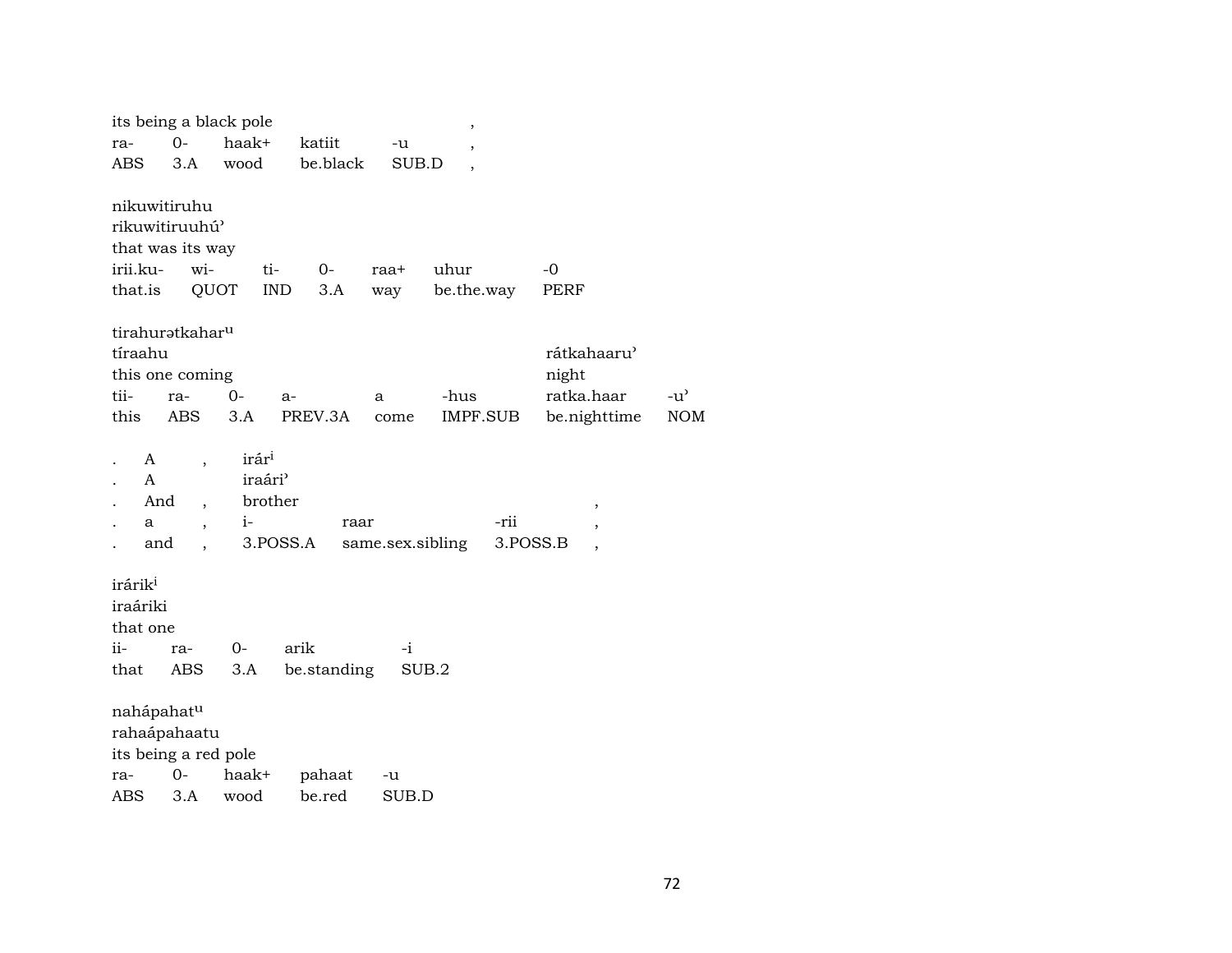its being a black pole ,

| ra- | 0- | haak+ | katiit | -u | , |
|---|---|---|---|---|---|
| ABS | 3.A | wood | be.black | SUB.D | , |

nikuwitiruhu
rikuwitiruuhú'
that was its way

| irii.ku- | wi- | ti- | 0- | raa+ | uhur | -0 |
|---|---|---|---|---|---|---|
| that.is | QUOT | IND | 3.A | way | be.the.way | PERF |

tirahurətkahar^u

| tíraahu | | | | | | rátkahaaru' | |
|---|---|---|---|---|---|---|---|
| this one coming | | | | | | night | |
| tii- | ra- | 0- | a- | a | -hus | ratka.haar | -u' |
| this | ABS | 3.A | PREV.3A | come | IMPF.SUB | be.nighttime | NOM |

| . | A | , | irár^i | | | |
|---|---|---|---|---|---|---|
| . | A | | iraári' | | | |
| . | And | , | brother | | | , |
| . | a | , | i- | raar | -rii | , |
| . | and | , | 3.POSS.A | same.sex.sibling | 3.POSS.B | , |

irárik^i
iraáriki
that one

| ii- | ra- | 0- | arik | -i |
|---|---|---|---|---|
| that | ABS | 3.A | be.standing | SUB.2 |

nahápahat^u
rahaápahaatu
its being a red pole

| ra- | 0- | haak+ | pahaat | -u |
|---|---|---|---|---|
| ABS | 3.A | wood | be.red | SUB.D |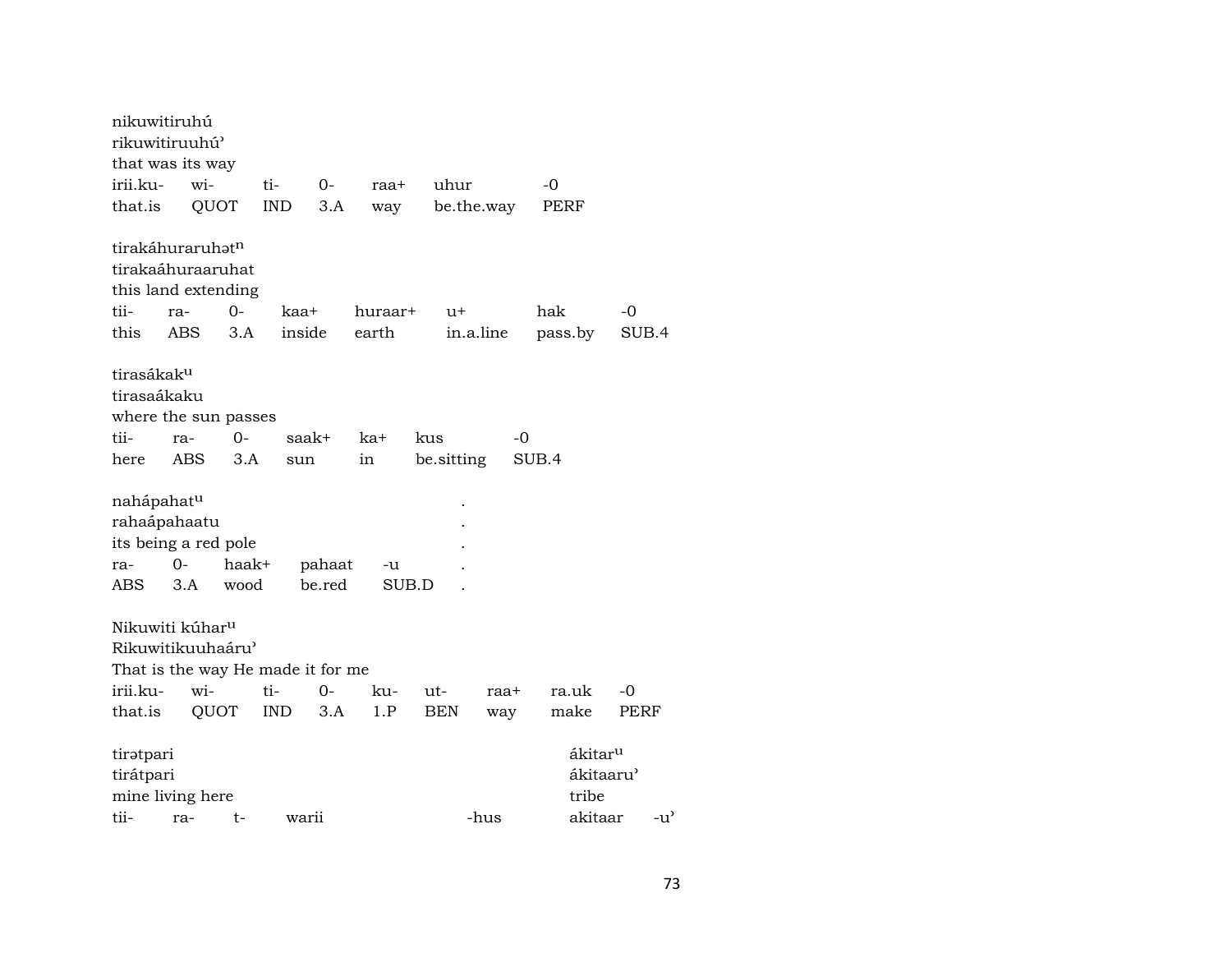nikuwitiruhú
rikuwitiruuhú'
that was its way

| irii.ku- | wi- | ti- | 0- | raa+ | uhur | -0 |
|---|---|---|---|---|---|---|
| that.is | QUOT | IND | 3.A | way | be.the.way | PERF |

tirakáhuraruhət$^{n}$
tirakaáhuraaruhat
this land extending

| tii- | ra- | 0- | kaa+ | huraar+ | u+ | hak | -0 |
|---|---|---|---|---|---|---|---|
| this | ABS | 3.A | inside | earth | in.a.line | pass.by | SUB.4 |

tirasákak$^{u}$
tirasaákaku
where the sun passes

| tii- | ra- | 0- | saak+ | ka+ | kus | -0 |
|---|---|---|---|---|---|---|
| here | ABS | 3.A | sun | in | be.sitting | SUB.4 |

nahápahat$^{u}$ .
rahaápahaatu .
its being a red pole .

| ra- | 0- | haak+ | pahaat | -u | . |
|---|---|---|---|---|---|
| ABS | 3.A | wood | be.red | SUB.D | . |

Nikuwiti kúhar$^{u}$
Rikuwitikuuhaáru'
That is the way He made it for me

| irii.ku- | wi- | ti- | 0- | ku- | ut- | raa+ | ra.uk | -0 |
|---|---|---|---|---|---|---|---|---|
| that.is | QUOT | IND | 3.A | 1.P | BEN | way | make | PERF |

tirətpari
tirátpari
mine living here

| tii- | ra- | t- | warii | -hus |
|---|---|---|---|---|

ákitar$^{u}$
ákitaaru'
tribe

| akitaar | -u' |
|---|---|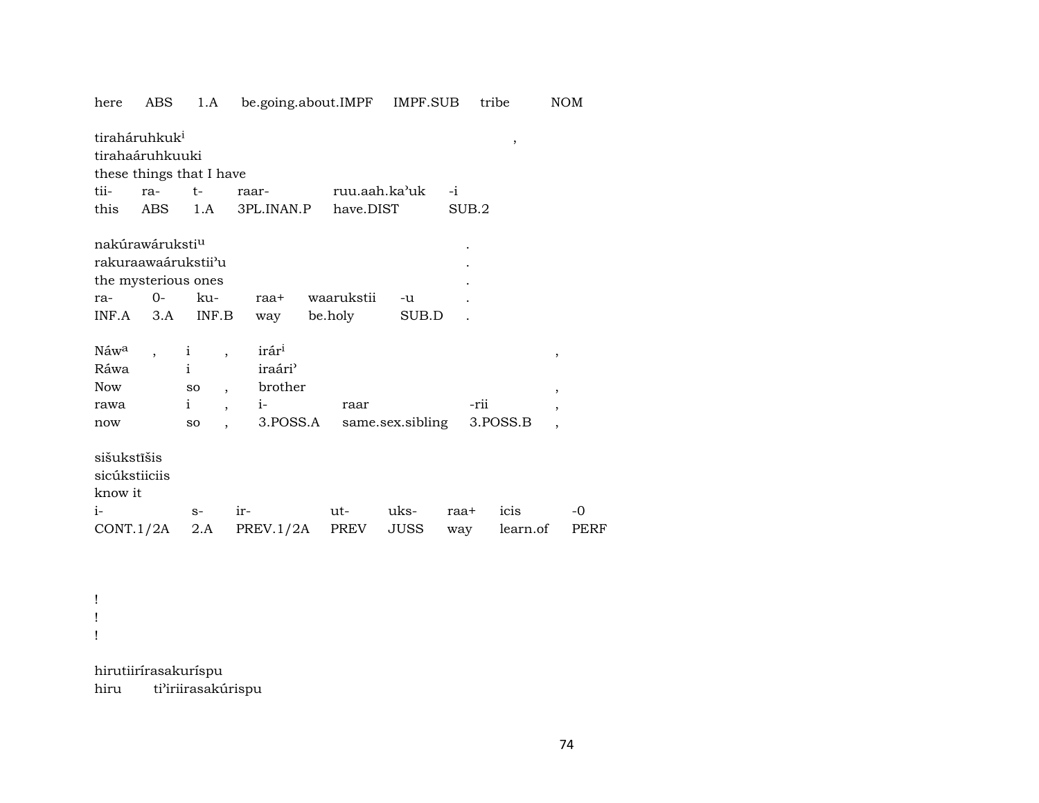here ABS 1.A be.going.about.IMPF IMPF.SUB tribe NOM

tiraháruhkuk[i] ,
tirahaáruhkuuki
these things that I have

| tii- | ra- | t- | raar- | ruu.aah.ka'uk | -i |
|---|---|---|---|---|---|
| this | ABS | 1.A | 3PL.INAN.P | have.DIST | SUB.2 |

nakúrawárukstí[u] .
rakuraawaárukstii'u .
the mysterious ones .

| ra- | 0- | ku- | raa+ | waarukstii | -u | . |
|---|---|---|---|---|---|---|
| INF.A | 3.A | INF.B | way | be.holy | SUB.D | . |

Náw[a] , i , irár[i] ,
Ráwa i iraári'
Now so , brother ,

| rawa | i | , | i- | raar | -rii | , |
|---|---|---|---|---|---|---|
| now | so | , | 3.POSS.A | same.sex.sibling | 3.POSS.B | , |

sišukstīšis
sicúkstiiciis
know it

| i- | s- | ir- | ut- | uks- | raa+ | icis | -0 |
|---|---|---|---|---|---|---|---|
| CONT.1/2A | 2.A | PREV.1/2A | PREV | JUSS | way | learn.of | PERF |

!
!
!

hirutiirírasakuríspu
hiru ti'iriirasakúrispu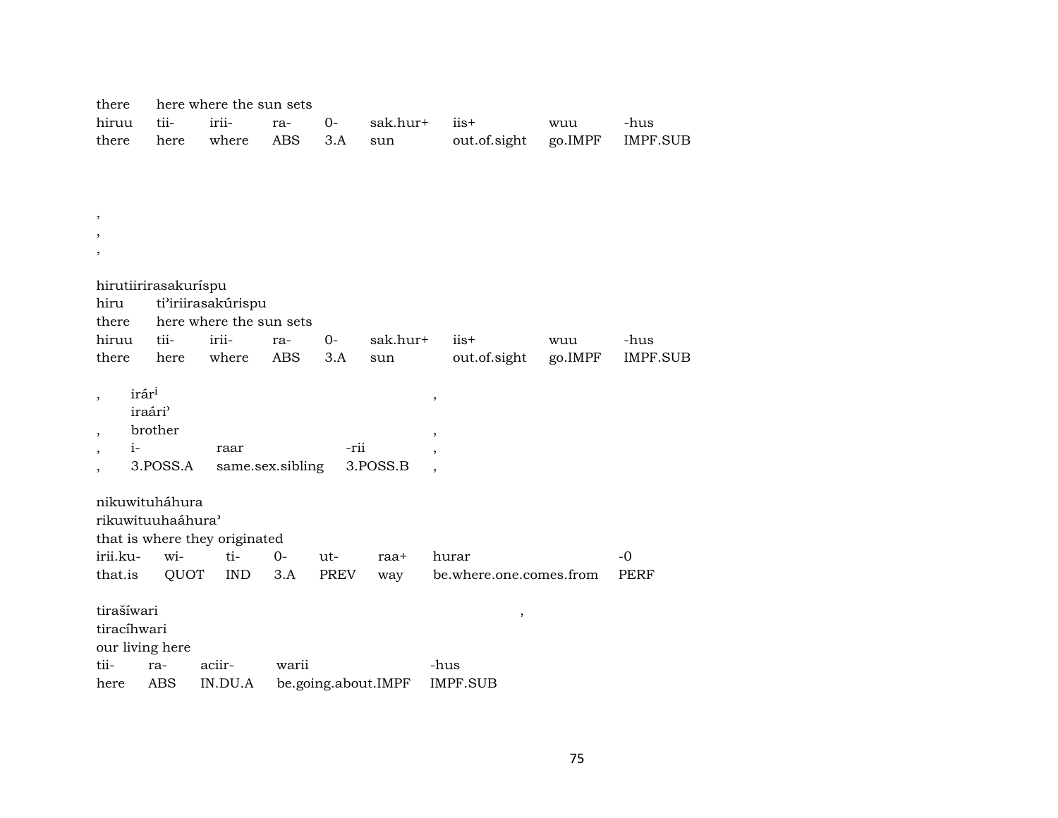there here where the sun sets

| hiruu | tii- | irii- | ra- | 0- | sak.hur+ | iis+ | wuu | -hus |
|---|---|---|---|---|---|---|---|---|
| there | here | where | ABS | 3.A | sun | out.of.sight | go.IMPF | IMPF.SUB |

,
,
,

hirutiirirasakuríspu
hiru ti’iriirasakúrispu
there here where the sun sets

| hiruu | tii- | irii- | ra- | 0- | sak.hur+ | iis+ | wuu | -hus |
|---|---|---|---|---|---|---|---|---|
| there | here | where | ABS | 3.A | sun | out.of.sight | go.IMPF | IMPF.SUB |

, irár[i] ,
iraári’
, brother ,

| , | i- | raar | -rii | , |
|---|---|---|---|---|
| , | 3.POSS.A | same.sex.sibling | 3.POSS.B | , |

nikuwituháhura
rikuwituuhaáhura’
that is where they originated

| irii.ku- | wi- | ti- | 0- | ut- | raa+ | hurar | -0 |
|---|---|---|---|---|---|---|---|
| that.is | QUOT | IND | 3.A | PREV | way | be.where.one.comes.from | PERF |

tirašíwari ,
tiracíhwari
our living here

| tii- | ra- | aciir- | warii | -hus |
|---|---|---|---|---|
| here | ABS | IN.DU.A | be.going.about.IMPF | IMPF.SUB |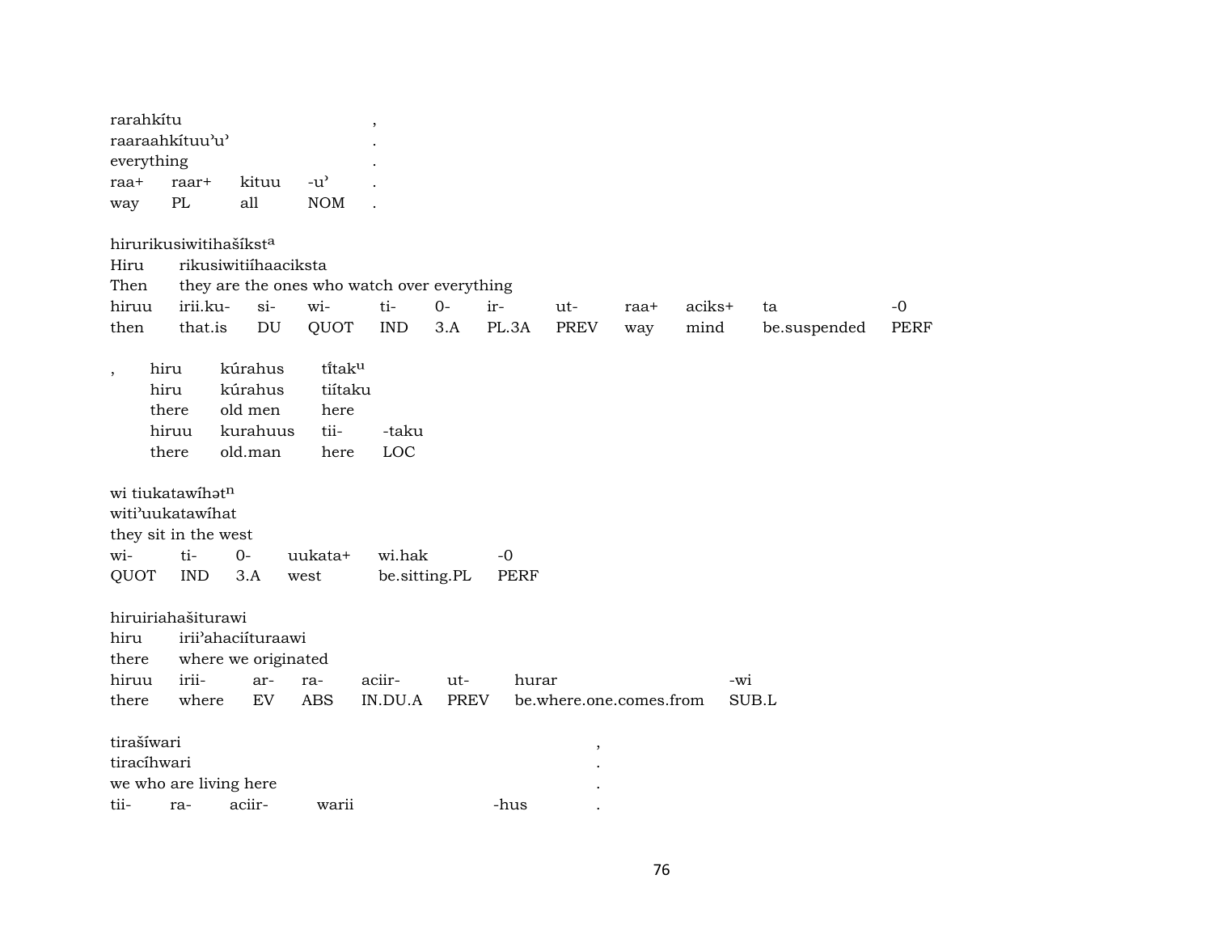rarahkítu ,
raaraahkítuu'u' .
everything .

| raa+ | raar+ | kituu | -u' | . |
|---|---|---|---|---|
| way | PL | all | NOM | . |

hirurikusiwitihašíkst[a]
Hiru rikusiwitiíhaaciksta
Then they are the ones who watch over everything

| hiruu | irii.ku- | si- | wi- | ti- | 0- | ir- | ut- | raa+ | aciks+ | ta | -0 |
|---|---|---|---|---|---|---|---|---|---|---|---|
| then | that.is | DU | QUOT | IND | 3.A | PL.3A | PREV | way | mind | be.suspended | PERF |

, hiru kúrahus tĩtak[u]
hiru kúrahus tiítaku
there old men here

| hiruu | kurahuus | tii- | -taku |
|---|---|---|---|
| there | old.man | here | LOC |

wi tiukatawíhət[n]
witi'uukatawíhat
they sit in the west

| wi- | ti- | 0- | uukata+ | wi.hak | -0 |
|---|---|---|---|---|---|
| QUOT | IND | 3.A | west | be.sitting.PL | PERF |

hiruiriahašiturawi
hiru irii'ahaciíturaawi
there where we originated

| hiruu | irii- | ar- | ra- | aciir- | ut- | hurar | -wi |
|---|---|---|---|---|---|---|---|
| there | where | EV | ABS | IN.DU.A | PREV | be.where.one.comes.from | SUB.L |

tirašíwari ,
tiracíhwari .
we who are living here .

| tii- | ra- | aciir- | warii | -hus | . |
|---|---|---|---|---|---|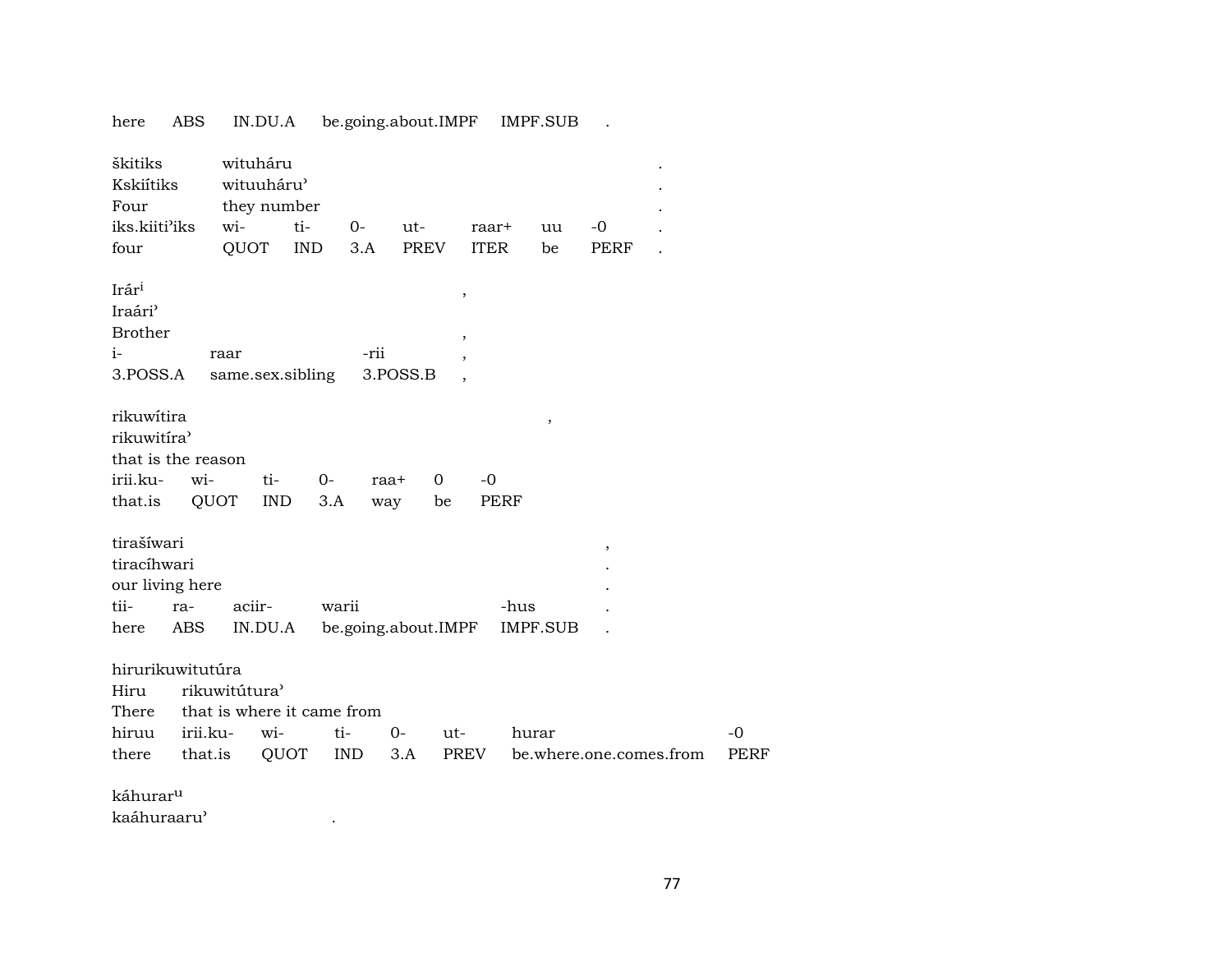| here | ABS | IN.DU.A | be.going.about.IMPF | IMPF.SUB | . |
|---|---|---|---|---|---|

škitiks wituháru .
Kskiítiks wituuháru' .
Four they number .

| iks.kiiti'iks | wi- | ti- | 0- | ut- | raar+ | uu | -0 | . |
|---|---|---|---|---|---|---|---|---|
| four | QUOT | IND | 3.A | PREV | ITER | be | PERF | . |

Irár[i] ,
Iraári'
Brother ,

| i- | raar | -rii | , |
|---|---|---|---|
| 3.POSS.A | same.sex.sibling | 3.POSS.B | , |

rikuwítira ,
rikuwitíra'
that is the reason

| irii.ku- | wi- | ti- | 0- | raa+ | 0 | -0 |
|---|---|---|---|---|---|---|
| that.is | QUOT | IND | 3.A | way | be | PERF |

tirašíwari ,
tiracíhwari .
our living here .

| tii- | ra- | aciir- | warii | -hus | . |
|---|---|---|---|---|---|
| here | ABS | IN.DU.A | be.going.about.IMPF | IMPF.SUB | . |

hirurikuwitutúra
Hiru rikuwitútura'
There that is where it came from

| hiruu | irii.ku- | wi- | ti- | 0- | ut- | hurar | -0 |
|---|---|---|---|---|---|---|---|
| there | that.is | QUOT | IND | 3.A | PREV | be.where.one.comes.from | PERF |

káhurar[u]
kaáhuraaru' .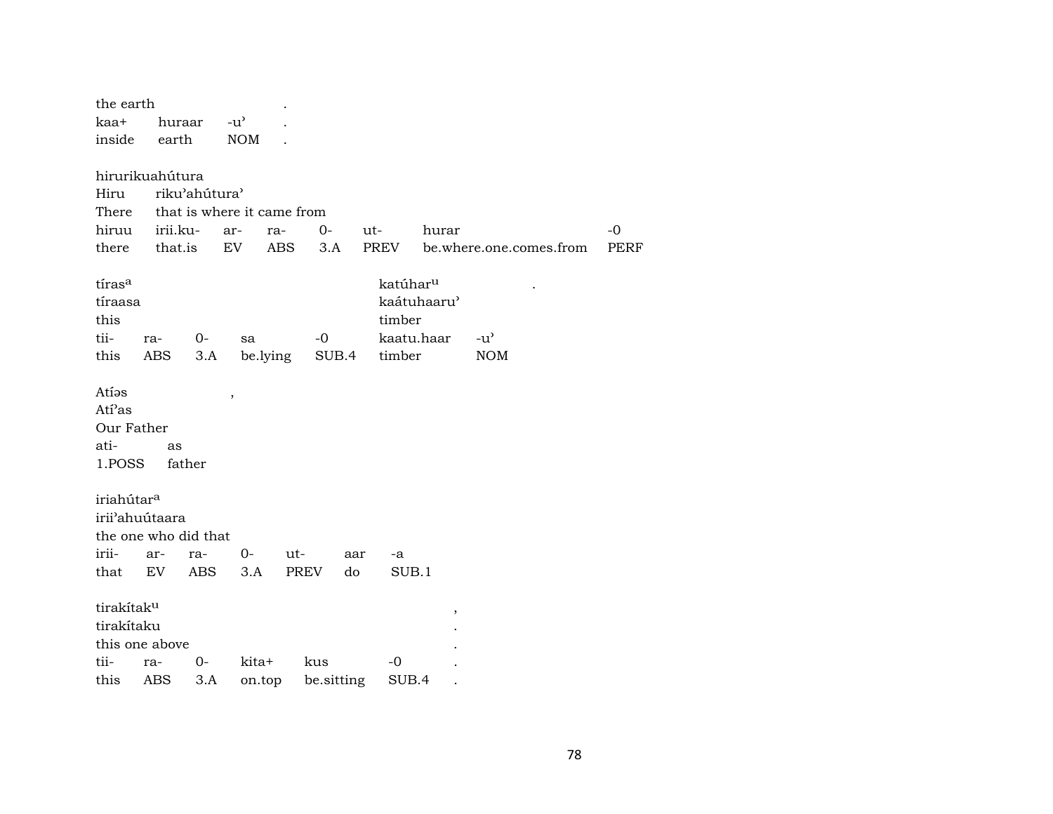the earth .
kaa+ huraar -u' .
inside earth NOM .

hirurikuahútura
Hiru riku'ahútura'
There that is where it came from

| hiruu | irii.ku- | ar- | ra- | 0- | ut- | hurar | -0 |
|---|---|---|---|---|---|---|---|
| there | that.is | EV | ABS | 3.A | PREV | be.where.one.comes.from | PERF |

tíras[a] katúhar[u] .
tíraasa kaátuhaaru'
this timber

| tii- | ra- | 0- | sa | -0 | kaatu.haar | -u' |
|---|---|---|---|---|---|---|
| this | ABS | 3.A | be.lying | SUB.4 | timber | NOM |

Atíəs ,
Atí'as
Our Father

| ati- | as |
|---|---|
| 1.POSS | father |

iriahútar[a]
irii'ahuútaara
the one who did that

| irii- | ar- | ra- | 0- | ut- | aar | -a |
|---|---|---|---|---|---|---|
| that | EV | ABS | 3.A | PREV | do | SUB.1 |

tirakítak[u] ,
tirakítaku .
this one above .

| tii- | ra- | 0- | kita+ | kus | -0 | . |
|---|---|---|---|---|---|---|
| this | ABS | 3.A | on.top | be.sitting | SUB.4 | . |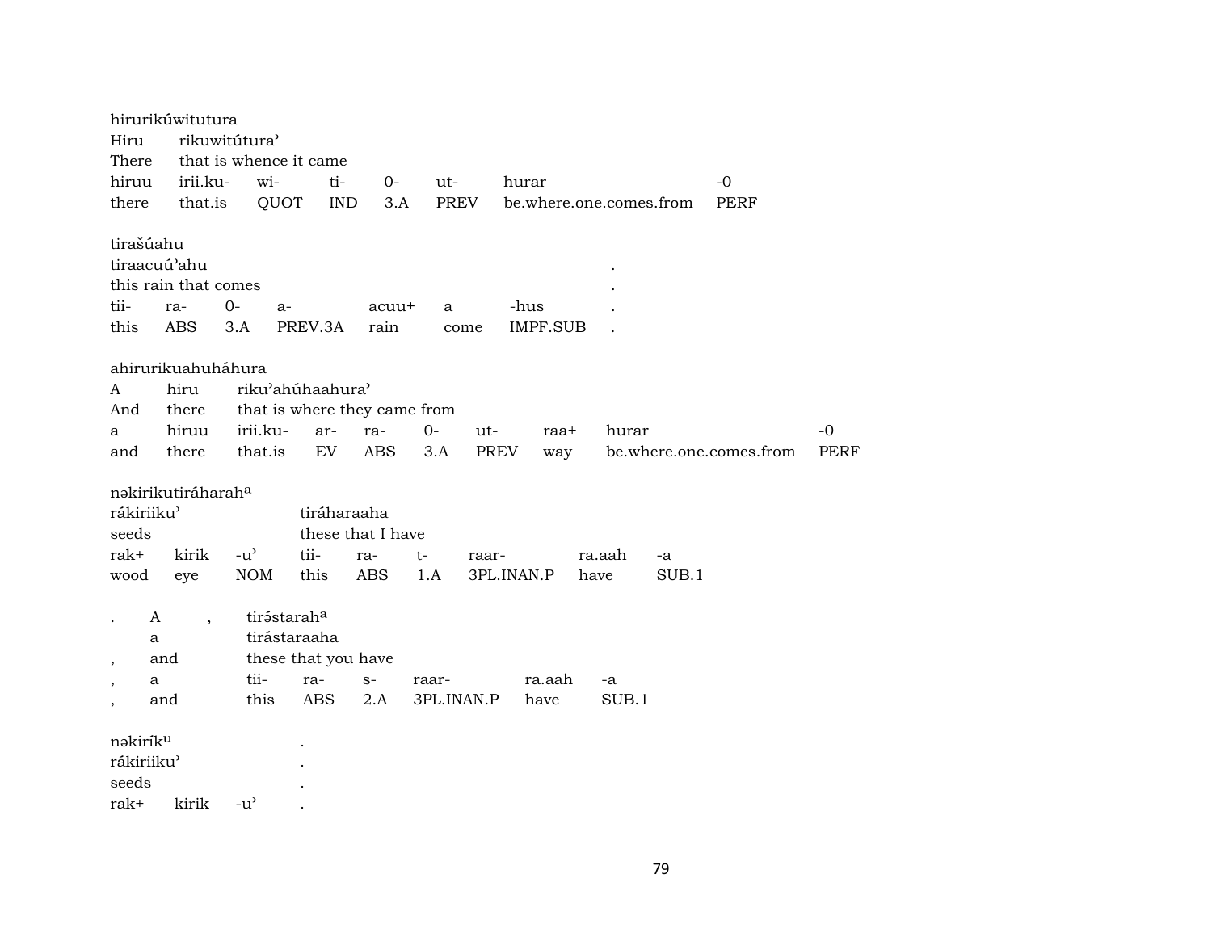hirurikúwitutura

| Hiru | rikuwitútura' | | | | | | |
|---|---|---|---|---|---|---|---|
| There | that is whence it came | | | | | | |
| hiruu | irii.ku- | wi- | ti- | 0- | ut- | hurar | -0 |
| there | that.is | QUOT | IND | 3.A | PREV | be.where.one.comes.from | PERF |

tirašúahu

| tiraacuú'ahu | | | | | | | . |
|---|---|---|---|---|---|---|---|
| this rain that comes | | | | | | | . |
| tii- | ra- | 0- | a- | acuu+ | a | -hus | . |
| this | ABS | 3.A | PREV.3A | rain | come | IMPF.SUB | . |

ahirurikuahuháhura

| A | hiru | riku'ahúhaahura' | | | | | | | |
|---|---|---|---|---|---|---|---|---|---|
| And | there | that is where they came from | | | | | | | |
| a | hiruu | irii.ku- | ar- | ra- | 0- | ut- | raa+ | hurar | -0 |
| and | there | that.is | EV | ABS | 3.A | PREV | way | be.where.one.comes.from | PERF |

nəkirikutiráharah[a]

| rákiriiku' | | | tiráharaaha | | | | | |
|---|---|---|---|---|---|---|---|---|
| seeds | | | these that I have | | | | | |
| rak+ | kirik | -u' | tii- | ra- | t- | raar- | ra.aah | -a |
| wood | eye | NOM | this | ABS | 1.A | 3PL.INAN.P | have | SUB.1 |

| . | A | , | tirə́starah[a] | | | | |
|---|---|---|---|---|---|---|---|
| | a | | tirástaraaha | | | | |
| , | and | | these that you have | | | | |
| , | a | | tii- | ra- | s- | raar- | ra.aah | -a |
| , | and | | this | ABS | 2.A | 3PL.INAN.P | have | SUB.1 |

nəkirík[u] .

| rákiriiku' | | | . |
|---|---|---|---|
| seeds | | | . |
| rak+ | kirik | -u' | . |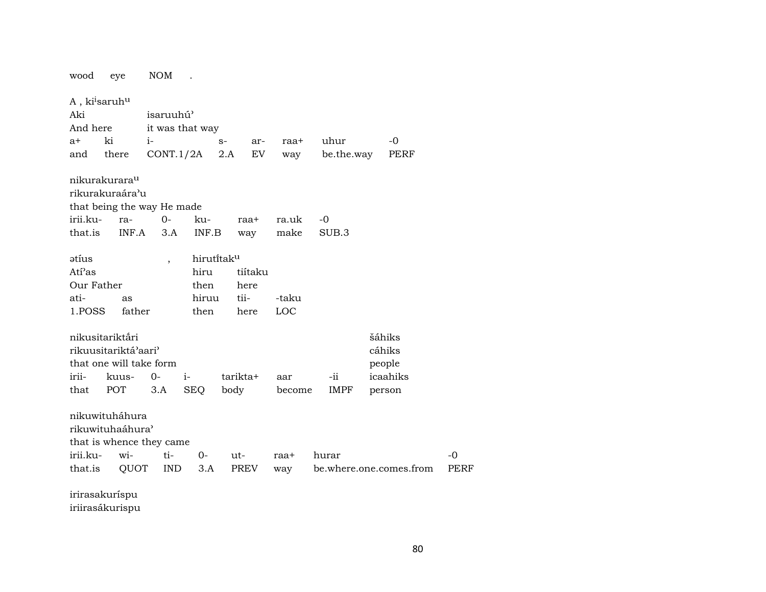wood eye NOM .

A , ki$^{i}$saruh$^{u}$
Aki isaruuhú'
And here it was that way

| a+ | ki | i- | s- | ar- | raa+ | uhur | -0 |
|---|---|---|---|---|---|---|---|
| and | there | CONT.1/2A | 2.A | EV | way | be.the.way | PERF |

nikurakurara$^{u}$
rikurakuraára'u
that being the way He made

| irii.ku- | ra- | 0- | ku- | raa+ | ra.uk | -0 |
|---|---|---|---|---|---|---|
| that.is | INF.A | 3.A | INF.B | way | make | SUB.3 |

ətíus , hirutı̃́tak$^{u}$
Atí'as hiru tiítaku
Our Father then here

| ati- | as | hiruu | tii- | -taku |
|---|---|---|---|---|
| 1.POSS | father | then | here | LOC |

nikusitariktấri šáhiks
rikuusitariktá'aari' cáhiks
that one will take form people

| irii- | kuus- | 0- | i- | tarikta+ | aar | -ii | icaahiks |
|---|---|---|---|---|---|---|---|
| that | POT | 3.A | SEQ | body | become | IMPF | person |

nikuwituháhura
rikuwituhaáhura'
that is whence they came

| irii.ku- | wi- | ti- | 0- | ut- | raa+ | hurar | -0 |
|---|---|---|---|---|---|---|---|
| that.is | QUOT | IND | 3.A | PREV | way | be.where.one.comes.from | PERF |

irirasakurríspu
iriirasákurispu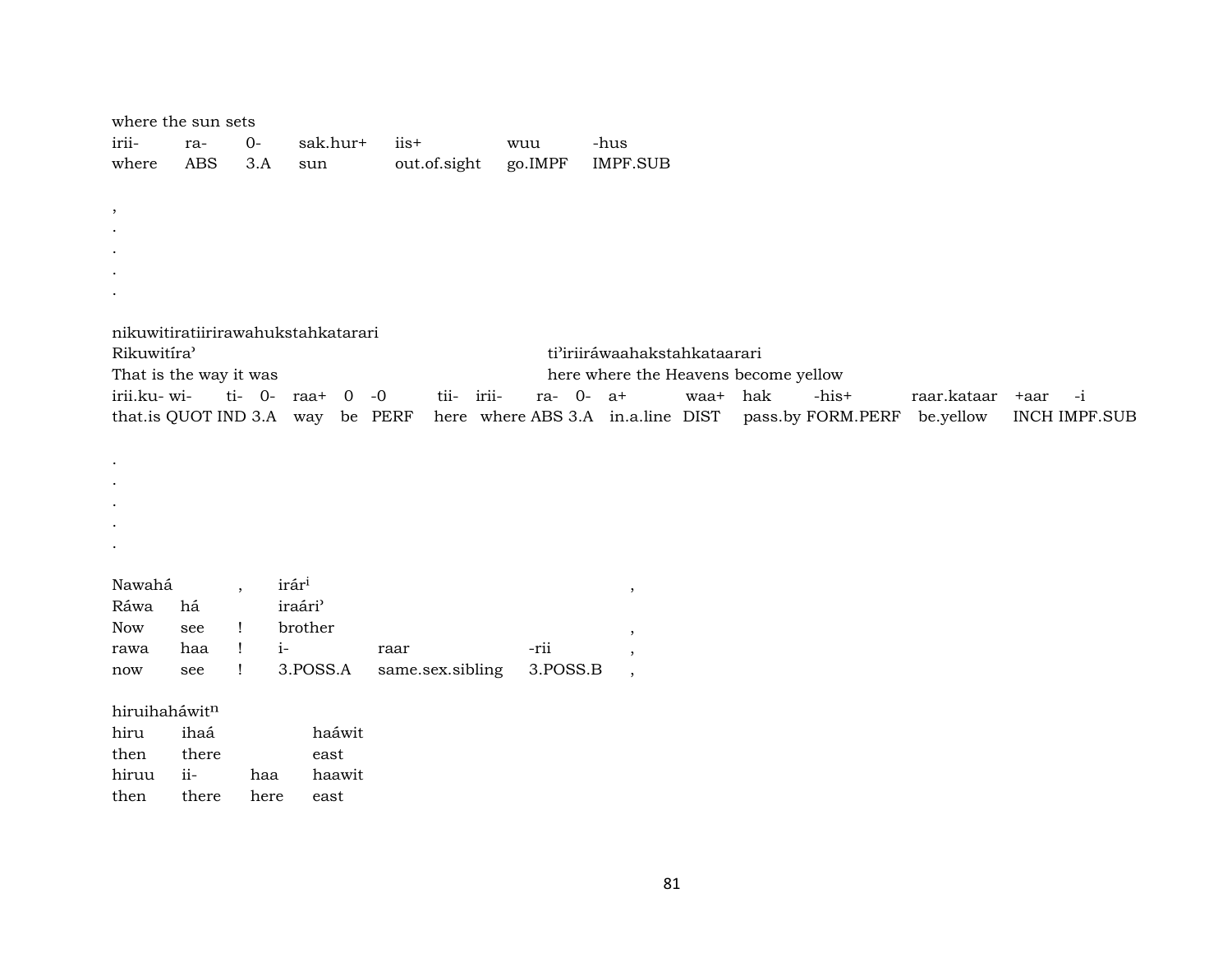where the sun sets

| irii- | ra- | 0- | sak.hur+ | iis+ | wuu | -hus |
|---|---|---|---|---|---|---|
| where | ABS | 3.A | sun | out.of.sight | go.IMPF | IMPF.SUB |

,
.
.
.
.

nikuwitiratiirirawahukstahkatarari

Rikuwitíra' ti'iriiráwaahakstahkataarari

That is the way it was here where the Heavens become yellow

| irii.ku- | wi- | ti- | 0- | raa+ | 0 | -0 | tii- | irii- | ra- | 0- | a+ | waa+ | hak | -his+ | raar.kataar | +aar | -i |
|---|---|---|---|---|---|---|---|---|---|---|---|---|---|---|---|---|---|
| that.is | QUOT | IND | 3.A | way | be | PERF | here | where | ABS | 3.A | in.a.line | DIST | pass.by | FORM.PERF | be.yellow | INCH | IMPF.SUB |

.
.
.
.
.

Nawahá , irár[i] ,

| Ráwa | há | | iraári' | | | |
|---|---|---|---|---|---|---|
| Now | see | ! | brother | | | , |
| rawa | haa | ! | i- | raar | -rii | , |
| now | see | ! | 3.POSS.A | same.sex.sibling | 3.POSS.B | , |

hiruihaháwit[n]

| hiru | ihaá | | haáwit |
|---|---|---|---|
| then | there | | east |
| hiruu | ii- | haa | haawit |
| then | there | here | east |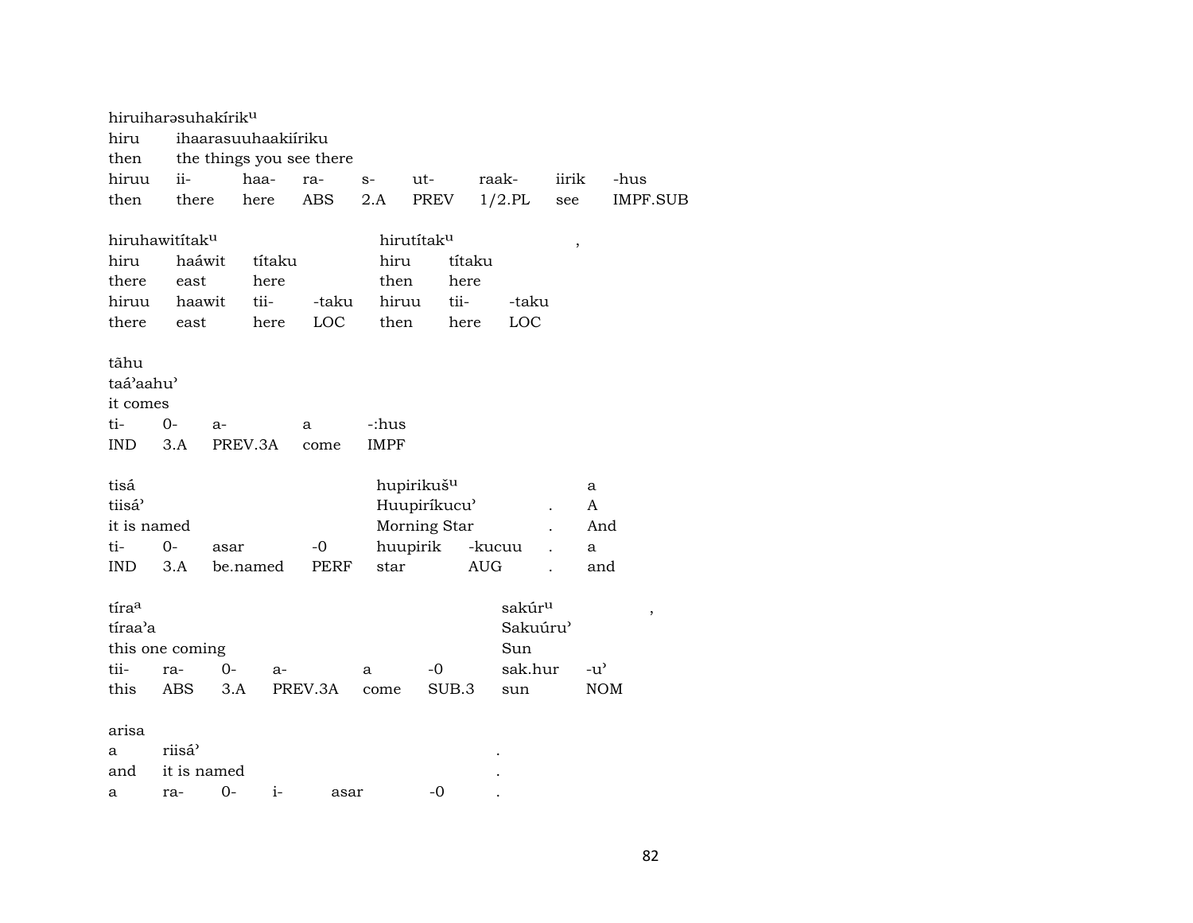hiruiharəsuhakírik^u
hiru ihaarasuuhaakiíriku
then the things you see there
hiruu ii- haa- ra- s- ut- raak- iirik -hus
then there here ABS 2.A PREV 1/2.PL see IMPF.SUB

hiruhawitítak^u hirutítak^u ,
hiru haáwit títaku hiru títaku
there east here then here
hiruu haawit tii- -taku hiruu tii- -taku
there east here LOC then here LOC

tāhu
taá'aahu'
it comes
ti- 0- a- a -:hus
IND 3.A PREV.3A come IMPF

tisá hupirikuš^u a
tiisá' Huupiríkucu' . A
it is named Morning Star . And
ti- 0- asar -0 huupirik -kucuu . a
IND 3.A be.named PERF star AUG . and

tíra^a sakúr^u ,
tíraa'a Sakuúru'
this one coming Sun
tii- ra- 0- a- a -0 sak.hur -u'
this ABS 3.A PREV.3A come SUB.3 sun NOM

arisa
a riisá' .
and it is named .
a ra- 0- i- asar -0 .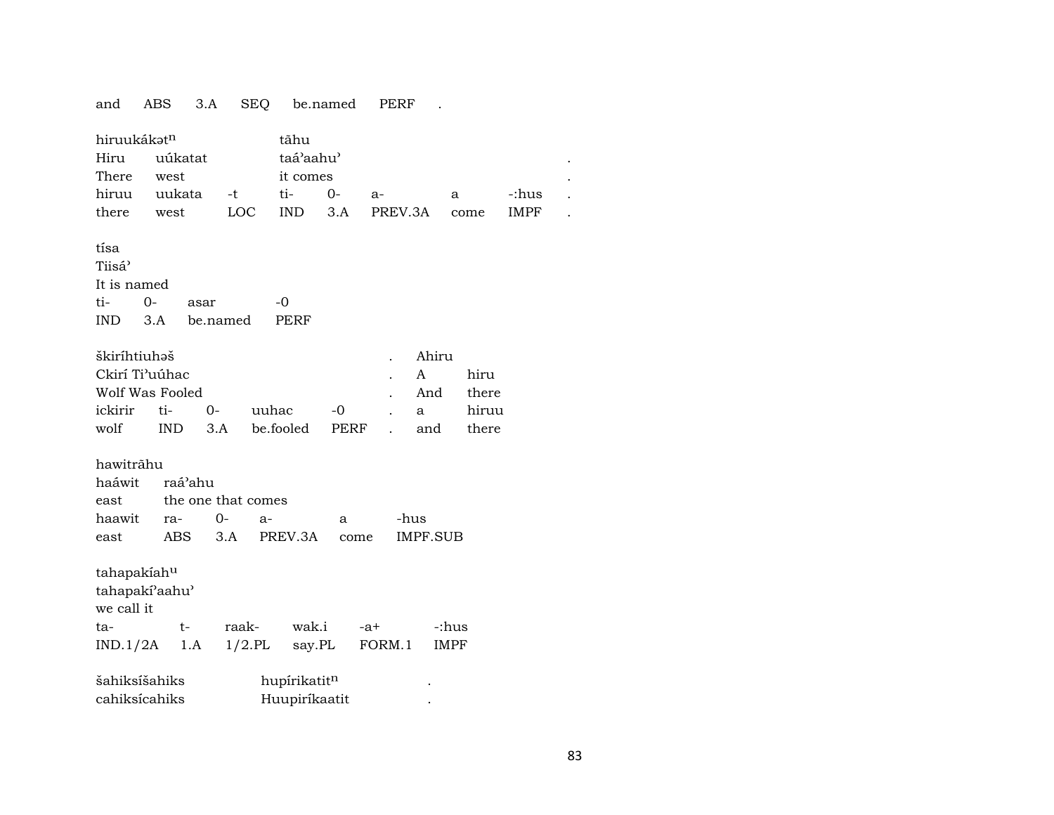and ABS 3.A SEQ be.named PERF .

| hiruukákət$^{n}$ | | | tãhu | | | | | |
|---|---|---|---|---|---|---|---|---|
| Hiru | uúkatat | | taá'aahu' | | | | | . |
| There | west | | it comes | | | | | . |
| hiruu | uukata | -t | ti- | 0- | a- | a | -:hus | . |
| there | west | LOC | IND | 3.A | PREV.3A | come | IMPF | . |

| tísa | | | |
|---|---|---|---|
| Tiisá' | | | |
| It is named | | | |
| ti- | 0- | asar | -0 |
| IND | 3.A | be.named | PERF |

| škiríhtiuhəš | | | | | . | Ahiru | |
|---|---|---|---|---|---|---|---|
| Ckirí Ti'uúhac | | | | | . | A | hiru |
| Wolf Was Fooled | | | | | . | And | there |
| ickirir | ti- | 0- | uuhac | -0 | . | a | hiruu |
| wolf | IND | 3.A | be.fooled | PERF | . | and | there |

| hawitrãhu | | | | | |
|---|---|---|---|---|---|
| haáwit | raá'ahu | | | | |
| east | the one that comes | | | | |
| haawit | ra- | 0- | a- | a | -hus |
| east | ABS | 3.A | PREV.3A | come | IMPF.SUB |

| tahapakíah$^{u}$ | | | | | |
|---|---|---|---|---|---|
| tahapakí'aahu' | | | | | |
| we call it | | | | | |
| ta- | t- | raak- | wak.i | -a+ | -:hus |
| IND.1/2A | 1.A | 1/2.PL | say.PL | FORM.1 | IMPF |

| šahiksíšahiks | hupírikatit$^{n}$ | . |
|---|---|---|
| cahiksícahiks | Huupiríkaatit | . |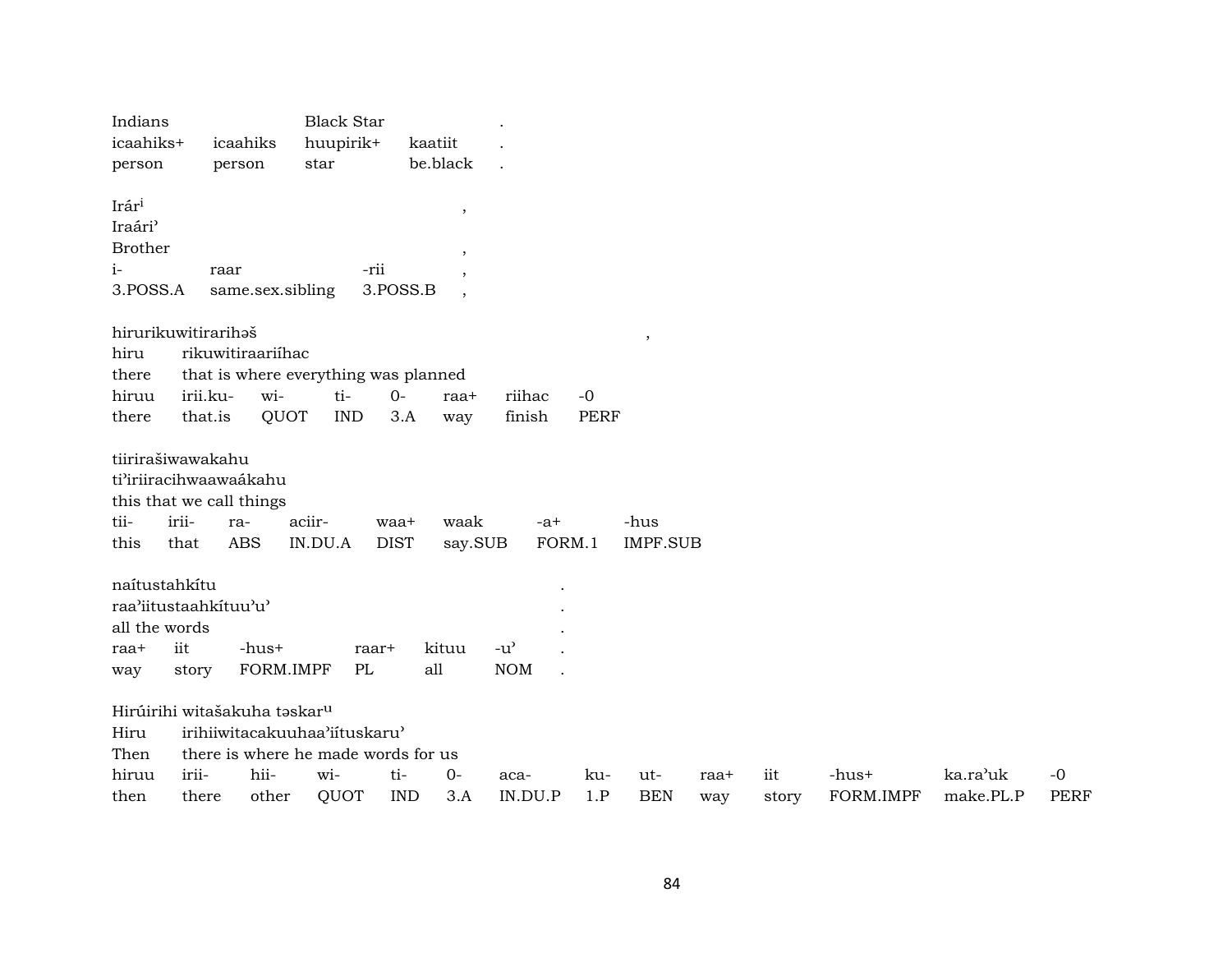| Indians | | Black Star | | . |
|---|---|---|---|---|
| icaahiks+ | icaahiks | huupirik+ | kaatiit | . |
| person | person | star | be.black | . |

Irár$^{i}$ ,
Iraári'
Brother ,

| i- | raar | -rii | , |
|---|---|---|---|
| 3.POSS.A | same.sex.sibling | 3.POSS.B | , |

hirurikuwitirarihəš ,

| hiru | rikuwitiraariíhac | | | | | | |
|---|---|---|---|---|---|---|---|
| there | that is where everything was planned | | | | | | |
| hiruu | irii.ku- | wi- | ti- | 0- | raa+ | riihac | -0 |
| there | that.is | QUOT | IND | 3.A | way | finish | PERF |

tiirirašiwawakahu
ti'iriiracihwaawaákahu
this that we call things

| tii- | irii- | ra- | aciir- | waa+ | waak | -a+ | -hus |
|---|---|---|---|---|---|---|---|
| this | that | ABS | IN.DU.A | DIST | say.SUB | FORM.1 | IMPF.SUB |

naítustahkítu .
raa'iitustaahkítuu'u' .
all the words .

| raa+ | iit | -hus+ | raar+ | kituu | -u' | . |
|---|---|---|---|---|---|---|
| way | story | FORM.IMPF | PL | all | NOM | . |

Hirúirihi witašakuha təskar$^{u}$

| Hiru | irihiiwitacakuuhaa'iítuskaru' | | | | | | | | | | | |
|---|---|---|---|---|---|---|---|---|---|---|---|---|
| Then | there is where he made words for us | | | | | | | | | | | |
| hiruu | irii- | hii- | wi- | ti- | 0- | aca- | ku- | ut- | raa+ | iit | -hus+ | ka.ra'uk | -0 |
| then | there | other | QUOT | IND | 3.A | IN.DU.P | 1.P | BEN | way | story | FORM.IMPF | make.PL.P | PERF |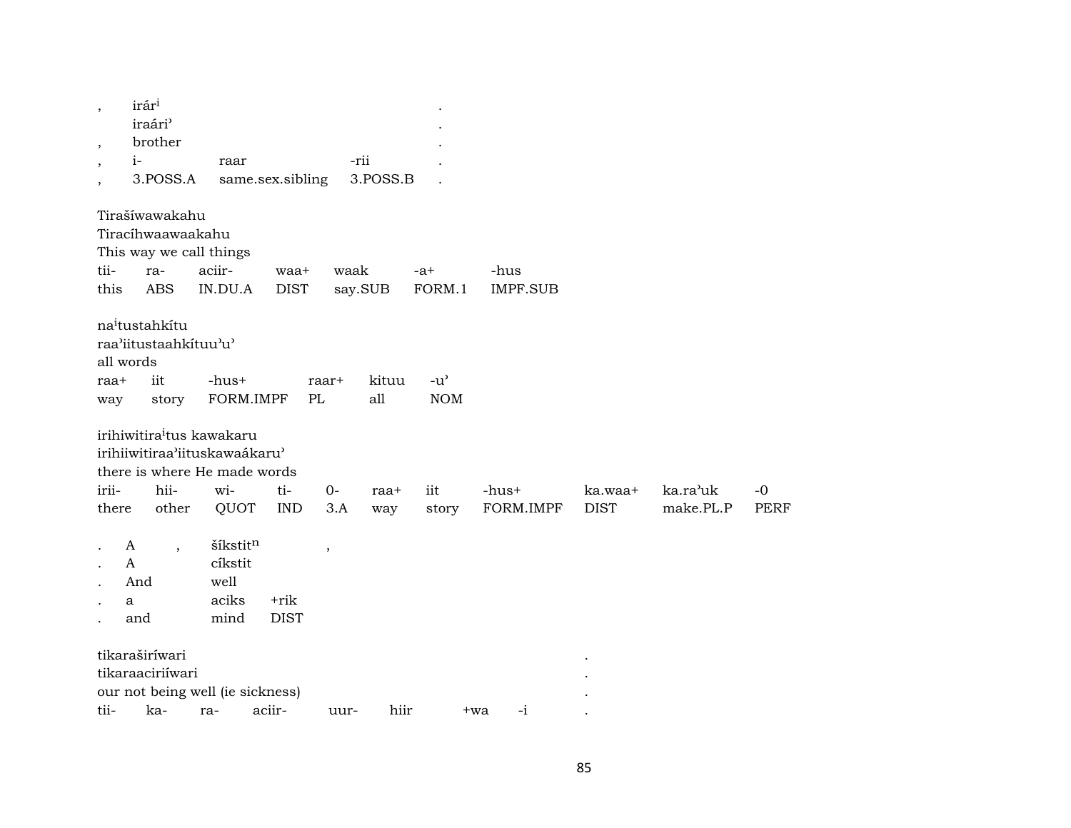| , | irárⁱ | | | . |
|---|---|---|---|---|
| | iraári’ | | | . |
| , | brother | | | . |
| , | i- | raar | -rii | . |
| , | 3.POSS.A | same.sex.sibling | 3.POSS.B | . |

Tirašíwawakahu
Tiracíhwaawaakahu
This way we call things

| tii- | ra- | aciir- | waa+ | waak | -a+ | -hus |
|---|---|---|---|---|---|---|
| this | ABS | IN.DU.A | DIST | say.SUB | FORM.1 | IMPF.SUB |

naⁱtustahkítu
raa’iitustaahkítuu’u’
all words

| raa+ | iit | -hus+ | raar+ | kituu | -u’ |
|---|---|---|---|---|---|
| way | story | FORM.IMPF | PL | all | NOM |

irihiwitiraⁱtus kawakaru
irihiiwitiraa’iituskawaákaru’
there is where He made words

| irii- | hii- | wi- | ti- | 0- | raa+ | iit | -hus+ | ka.waa+ | ka.ra’uk | -0 |
|---|---|---|---|---|---|---|---|---|---|---|
| there | other | QUOT | IND | 3.A | way | story | FORM.IMPF | DIST | make.PL.P | PERF |

| . | A | , | šíkstitⁿ | | , |
|---|---|---|---|---|---|
| . | A | | cíkstit | | |
| . | And | | well | | |
| . | a | | aciks | +rik | |
| . | and | | mind | DIST | |

tikaraširíwari .
tikaraaciriíwari .
our not being well (ie sickness) .

| tii- | ka- | ra- | aciir- | uur- | hiir | +wa | -i | . |
|---|---|---|---|---|---|---|---|---|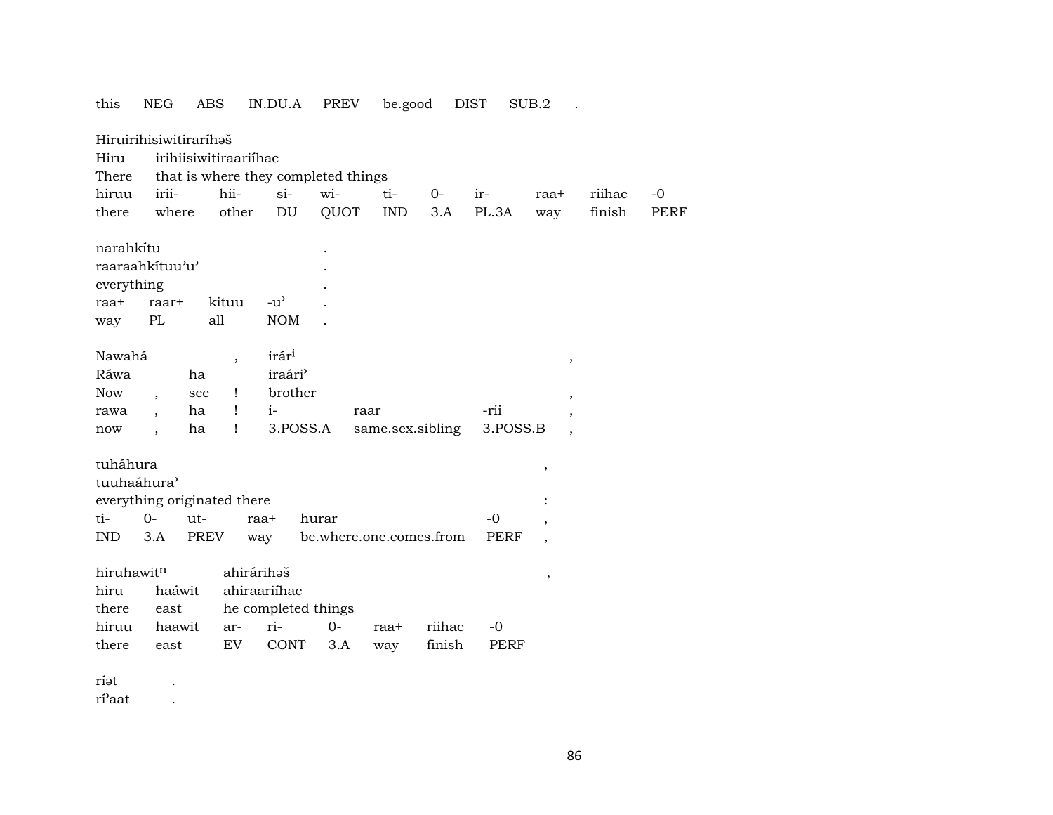| this | NEG | ABS | IN.DU.A | PREV | be.good | DIST | SUB.2 | . |
|---|---|---|---|---|---|---|---|---|

Hiruirihisiwitiraríhəš

| Hiru | irihiisiwitiraariíhac | | | | | | | | | |
|---|---|---|---|---|---|---|---|---|---|---|
| There | that is where they completed things | | | | | | | | | |
| hiruu | irii- | hii- | si- | wi- | ti- | 0- | ir- | raa+ | riihac | -0 |
| there | where | other | DU | QUOT | IND | 3.A | PL.3A | way | finish | PERF |

| narahkítu | | | | . |
|---|---|---|---|---|
| raaraahkítuu’u’ | | | | . |
| everything | | | | . |
| raa+ | raar+ | kituu | -u’ | . |
| way | PL | all | NOM | . |

| Nawahá | | , | irár[i] | | | , |
|---|---|---|---|---|---|---|
| Ráwa | ha | | iraári’ | | | |
| Now | , | see | ! | brother | | , |
| rawa | , | ha | ! | i- | raar | -rii | ,
| now | , | ha | ! | 3.POSS.A | same.sex.sibling | 3.POSS.B | ,

tuháhura ,
tuuhaáhura’
everything originated there :

| ti- | 0- | ut- | raa+ | hurar | -0 | , |
|---|---|---|---|---|---|---|
| IND | 3.A | PREV | way | be.where.one.comes.from | PERF | , |

| hiruhawit[n] | | ahiráríhəš | | | | | ,
|---|---|---|---|---|---|---|---|
| hiru | haáwit | ahiraariíhac | | | | | |
| there | east | he completed things | | | | | |
| hiruu | haawit | ar- | ri- | 0- | raa+ | riihac | -0 |
| there | east | EV | CONT | 3.A | way | finish | PERF |

ríət .
rí’aat .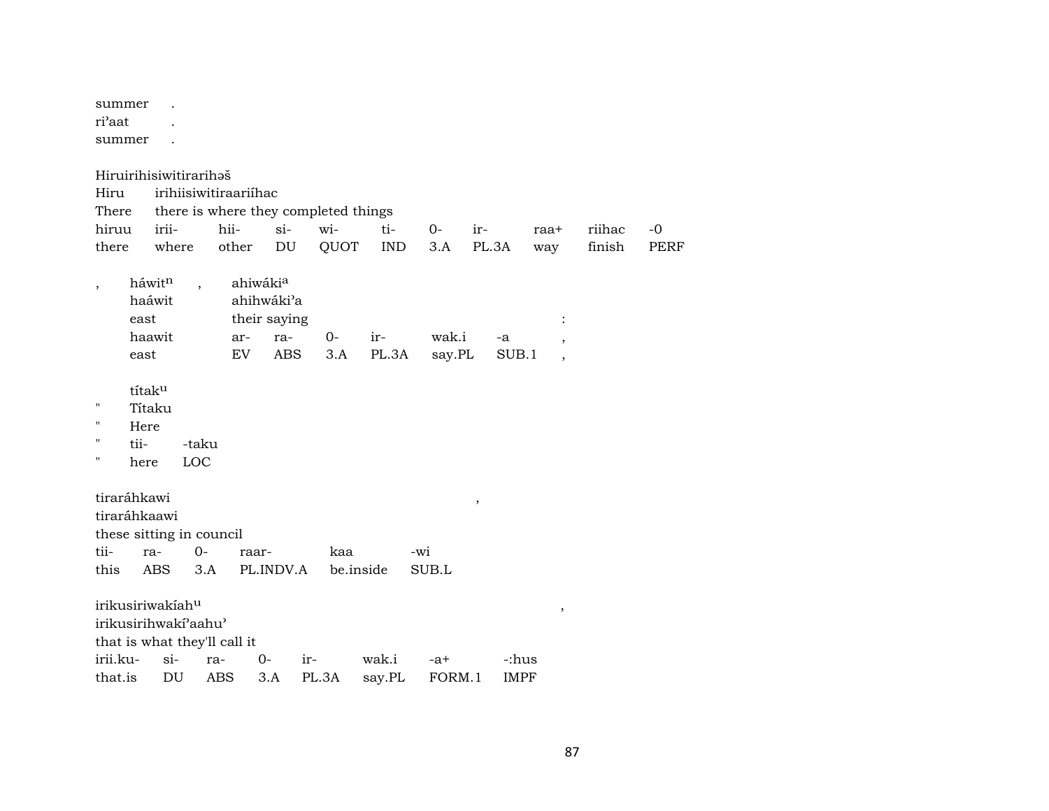summer .
ri'aat .
summer .

Hiruirihisiwitirarihəš
Hiru irihiisiwitiraariíhac
There there is where they completed things

| hiruu | irii- | hii- | si- | wi- | ti- | 0- | ir- | raa+ | riihac | -0 |
|---|---|---|---|---|---|---|---|---|---|---|
| there | where | other | DU | QUOT | IND | 3.A | PL.3A | way | finish | PERF |

, háwit$^{n}$ , ahiwáki$^{a}$
haáwit ahihwáki'a
east their saying :

| haawit | ar- | ra- | 0- | ir- | wak.i | -a | , |
|---|---|---|---|---|---|---|---|
| east | EV | ABS | 3.A | PL.3A | say.PL | SUB.1 | , |

títak$^{u}$
" Títaku
" Here
" tii- -taku
" here LOC

tiraráhkawi ,
tiraráhkaawi
these sitting in council

| tii- | ra- | 0- | raar- | kaa | -wi |
|---|---|---|---|---|---|
| this | ABS | 3.A | PL.INDV.A | be.inside | SUB.L |

irikusiriwakíah$^{u}$ ,
irikusirihwakí'aahu'
that is what they'll call it

| irii.ku- | si- | ra- | 0- | ir- | wak.i | -a+ | -:hus |
|---|---|---|---|---|---|---|---|
| that.is | DU | ABS | 3.A | PL.3A | say.PL | FORM.1 | IMPF |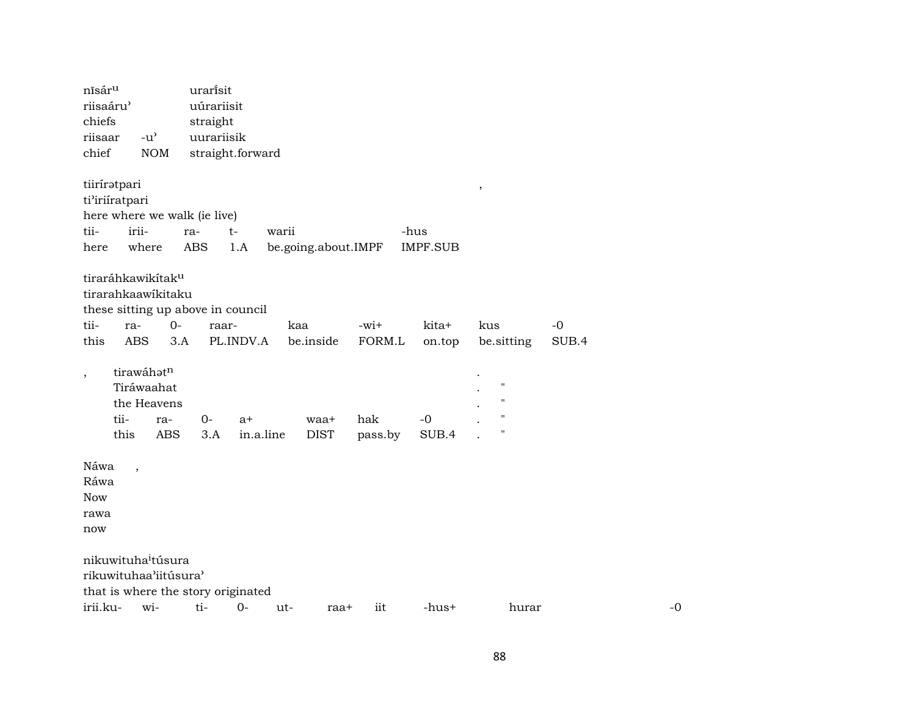nīsár$^{u}$ urarī́sit
riisaáru' uúrariisit
chiefs straight

| riisaar | -u' | uurariisik |
|---|---|---|
| chief | NOM | straight.forward |

tiirírətpari ,
ti'iriíratpari
here where we walk (ie live)

| tii- | irii- | ra- | t- | warii | -hus |
|---|---|---|---|---|---|
| here | where | ABS | 1.A | be.going.about.IMPF | IMPF.SUB |

tiraráhkawikítak$^{u}$
tirarahkaawíkitaku
these sitting up above in council

| tii- | ra- | 0- | raar- | kaa | -wi+ | kita+ | kus | -0 |
|---|---|---|---|---|---|---|---|---|
| this | ABS | 3.A | PL.INDV.A | be.inside | FORM.L | on.top | be.sitting | SUB.4 |

, tirawáhət$^{n}$ .
Tiráwaahat . "
the Heavens . "

| tii- | ra- | 0- | a+ | waa+ | hak | -0 | . | " |
|---|---|---|---|---|---|---|---|---|
| this | ABS | 3.A | in.a.line | DIST | pass.by | SUB.4 | . | " |

Náwa ,
Ráwa
Now
rawa
now

nikuwituha$^{i}$túsura
rikuwituhaa'iitúsura'
that is where the story originated

| irii.ku- | wi- | ti- | 0- | ut- | raa+ | iit | -hus+ | hurar | -0 |
|---|---|---|---|---|---|---|---|---|---|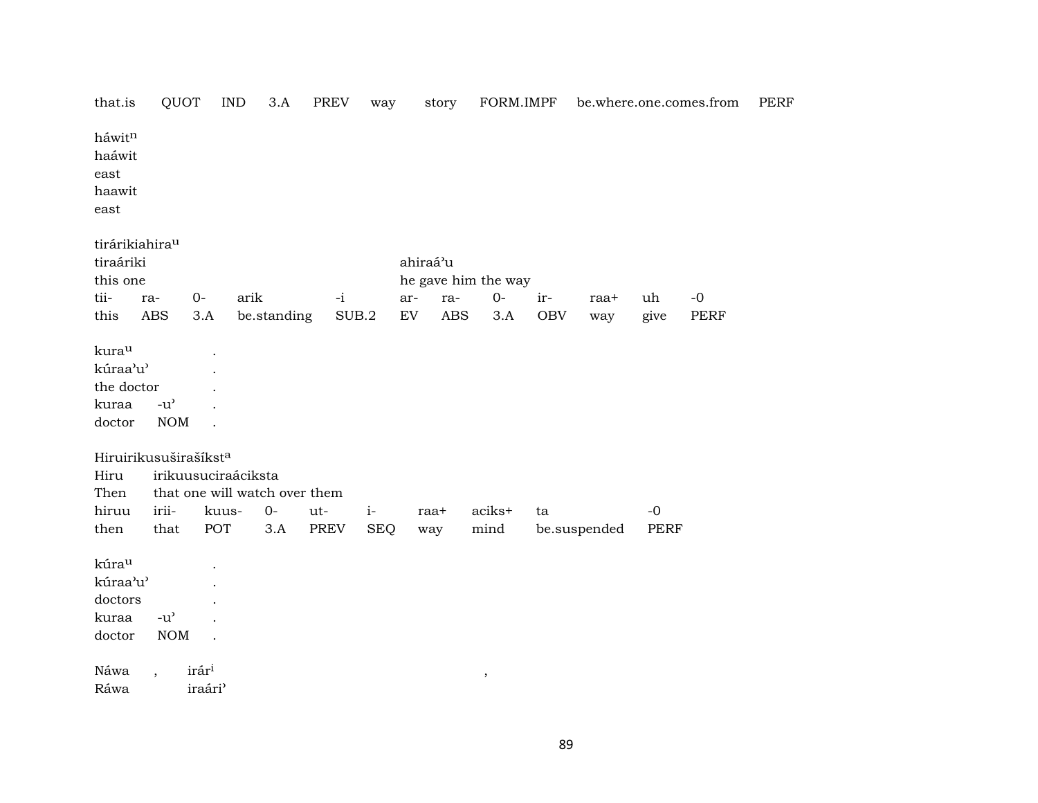| that.is | QUOT | IND | 3.A | PREV | way | story | FORM.IMPF | be.where.one.comes.from | PERF |
|---|---|---|---|---|---|---|---|---|---|

háwitⁿ
haáwit
east
haawit
east

tiráriki­ahira[u]

| tiraáriki | | | | | ahiraáʼu | | | | | | |
|---|---|---|---|---|---|---|---|---|---|---|---|
| this one | | | | | he gave him the way | | | | | | |
| tii- | ra- | 0- | arik | -i | ar- | ra- | 0- | ir- | raa+ | uh | -0 |
| this | ABS | 3.A | be.standing | SUB.2 | EV | ABS | 3.A | OBV | way | give | PERF |

kura[u] .
kúraaʼuʼ .
the doctor .

| kuraa | -uʼ | . |
|---|---|---|
| doctor | NOM | . |

Hiruirikusuširašíkst[a]

| Hiru | irikuusuciraáciksta | | | | | | | | |
|---|---|---|---|---|---|---|---|---|---|
| Then | that one will watch over them | | | | | | | | |
| hiruu | irii- | kuus- | 0- | ut- | i- | raa+ | aciks+ | ta | -0 |
| then | that | POT | 3.A | PREV | SEQ | way | mind | be.suspended | PERF |

kúra[u] .
kúraaʼuʼ .
doctors .

| kuraa | -uʼ | . |
|---|---|---|
| doctor | NOM | . |

Náwa , irár[i] ,
Ráwa iraáriʼ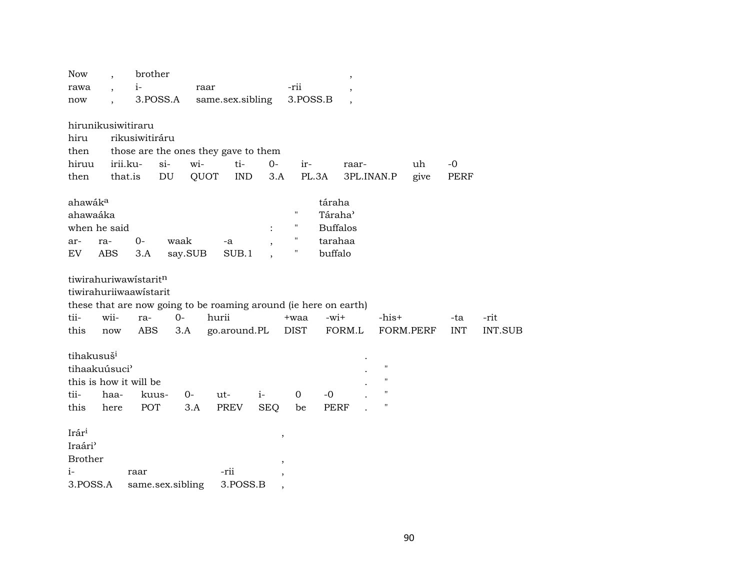| Now | , | brother | | | , |
|---|---|---|---|---|---|
| rawa | , | i- | raar | -rii | , |
| now | , | 3.POSS.A | same.sex.sibling | 3.POSS.B | , |

hirunikusiwitiraru

| hiru | rikusiwitiráru | | | | | | | |
|---|---|---|---|---|---|---|---|---|
| then | those are the ones they gave to them | | | | | | | |
| hiruu | irii.ku- | si- | wi- | ti- | 0- | ir- | raar- | uh | -0 |
| then | that.is | DU | QUOT | IND | 3.A | PL.3A | 3PL.INAN.P | give | PERF |

| ahawák^a | | | | | | | táraha |
|---|---|---|---|---|---|---|---|
| ahawaáka | | | | | | " | Táraha' |
| when he said | | | | | : | " | Buffalos |
| ar- | ra- | 0- | waak | -a | , | " | tarahaa |
| EV | ABS | 3.A | say.SUB | SUB.1 | , | " | buffalo |

tiwirahuriwawístarit^n

tiwirahuriiwaawístarit

these that are now going to be roaming around (ie here on earth)

| tii- | wii- | ra- | 0- | hurii | +waa | -wi+ | -his+ | -ta | -rit |
|---|---|---|---|---|---|---|---|---|---|
| this | now | ABS | 3.A | go.around.PL | DIST | FORM.L | FORM.PERF | INT | INT.SUB |

| tihakusuš^i | | | | | | | | . | |
|---|---|---|---|---|---|---|---|---|---|
| tihaakuúsuci' | | | | | | | | . | " |
| this is how it will be | | | | | | | | . | " |
| tii- | haa- | kuus- | 0- | ut- | i- | 0 | -0 | . | " |
| this | here | POT | 3.A | PREV | SEQ | be | PERF | . | " |

| Irár^i | | | , |
|---|---|---|---|
| Iraári' | | | |
| Brother | | | , |
| i- | raar | -rii | , |
| 3.POSS.A | same.sex.sibling | 3.POSS.B | , |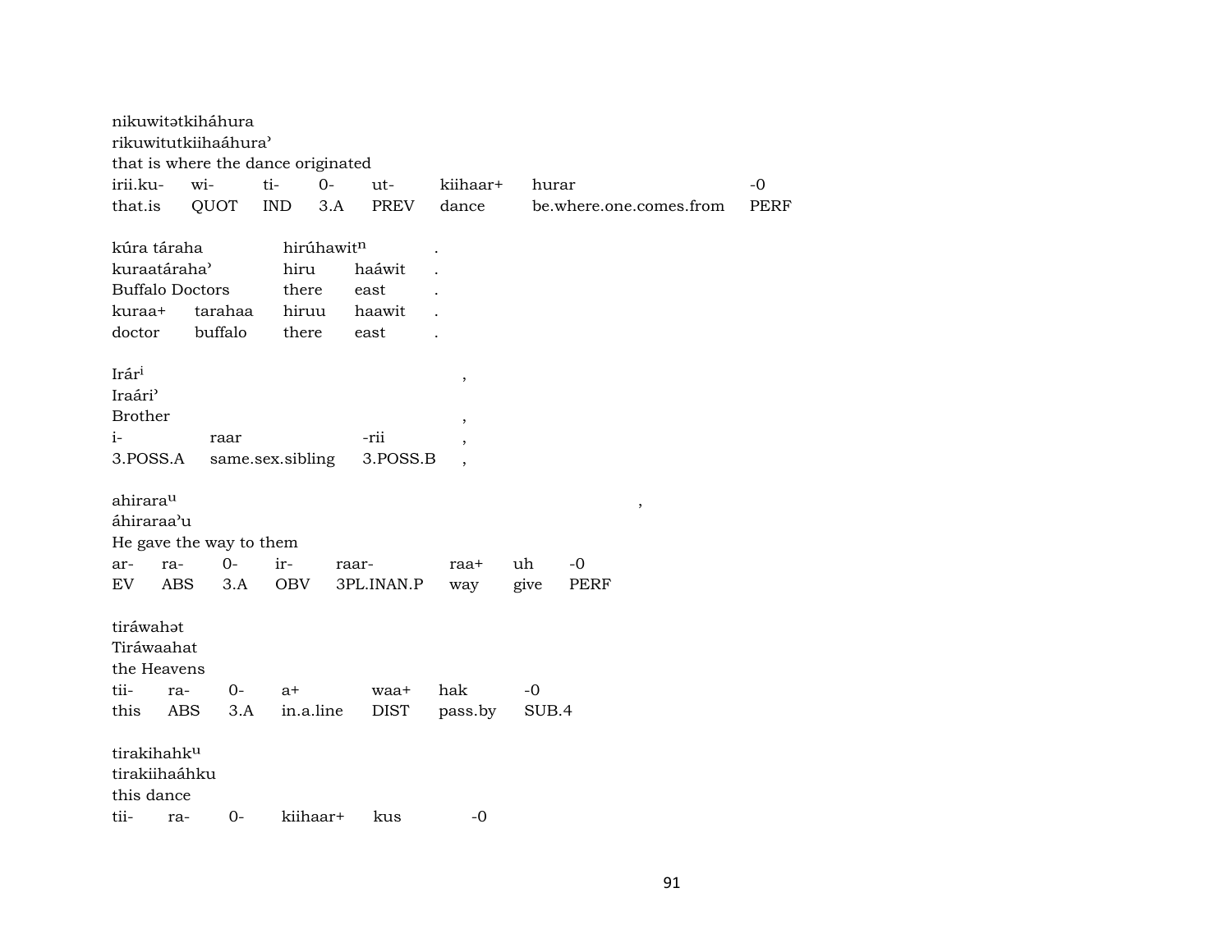nikuwitətkiháhura
rikuwitutkiihaáhuraʾ
that is where the dance originated

| irii.ku- | wi- | ti- | 0- | ut- | kiihaar+ | hurar | -0 |
|---|---|---|---|---|---|---|---|
| that.is | QUOT | IND | 3.A | PREV | dance | be.where.one.comes.from | PERF |

kúra táraha hirúhawit[n] .
kuraatárahaʾ hiru haáwit .
Buffalo Doctors there east .

| kuraa+ | tarahaa | hiruu | haawit | . |
|---|---|---|---|---|
| doctor | buffalo | there | east | . |

Irár[i] ,
Iraáriʾ
Brother ,

| i- | raar | -rii | , |
|---|---|---|---|
| 3.POSS.A | same.sex.sibling | 3.POSS.B | , |

ahirara[u] ,
áhiraraaʾu
He gave the way to them

| ar- | ra- | 0- | ir- | raar- | raa+ | uh | -0 |
|---|---|---|---|---|---|---|---|
| EV | ABS | 3.A | OBV | 3PL.INAN.P | way | give | PERF |

tiráwahət
Tiráwaahat
the Heavens

| tii- | ra- | 0- | a+ | waa+ | hak | -0 |
|---|---|---|---|---|---|---|
| this | ABS | 3.A | in.a.line | DIST | pass.by | SUB.4 |

tirakihahk[u]
tirakiihaáhku
this dance

| tii- | ra- | 0- | kiihaar+ | kus | -0 |
|---|---|---|---|---|---|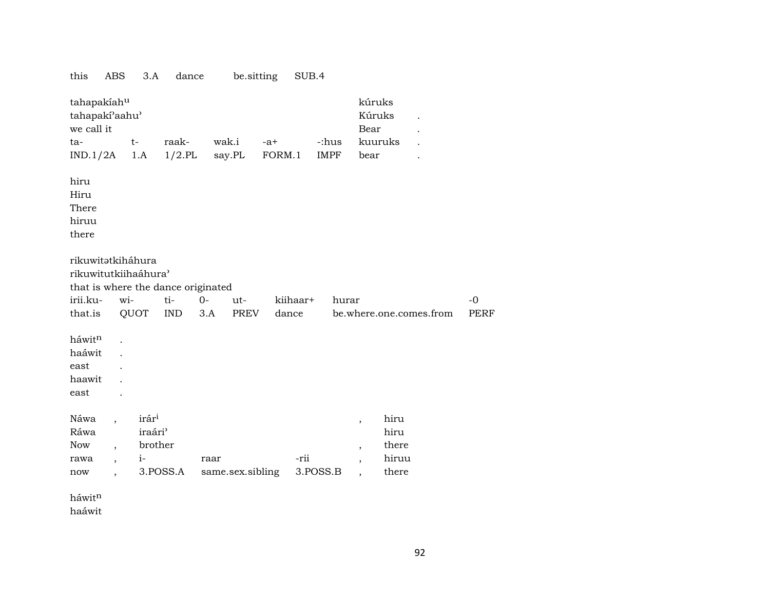| this | ABS | 3.A | dance | be.sitting | SUB.4 |
|---|---|---|---|---|---|

| tahapakíah[u] | | | | | | kúruks | |
|---|---|---|---|---|---|---|---|
| tahapakí'aahu' | | | | | | Kúruks | . |
| we call it | | | | | | Bear | . |
| ta- | t- | raak- | wak.i | -a+ | -:hus | kuuruks | . |
| IND.1/2A | 1.A | 1/2.PL | say.PL | FORM.1 | IMPF | bear | . |

| hiru |
|---|
| Hiru |
| There |
| hiruu |
| there |

| rikuwitətkiháhura | | | | | | | |
|---|---|---|---|---|---|---|---|
| rikuwitutkiihaáhura' | | | | | | | |
| that is where the dance originated | | | | | | | |
| irii.ku- | wi- | ti- | 0- | ut- | kiihaar+ | hurar | -0 |
| that.is | QUOT | IND | 3.A | PREV | dance | be.where.one.comes.from | PERF |

| háwit[n] | . |
|---|---|
| haáwit | . |
| east | . |
| haawit | . |
| east | . |

| Náwa | , | irár[i] | | | , | hiru |
|---|---|---|---|---|---|---|
| Ráwa | | iraári' | | | | hiru |
| Now | , | brother | | | , | there |
| rawa | , | i- | raar | -rii | , | hiruu |
| now | , | 3.POSS.A | same.sex.sibling | 3.POSS.B | , | there |

háwit[n]
haáwit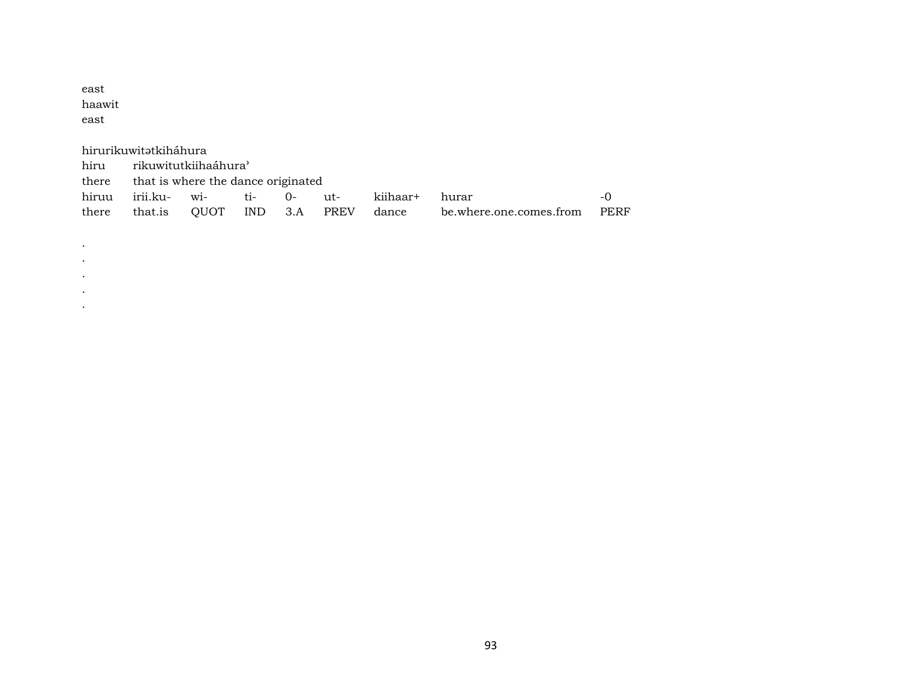east
haawit
east

hirurikuwitətkiháhura

| | | | | | | | | |
|---|---|---|---|---|---|---|---|---|
| hiru | rikuwitutkiihaáhura' | | | | | | | |
| there | that is where the dance originated | | | | | | | |
| hiruu | irii.ku- | wi- | ti- | 0- | ut- | kiihaar+ | hurar | -0 |
| there | that.is | QUOT | IND | 3.A | PREV | dance | be.where.one.comes.from | PERF |

.
.
.
.
.